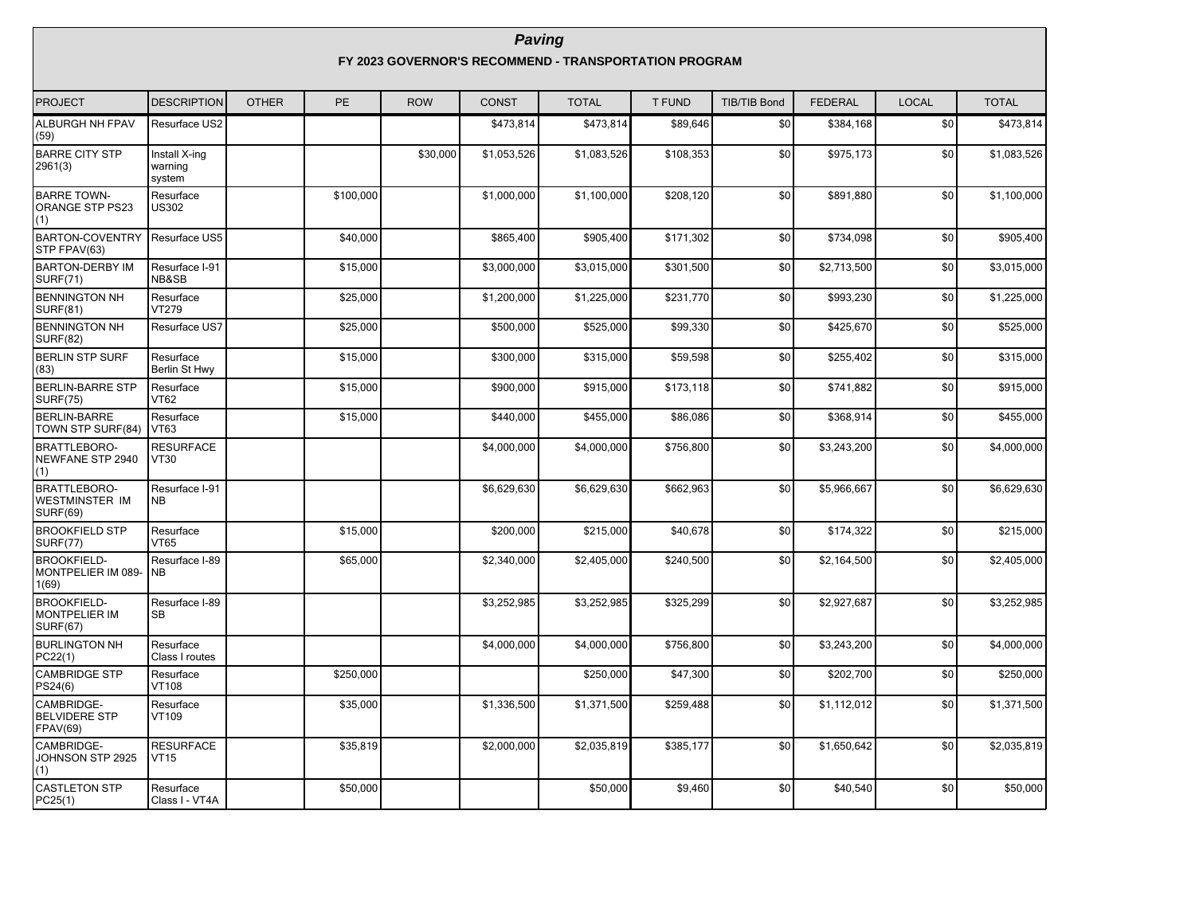# *Paving*

## FY 2023 GOVERNOR'S RECOMMEND - TRANSPORTATION PROGRAM

| PROJECT | DESCRIPTION | OTHER | PE | ROW | CONST | TOTAL | T FUND | TIB/TIB Bond | FEDERAL | LOCAL | TOTAL |
|---|---|---|---|---|---|---|---|---|---|---|---|
| ALBURGH NH FPAV (59) | Resurface US2 | | | | $473,814 | $473,814 | $89,646 | $0 | $384,168 | $0 | $473,814 |
| BARRE CITY STP 2961(3) | Install X-ing warning system | | | $30,000 | $1,053,526 | $1,083,526 | $108,353 | $0 | $975,173 | $0 | $1,083,526 |
| BARRE TOWN-ORANGE STP PS23 (1) | Resurface US302 | | $100,000 | | $1,000,000 | $1,100,000 | $208,120 | $0 | $891,880 | $0 | $1,100,000 |
| BARTON-COVENTRY STP FPAV(63) | Resurface US5 | | $40,000 | | $865,400 | $905,400 | $171,302 | $0 | $734,098 | $0 | $905,400 |
| BARTON-DERBY IM SURF(71) | Resurface I-91 NB&SB | | $15,000 | | $3,000,000 | $3,015,000 | $301,500 | $0 | $2,713,500 | $0 | $3,015,000 |
| BENNINGTON NH SURF(81) | Resurface VT279 | | $25,000 | | $1,200,000 | $1,225,000 | $231,770 | $0 | $993,230 | $0 | $1,225,000 |
| BENNINGTON NH SURF(82) | Resurface US7 | | $25,000 | | $500,000 | $525,000 | $99,330 | $0 | $425,670 | $0 | $525,000 |
| BERLIN STP SURF (83) | Resurface Berlin St Hwy | | $15,000 | | $300,000 | $315,000 | $59,598 | $0 | $255,402 | $0 | $315,000 |
| BERLIN-BARRE STP SURF(75) | Resurface VT62 | | $15,000 | | $900,000 | $915,000 | $173,118 | $0 | $741,882 | $0 | $915,000 |
| BERLIN-BARRE TOWN STP SURF(84) | Resurface VT63 | | $15,000 | | $440,000 | $455,000 | $86,086 | $0 | $368,914 | $0 | $455,000 |
| BRATTLEBORO-NEWFANE STP 2940 (1) | RESURFACE VT30 | | | | $4,000,000 | $4,000,000 | $756,800 | $0 | $3,243,200 | $0 | $4,000,000 |
| BRATTLEBORO-WESTMINSTER IM SURF(69) | Resurface I-91 NB | | | | $6,629,630 | $6,629,630 | $662,963 | $0 | $5,966,667 | $0 | $6,629,630 |
| BROOKFIELD STP SURF(77) | Resurface VT65 | | $15,000 | | $200,000 | $215,000 | $40,678 | $0 | $174,322 | $0 | $215,000 |
| BROOKFIELD-MONTPELIER IM 089-1(69) | Resurface I-89 NB | | $65,000 | | $2,340,000 | $2,405,000 | $240,500 | $0 | $2,164,500 | $0 | $2,405,000 |
| BROOKFIELD-MONTPELIER IM SURF(67) | Resurface I-89 SB | | | | $3,252,985 | $3,252,985 | $325,299 | $0 | $2,927,687 | $0 | $3,252,985 |
| BURLINGTON NH PC22(1) | Resurface Class I routes | | | | $4,000,000 | $4,000,000 | $756,800 | $0 | $3,243,200 | $0 | $4,000,000 |
| CAMBRIDGE STP PS24(6) | Resurface VT108 | | $250,000 | | | $250,000 | $47,300 | $0 | $202,700 | $0 | $250,000 |
| CAMBRIDGE-BELVIDERE STP FPAV(69) | Resurface VT109 | | $35,000 | | $1,336,500 | $1,371,500 | $259,488 | $0 | $1,112,012 | $0 | $1,371,500 |
| CAMBRIDGE-JOHNSON STP 2925 (1) | RESURFACE VT15 | | $35,819 | | $2,000,000 | $2,035,819 | $385,177 | $0 | $1,650,642 | $0 | $2,035,819 |
| CASTLETON STP PC25(1) | Resurface Class I - VT4A | | $50,000 | | | $50,000 | $9,460 | $0 | $40,540 | $0 | $50,000 |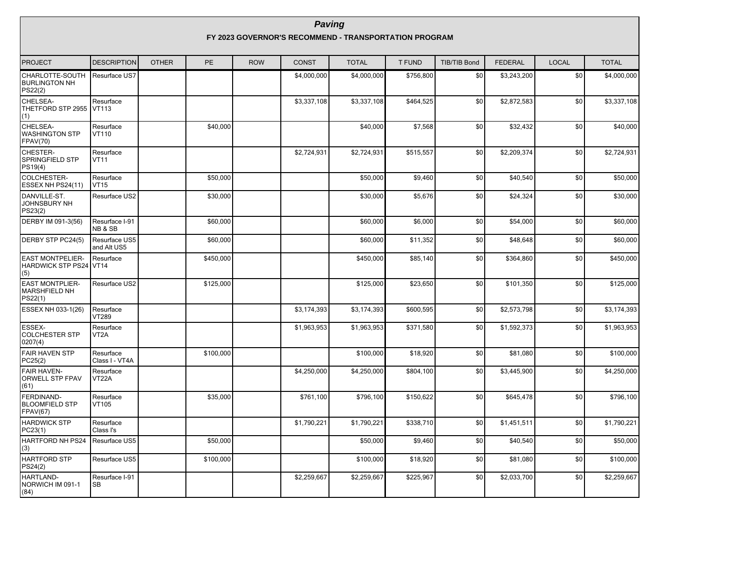# *Paving*

## FY 2023 GOVERNOR'S RECOMMEND - TRANSPORTATION PROGRAM

| PROJECT | DESCRIPTION | OTHER | PE | ROW | CONST | TOTAL | T FUND | TIB/TIB Bond | FEDERAL | LOCAL | TOTAL |
|---|---|---|---|---|---|---|---|---|---|---|---|
| CHARLOTTE-SOUTH BURLINGTON NH PS22(2) | Resurface US7 | | | | $4,000,000 | $4,000,000 | $756,800 | $0 | $3,243,200 | $0 | $4,000,000 |
| CHELSEA-THETFORD STP 2955 (1) | Resurface VT113 | | | | $3,337,108 | $3,337,108 | $464,525 | $0 | $2,872,583 | $0 | $3,337,108 |
| CHELSEA-WASHINGTON STP FPAV(70) | Resurface VT110 | | $40,000 | | | $40,000 | $7,568 | $0 | $32,432 | $0 | $40,000 |
| CHESTER-SPRINGFIELD STP PS19(4) | Resurface VT11 | | | | $2,724,931 | $2,724,931 | $515,557 | $0 | $2,209,374 | $0 | $2,724,931 |
| COLCHESTER-ESSEX NH PS24(11) | Resurface VT15 | | $50,000 | | | $50,000 | $9,460 | $0 | $40,540 | $0 | $50,000 |
| DANVILLE-ST. JOHNSBURY NH PS23(2) | Resurface US2 | | $30,000 | | | $30,000 | $5,676 | $0 | $24,324 | $0 | $30,000 |
| DERBY IM 091-3(56) | Resurface I-91 NB & SB | | $60,000 | | | $60,000 | $6,000 | $0 | $54,000 | $0 | $60,000 |
| DERBY STP PC24(5) | Resurface US5 and Alt US5 | | $60,000 | | | $60,000 | $11,352 | $0 | $48,648 | $0 | $60,000 |
| EAST MONTPELIER-HARDWICK STP PS24 (5) | Resurface VT14 | | $450,000 | | | $450,000 | $85,140 | $0 | $364,860 | $0 | $450,000 |
| EAST MONTPLIER-MARSHFIELD NH PS22(1) | Resurface US2 | | $125,000 | | | $125,000 | $23,650 | $0 | $101,350 | $0 | $125,000 |
| ESSEX NH 033-1(26) | Resurface VT289 | | | | $3,174,393 | $3,174,393 | $600,595 | $0 | $2,573,798 | $0 | $3,174,393 |
| ESSEX-COLCHESTER STP 0207(4) | Resurface VT2A | | | | $1,963,953 | $1,963,953 | $371,580 | $0 | $1,592,373 | $0 | $1,963,953 |
| FAIR HAVEN STP PC25(2) | Resurface Class I - VT4A | | $100,000 | | | $100,000 | $18,920 | $0 | $81,080 | $0 | $100,000 |
| FAIR HAVEN-ORWELL STP FPAV (61) | Resurface VT22A | | | | $4,250,000 | $4,250,000 | $804,100 | $0 | $3,445,900 | $0 | $4,250,000 |
| FERDINAND-BLOOMFIELD STP FPAV(67) | Resurface VT105 | | $35,000 | | $761,100 | $796,100 | $150,622 | $0 | $645,478 | $0 | $796,100 |
| HARDWICK STP PC23(1) | Resurface Class I's | | | | $1,790,221 | $1,790,221 | $338,710 | $0 | $1,451,511 | $0 | $1,790,221 |
| HARTFORD NH PS24 (3) | Resurface US5 | | $50,000 | | | $50,000 | $9,460 | $0 | $40,540 | $0 | $50,000 |
| HARTFORD STP PS24(2) | Resurface US5 | | $100,000 | | | $100,000 | $18,920 | $0 | $81,080 | $0 | $100,000 |
| HARTLAND-NORWICH IM 091-1 (84) | Resurface I-91 SB | | | | $2,259,667 | $2,259,667 | $225,967 | $0 | $2,033,700 | $0 | $2,259,667 |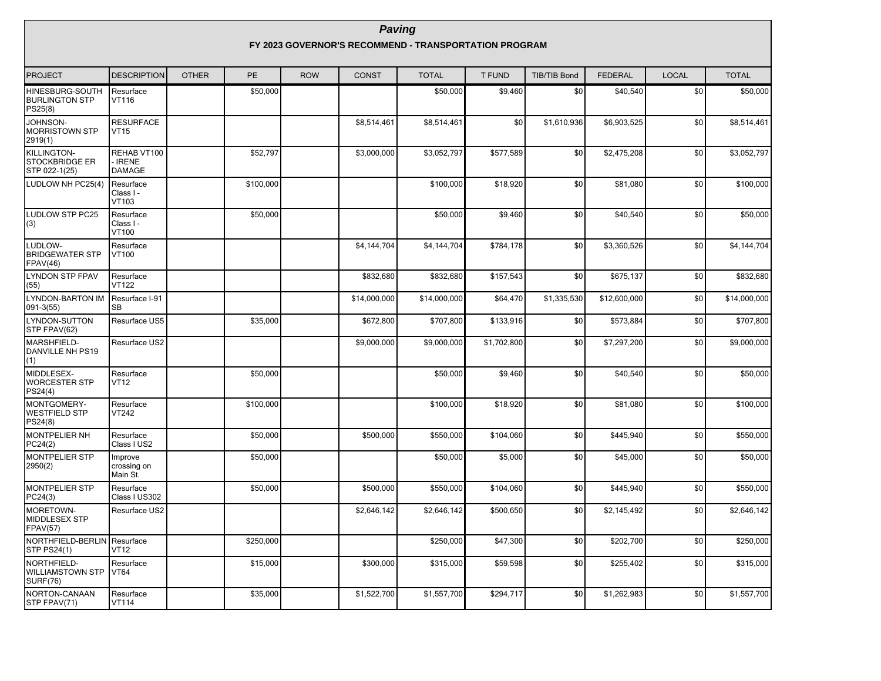# *Paving*

## FY 2023 GOVERNOR'S RECOMMEND - TRANSPORTATION PROGRAM

| PROJECT | DESCRIPTION | OTHER | PE | ROW | CONST | TOTAL | T FUND | TIB/TIB Bond | FEDERAL | LOCAL | TOTAL |
|---|---|---|---|---|---|---|---|---|---|---|---|
| HINESBURG-SOUTH BURLINGTON STP PS25(8) | Resurface VT116 | | $50,000 | | | $50,000 | $9,460 | $0 | $40,540 | $0 | $50,000 |
| JOHNSON-MORRISTOWN STP 2919(1) | RESURFACE VT15 | | | | $8,514,461 | $8,514,461 | $0 | $1,610,936 | $6,903,525 | $0 | $8,514,461 |
| KILLINGTON-STOCKBRIDGE ER STP 022-1(25) | REHAB VT100 - IRENE DAMAGE | | $52,797 | | $3,000,000 | $3,052,797 | $577,589 | $0 | $2,475,208 | $0 | $3,052,797 |
| LUDLOW NH PC25(4) | Resurface Class I - VT103 | | $100,000 | | | $100,000 | $18,920 | $0 | $81,080 | $0 | $100,000 |
| LUDLOW STP PC25 (3) | Resurface Class I - VT100 | | $50,000 | | | $50,000 | $9,460 | $0 | $40,540 | $0 | $50,000 |
| LUDLOW-BRIDGEWATER STP FPAV(46) | Resurface VT100 | | | | $4,144,704 | $4,144,704 | $784,178 | $0 | $3,360,526 | $0 | $4,144,704 |
| LYNDON STP FPAV (55) | Resurface VT122 | | | | $832,680 | $832,680 | $157,543 | $0 | $675,137 | $0 | $832,680 |
| LYNDON-BARTON IM 091-3(55) | Resurface I-91 SB | | | | $14,000,000 | $14,000,000 | $64,470 | $1,335,530 | $12,600,000 | $0 | $14,000,000 |
| LYNDON-SUTTON STP FPAV(62) | Resurface US5 | | $35,000 | | $672,800 | $707,800 | $133,916 | $0 | $573,884 | $0 | $707,800 |
| MARSHFIELD-DANVILLE NH PS19 (1) | Resurface US2 | | | | $9,000,000 | $9,000,000 | $1,702,800 | $0 | $7,297,200 | $0 | $9,000,000 |
| MIDDLESEX-WORCESTER STP PS24(4) | Resurface VT12 | | $50,000 | | | $50,000 | $9,460 | $0 | $40,540 | $0 | $50,000 |
| MONTGOMERY-WESTFIELD STP PS24(8) | Resurface VT242 | | $100,000 | | | $100,000 | $18,920 | $0 | $81,080 | $0 | $100,000 |
| MONTPELIER NH PC24(2) | Resurface Class I US2 | | $50,000 | | $500,000 | $550,000 | $104,060 | $0 | $445,940 | $0 | $550,000 |
| MONTPELIER STP 2950(2) | Improve crossing on Main St. | | $50,000 | | | $50,000 | $5,000 | $0 | $45,000 | $0 | $50,000 |
| MONTPELIER STP PC24(3) | Resurface Class I US302 | | $50,000 | | $500,000 | $550,000 | $104,060 | $0 | $445,940 | $0 | $550,000 |
| MORETOWN-MIDDLESEX STP FPAV(57) | Resurface US2 | | | | $2,646,142 | $2,646,142 | $500,650 | $0 | $2,145,492 | $0 | $2,646,142 |
| NORTHFIELD-BERLIN STP PS24(1) | Resurface VT12 | | $250,000 | | | $250,000 | $47,300 | $0 | $202,700 | $0 | $250,000 |
| NORTHFIELD-WILLIAMSTOWN STP SURF(76) | Resurface VT64 | | $15,000 | | $300,000 | $315,000 | $59,598 | $0 | $255,402 | $0 | $315,000 |
| NORTON-CANAAN STP FPAV(71) | Resurface VT114 | | $35,000 | | $1,522,700 | $1,557,700 | $294,717 | $0 | $1,262,983 | $0 | $1,557,700 |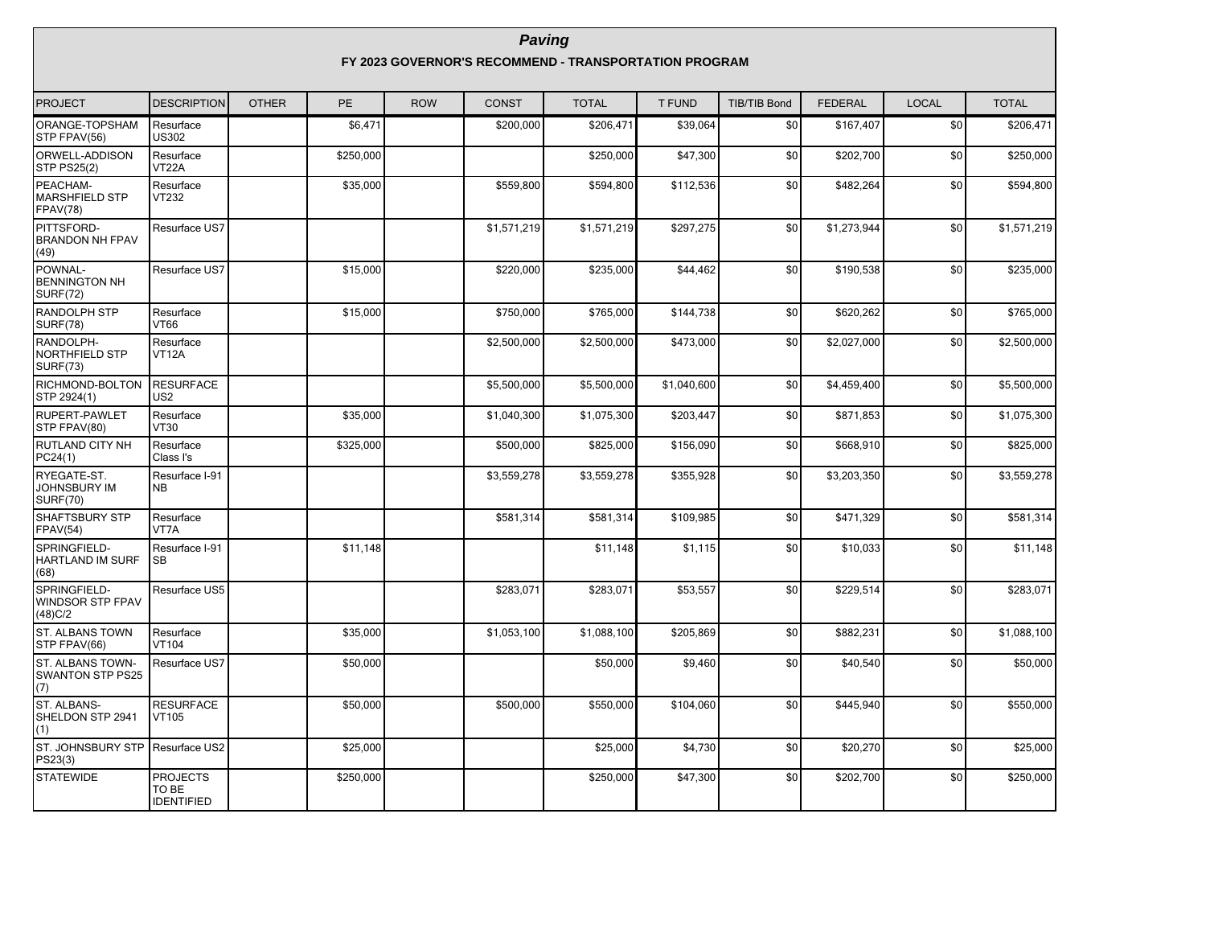# *Paving*

## FY 2023 GOVERNOR'S RECOMMEND - TRANSPORTATION PROGRAM

| PROJECT | DESCRIPTION | OTHER | PE | ROW | CONST | TOTAL | T FUND | TIB/TIB Bond | FEDERAL | LOCAL | TOTAL |
|---|---|---|---|---|---|---|---|---|---|---|---|
| ORANGE-TOPSHAM STP FPAV(56) | Resurface US302 | | $6,471 | | $200,000 | $206,471 | $39,064 | $0 | $167,407 | $0 | $206,471 |
| ORWELL-ADDISON STP PS25(2) | Resurface VT22A | | $250,000 | | | $250,000 | $47,300 | $0 | $202,700 | $0 | $250,000 |
| PEACHAM-MARSHFIELD STP FPAV(78) | Resurface VT232 | | $35,000 | | $559,800 | $594,800 | $112,536 | $0 | $482,264 | $0 | $594,800 |
| PITTSFORD-BRANDON NH FPAV (49) | Resurface US7 | | | | $1,571,219 | $1,571,219 | $297,275 | $0 | $1,273,944 | $0 | $1,571,219 |
| POWNAL-BENNINGTON NH SURF(72) | Resurface US7 | | $15,000 | | $220,000 | $235,000 | $44,462 | $0 | $190,538 | $0 | $235,000 |
| RANDOLPH STP SURF(78) | Resurface VT66 | | $15,000 | | $750,000 | $765,000 | $144,738 | $0 | $620,262 | $0 | $765,000 |
| RANDOLPH-NORTHFIELD STP SURF(73) | Resurface VT12A | | | | $2,500,000 | $2,500,000 | $473,000 | $0 | $2,027,000 | $0 | $2,500,000 |
| RICHMOND-BOLTON STP 2924(1) | RESURFACE US2 | | | | $5,500,000 | $5,500,000 | $1,040,600 | $0 | $4,459,400 | $0 | $5,500,000 |
| RUPERT-PAWLET STP FPAV(80) | Resurface VT30 | | $35,000 | | $1,040,300 | $1,075,300 | $203,447 | $0 | $871,853 | $0 | $1,075,300 |
| RUTLAND CITY NH PC24(1) | Resurface Class I's | | $325,000 | | $500,000 | $825,000 | $156,090 | $0 | $668,910 | $0 | $825,000 |
| RYEGATE-ST. JOHNSBURY IM SURF(70) | Resurface I-91 NB | | | | $3,559,278 | $3,559,278 | $355,928 | $0 | $3,203,350 | $0 | $3,559,278 |
| SHAFTSBURY STP FPAV(54) | Resurface VT7A | | | | $581,314 | $581,314 | $109,985 | $0 | $471,329 | $0 | $581,314 |
| SPRINGFIELD-HARTLAND IM SURF (68) | Resurface I-91 SB | | $11,148 | | | $11,148 | $1,115 | $0 | $10,033 | $0 | $11,148 |
| SPRINGFIELD-WINDSOR STP FPAV (48)C/2 | Resurface US5 | | | | $283,071 | $283,071 | $53,557 | $0 | $229,514 | $0 | $283,071 |
| ST. ALBANS TOWN STP FPAV(66) | Resurface VT104 | | $35,000 | | $1,053,100 | $1,088,100 | $205,869 | $0 | $882,231 | $0 | $1,088,100 |
| ST. ALBANS TOWN-SWANTON STP PS25 (7) | Resurface US7 | | $50,000 | | | $50,000 | $9,460 | $0 | $40,540 | $0 | $50,000 |
| ST. ALBANS-SHELDON STP 2941 (1) | RESURFACE VT105 | | $50,000 | | $500,000 | $550,000 | $104,060 | $0 | $445,940 | $0 | $550,000 |
| ST. JOHNSBURY STP PS23(3) | Resurface US2 | | $25,000 | | | $25,000 | $4,730 | $0 | $20,270 | $0 | $25,000 |
| STATEWIDE | PROJECTS TO BE IDENTIFIED | | $250,000 | | | $250,000 | $47,300 | $0 | $202,700 | $0 | $250,000 |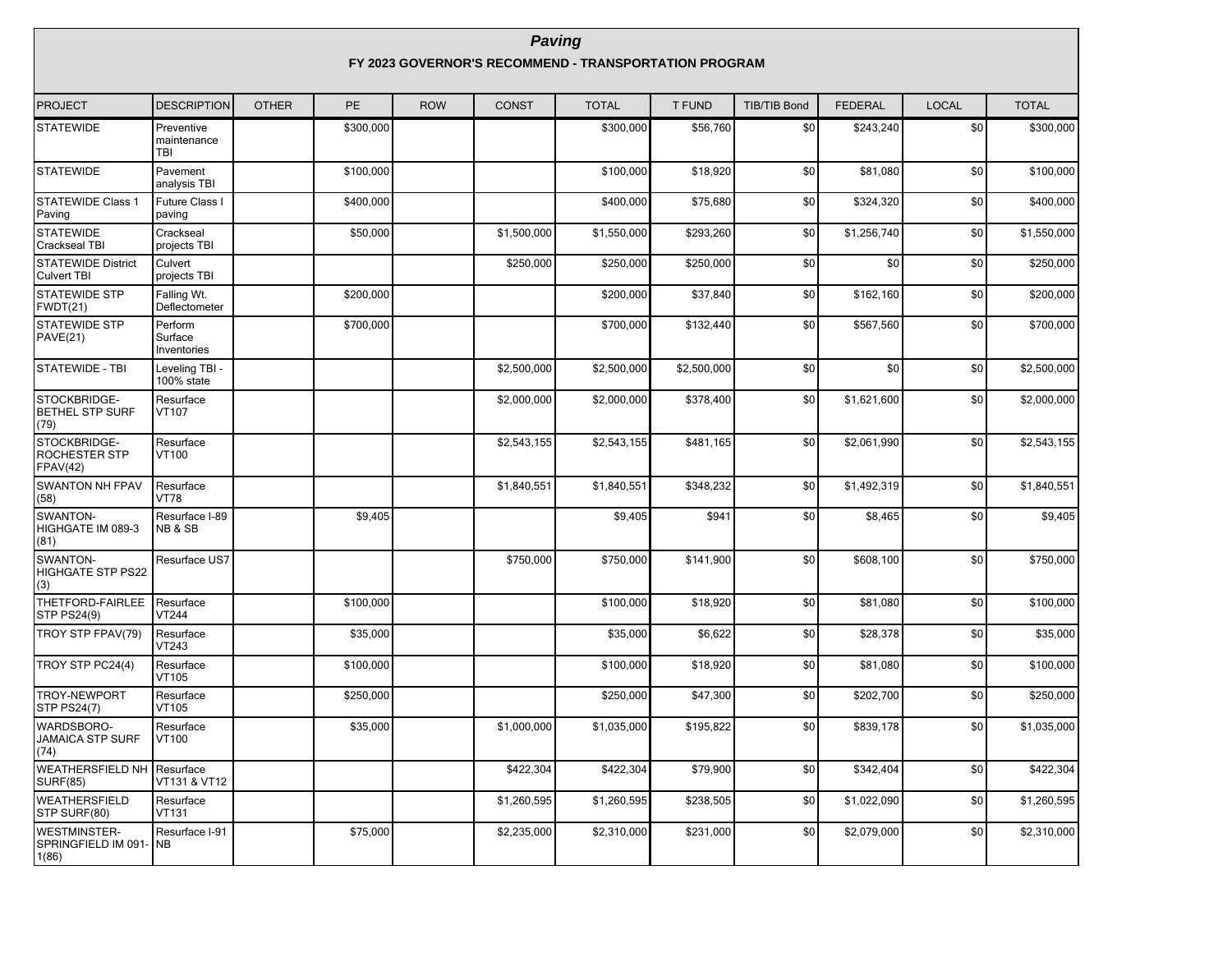## *Paving*

### FY 2023 GOVERNOR'S RECOMMEND - TRANSPORTATION PROGRAM

| PROJECT | DESCRIPTION | OTHER | PE | ROW | CONST | TOTAL | T FUND | TIB/TIB Bond | FEDERAL | LOCAL | TOTAL |
|---|---|---|---|---|---|---|---|---|---|---|---|
| STATEWIDE | Preventive maintenance TBI | | $300,000 | | | $300,000 | $56,760 | $0 | $243,240 | $0 | $300,000 |
| STATEWIDE | Pavement analysis TBI | | $100,000 | | | $100,000 | $18,920 | $0 | $81,080 | $0 | $100,000 |
| STATEWIDE Class 1 Paving | Future Class I paving | | $400,000 | | | $400,000 | $75,680 | $0 | $324,320 | $0 | $400,000 |
| STATEWIDE Crackseal TBI | Crackseal projects TBI | | $50,000 | | $1,500,000 | $1,550,000 | $293,260 | $0 | $1,256,740 | $0 | $1,550,000 |
| STATEWIDE District Culvert TBI | Culvert projects TBI | | | | $250,000 | $250,000 | $250,000 | $0 | $0 | $0 | $250,000 |
| STATEWIDE STP FWDT(21) | Falling Wt. Deflectometer | | $200,000 | | | $200,000 | $37,840 | $0 | $162,160 | $0 | $200,000 |
| STATEWIDE STP PAVE(21) | Perform Surface Inventories | | $700,000 | | | $700,000 | $132,440 | $0 | $567,560 | $0 | $700,000 |
| STATEWIDE - TBI | Leveling TBI - 100% state | | | | $2,500,000 | $2,500,000 | $2,500,000 | $0 | $0 | $0 | $2,500,000 |
| STOCKBRIDGE-BETHEL STP SURF (79) | Resurface VT107 | | | | $2,000,000 | $2,000,000 | $378,400 | $0 | $1,621,600 | $0 | $2,000,000 |
| STOCKBRIDGE-ROCHESTER STP FPAV(42) | Resurface VT100 | | | | $2,543,155 | $2,543,155 | $481,165 | $0 | $2,061,990 | $0 | $2,543,155 |
| SWANTON NH FPAV (58) | Resurface VT78 | | | | $1,840,551 | $1,840,551 | $348,232 | $0 | $1,492,319 | $0 | $1,840,551 |
| SWANTON-HIGHGATE IM 089-3 (81) | Resurface I-89 NB & SB | | $9,405 | | | $9,405 | $941 | $0 | $8,465 | $0 | $9,405 |
| SWANTON-HIGHGATE STP PS22 (3) | Resurface US7 | | | | $750,000 | $750,000 | $141,900 | $0 | $608,100 | $0 | $750,000 |
| THETFORD-FAIRLEE STP PS24(9) | Resurface VT244 | | $100,000 | | | $100,000 | $18,920 | $0 | $81,080 | $0 | $100,000 |
| TROY STP FPAV(79) | Resurface VT243 | | $35,000 | | | $35,000 | $6,622 | $0 | $28,378 | $0 | $35,000 |
| TROY STP PC24(4) | Resurface VT105 | | $100,000 | | | $100,000 | $18,920 | $0 | $81,080 | $0 | $100,000 |
| TROY-NEWPORT STP PS24(7) | Resurface VT105 | | $250,000 | | | $250,000 | $47,300 | $0 | $202,700 | $0 | $250,000 |
| WARDSBORO-JAMAICA STP SURF (74) | Resurface VT100 | | $35,000 | | $1,000,000 | $1,035,000 | $195,822 | $0 | $839,178 | $0 | $1,035,000 |
| WEATHERSFIELD NH SURF(85) | Resurface VT131 & VT12 | | | | $422,304 | $422,304 | $79,900 | $0 | $342,404 | $0 | $422,304 |
| WEATHERSFIELD STP SURF(80) | Resurface VT131 | | | | $1,260,595 | $1,260,595 | $238,505 | $0 | $1,022,090 | $0 | $1,260,595 |
| WESTMINSTER-SPRINGFIELD IM 091-1(86) | Resurface I-91 NB | | $75,000 | | $2,235,000 | $2,310,000 | $231,000 | $0 | $2,079,000 | $0 | $2,310,000 |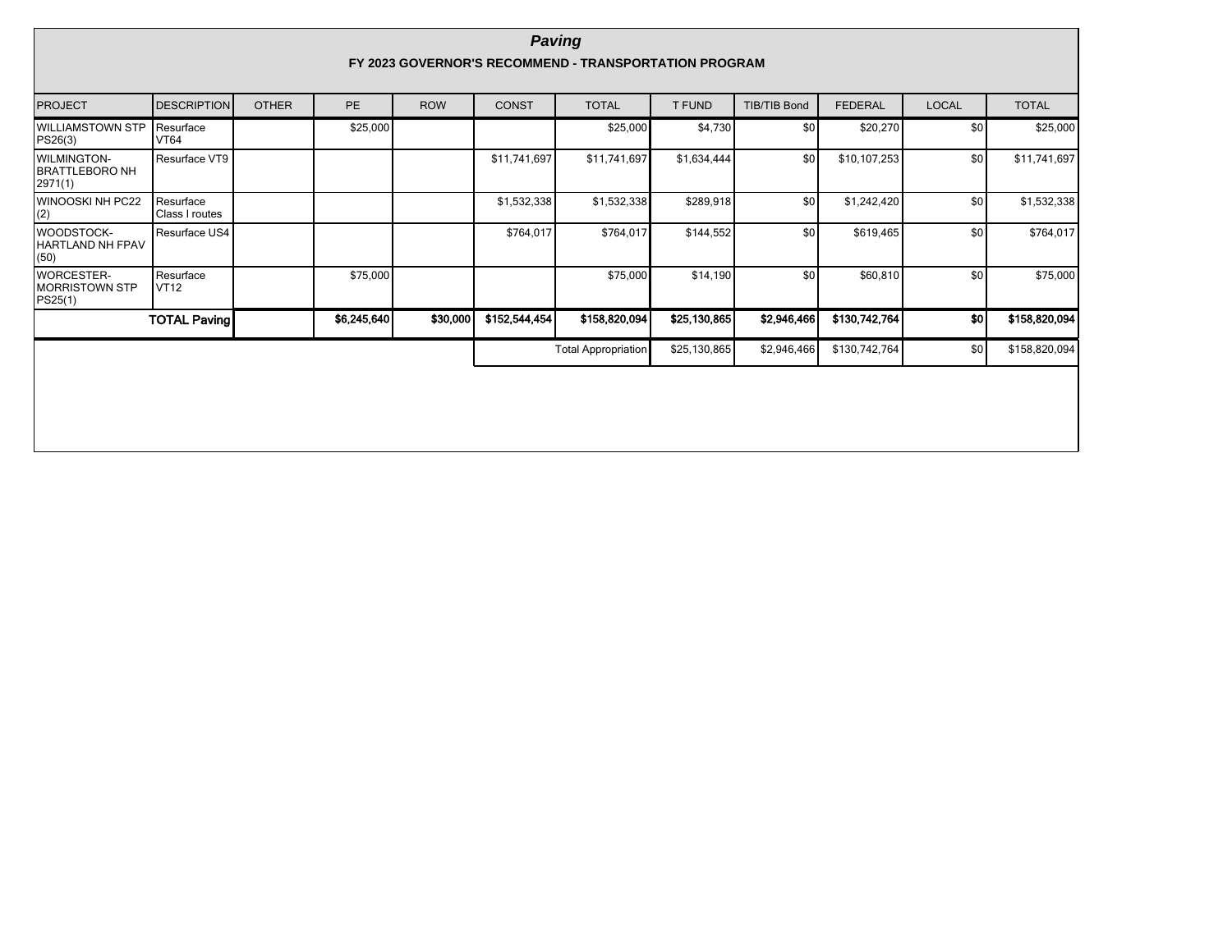# *Paving*

## FY 2023 GOVERNOR'S RECOMMEND - TRANSPORTATION PROGRAM

| PROJECT | DESCRIPTION | OTHER | PE | ROW | CONST | TOTAL | T FUND | TIB/TIB Bond | FEDERAL | LOCAL | TOTAL |
|---|---|---|---|---|---|---|---|---|---|---|---|
| WILLIAMSTOWN STP PS26(3) | Resurface VT64 | | $25,000 | | | $25,000 | $4,730 | $0 | $20,270 | $0 | $25,000 |
| WILMINGTON-BRATTLEBORO NH 2971(1) | Resurface VT9 | | | | $11,741,697 | $11,741,697 | $1,634,444 | $0 | $10,107,253 | $0 | $11,741,697 |
| WINOOSKI NH PC22 (2) | Resurface Class I routes | | | | $1,532,338 | $1,532,338 | $289,918 | $0 | $1,242,420 | $0 | $1,532,338 |
| WOODSTOCK-HARTLAND NH FPAV (50) | Resurface US4 | | | | $764,017 | $764,017 | $144,552 | $0 | $619,465 | $0 | $764,017 |
| WORCESTER-MORRISTOWN STP PS25(1) | Resurface VT12 | | $75,000 | | | $75,000 | $14,190 | $0 | $60,810 | $0 | $75,000 |
| **TOTAL Paving** | | | **$6,245,640** | **$30,000** | **$152,544,454** | **$158,820,094** | **$25,130,865** | **$2,946,466** | **$130,742,764** | **$0** | **$158,820,094** |
| | | | | | | Total Appropriation | $25,130,865 | $2,946,466 | $130,742,764 | $0 | $158,820,094 |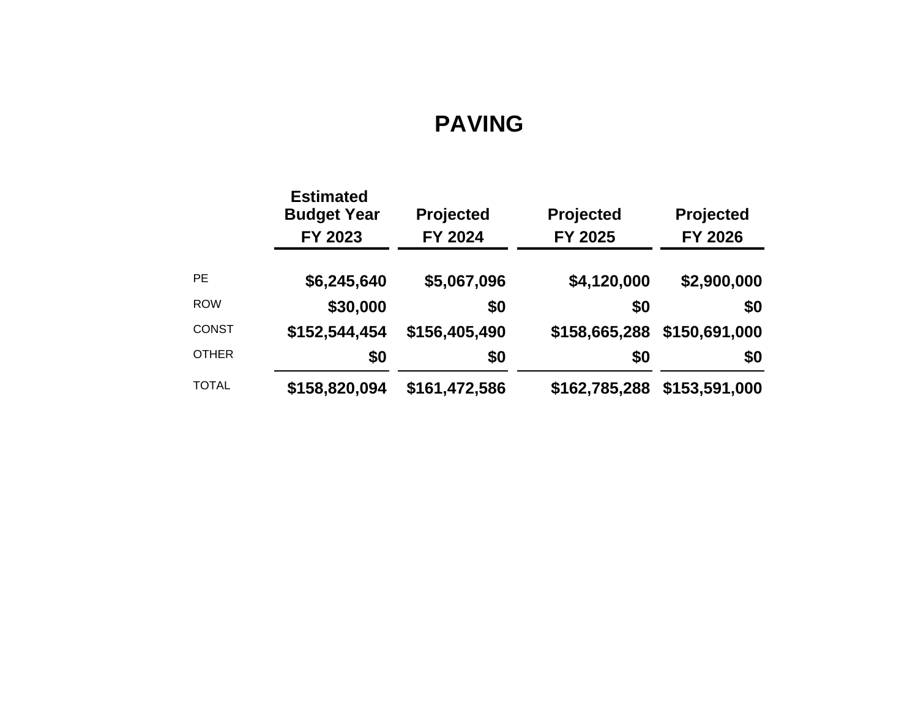# PAVING

| | Estimated Budget Year FY 2023 | Projected FY 2024 | Projected FY 2025 | Projected FY 2026 |
|---|---|---|---|---|
| PE | $6,245,640 | $5,067,096 | $4,120,000 | $2,900,000 |
| ROW | $30,000 | $0 | $0 | $0 |
| CONST | $152,544,454 | $156,405,490 | $158,665,288 | $150,691,000 |
| OTHER | $0 | $0 | $0 | $0 |
| TOTAL | $158,820,094 | $161,472,586 | $162,785,288 | $153,591,000 |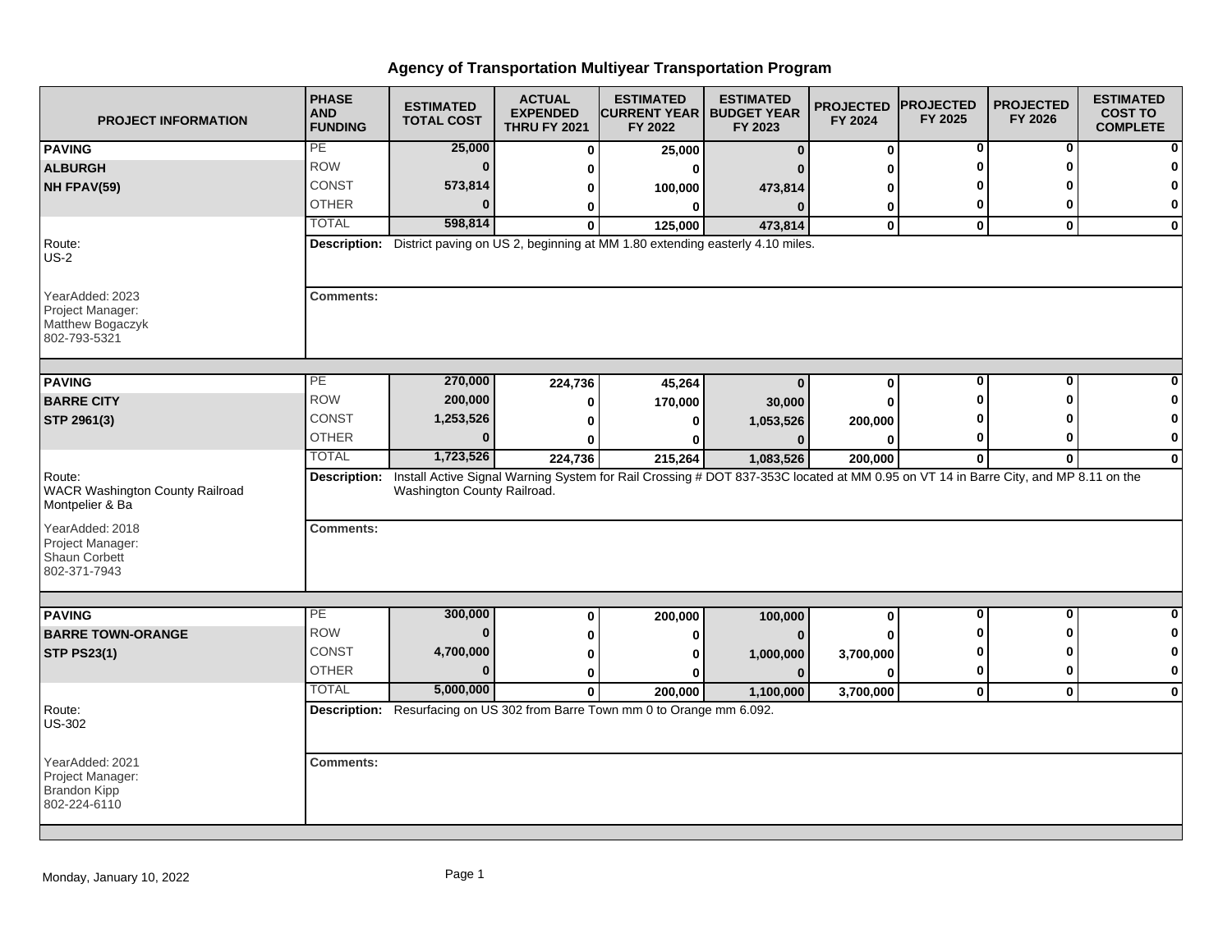# Agency of Transportation Multiyear Transportation Program

| PROJECT INFORMATION | PHASE AND FUNDING | ESTIMATED TOTAL COST | ACTUAL EXPENDED THRU FY 2021 | ESTIMATED CURRENT YEAR FY 2022 | ESTIMATED BUDGET YEAR FY 2023 | PROJECTED FY 2024 | PROJECTED FY 2025 | PROJECTED FY 2026 | ESTIMATED COST TO COMPLETE |
|---|---|---|---|---|---|---|---|---|---|
| **PAVING** | PE | 25,000 | 0 | 25,000 | 0 | 0 | 0 | 0 | 0 |
| **ALBURGH** | ROW | 0 | 0 | 0 | 0 | 0 | 0 | 0 | 0 |
| **NH FPAV(59)** | CONST | 573,814 | 0 | 100,000 | 473,814 | 0 | 0 | 0 | 0 |
| | OTHER | 0 | 0 | 0 | 0 | 0 | 0 | 0 | 0 |
| | TOTAL | 598,814 | 0 | 125,000 | 473,814 | 0 | 0 | 0 | 0 |

Route: US-2

**Description:** District paving on US 2, beginning at MM 1.80 extending easterly 4.10 miles.

YearAdded: 2023
Project Manager: Matthew Bogaczyk
802-793-5321

**Comments:**

| PROJECT INFORMATION | PHASE AND FUNDING | ESTIMATED TOTAL COST | ACTUAL EXPENDED THRU FY 2021 | ESTIMATED CURRENT YEAR FY 2022 | ESTIMATED BUDGET YEAR FY 2023 | PROJECTED FY 2024 | PROJECTED FY 2025 | PROJECTED FY 2026 | ESTIMATED COST TO COMPLETE |
|---|---|---|---|---|---|---|---|---|---|
| **PAVING** | PE | 270,000 | 224,736 | 45,264 | 0 | 0 | 0 | 0 | 0 |
| **BARRE CITY** | ROW | 200,000 | 0 | 170,000 | 30,000 | 0 | 0 | 0 | 0 |
| **STP 2961(3)** | CONST | 1,253,526 | 0 | 0 | 1,053,526 | 200,000 | 0 | 0 | 0 |
| | OTHER | 0 | 0 | 0 | 0 | 0 | 0 | 0 | 0 |
| | TOTAL | 1,723,526 | 224,736 | 215,264 | 1,083,526 | 200,000 | 0 | 0 | 0 |

Route: WACR Washington County Railroad Montpelier & Ba

**Description:** Install Active Signal Warning System for Rail Crossing # DOT 837-353C located at MM 0.95 on VT 14 in Barre City, and MP 8.11 on the Washington County Railroad.

YearAdded: 2018
Project Manager: Shaun Corbett
802-371-7943

**Comments:**

| PROJECT INFORMATION | PHASE AND FUNDING | ESTIMATED TOTAL COST | ACTUAL EXPENDED THRU FY 2021 | ESTIMATED CURRENT YEAR FY 2022 | ESTIMATED BUDGET YEAR FY 2023 | PROJECTED FY 2024 | PROJECTED FY 2025 | PROJECTED FY 2026 | ESTIMATED COST TO COMPLETE |
|---|---|---|---|---|---|---|---|---|---|
| **PAVING** | PE | 300,000 | 0 | 200,000 | 100,000 | 0 | 0 | 0 | 0 |
| **BARRE TOWN-ORANGE** | ROW | 0 | 0 | 0 | 0 | 0 | 0 | 0 | 0 |
| **STP PS23(1)** | CONST | 4,700,000 | 0 | 0 | 1,000,000 | 3,700,000 | 0 | 0 | 0 |
| | OTHER | 0 | 0 | 0 | 0 | 0 | 0 | 0 | 0 |
| | TOTAL | 5,000,000 | 0 | 200,000 | 1,100,000 | 3,700,000 | 0 | 0 | 0 |

Route: US-302

**Description:** Resurfacing on US 302 from Barre Town mm 0 to Orange mm 6.092.

YearAdded: 2021
Project Manager: Brandon Kipp
802-224-6110

**Comments:**

Monday, January 10, 2022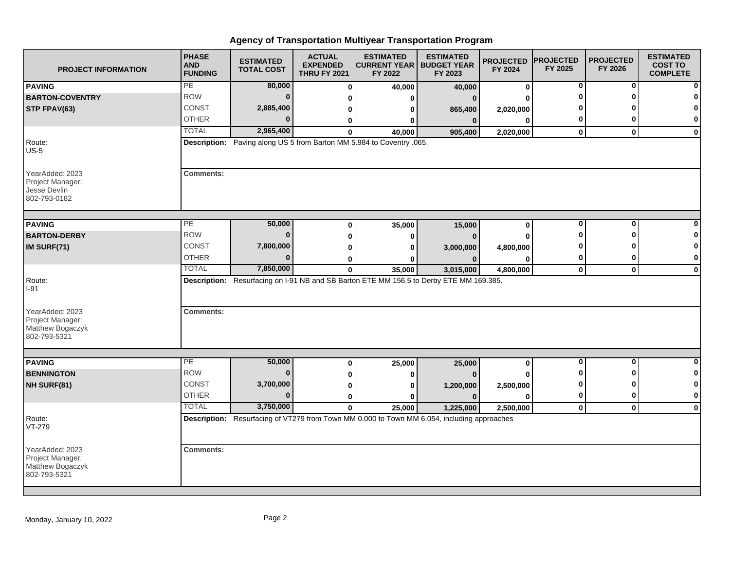# Agency of Transportation Multiyear Transportation Program

| PROJECT INFORMATION | PHASE AND FUNDING | ESTIMATED TOTAL COST | ACTUAL EXPENDED THRU FY 2021 | ESTIMATED CURRENT YEAR FY 2022 | ESTIMATED BUDGET YEAR FY 2023 | PROJECTED FY 2024 | PROJECTED FY 2025 | PROJECTED FY 2026 | ESTIMATED COST TO COMPLETE |
|---|---|---|---|---|---|---|---|---|---|
| **PAVING** | PE | **80,000** | **0** | **40,000** | **40,000** | **0** | **0** | **0** | **0** |
| **BARTON-COVENTRY** | ROW | **0** | **0** | **0** | **0** | **0** | **0** | **0** | **0** |
| **STP FPAV(63)** | CONST | **2,885,400** | **0** | **0** | **865,400** | **2,020,000** | **0** | **0** | **0** |
| | OTHER | **0** | **0** | **0** | **0** | **0** | **0** | **0** | **0** |
| | TOTAL | **2,965,400** | **0** | **40,000** | **905,400** | **2,020,000** | **0** | **0** | **0** |
| Route: US-5 | **Description:** Paving along US 5 from Barton MM 5.984 to Coventry .065. | | | | | | | | |
| YearAdded: 2023 Project Manager: Jesse Devlin 802-793-0182 | **Comments:** | | | | | | | | |
| **PAVING** | PE | **50,000** | **0** | **35,000** | **15,000** | **0** | **0** | **0** | **0** |
| **BARTON-DERBY** | ROW | **0** | **0** | **0** | **0** | **0** | **0** | **0** | **0** |
| **IM SURF(71)** | CONST | **7,800,000** | **0** | **0** | **3,000,000** | **4,800,000** | **0** | **0** | **0** |
| | OTHER | **0** | **0** | **0** | **0** | **0** | **0** | **0** | **0** |
| | TOTAL | **7,850,000** | **0** | **35,000** | **3,015,000** | **4,800,000** | **0** | **0** | **0** |
| Route: I-91 | **Description:** Resurfacing on I-91 NB and SB Barton ETE MM 156.5 to Derby ETE MM 169.385. | | | | | | | | |
| YearAdded: 2023 Project Manager: Matthew Bogaczyk 802-793-5321 | **Comments:** | | | | | | | | |
| **PAVING** | PE | **50,000** | **0** | **25,000** | **25,000** | **0** | **0** | **0** | **0** |
| **BENNINGTON** | ROW | **0** | **0** | **0** | **0** | **0** | **0** | **0** | **0** |
| **NH SURF(81)** | CONST | **3,700,000** | **0** | **0** | **1,200,000** | **2,500,000** | **0** | **0** | **0** |
| | OTHER | **0** | **0** | **0** | **0** | **0** | **0** | **0** | **0** |
| | TOTAL | **3,750,000** | **0** | **25,000** | **1,225,000** | **2,500,000** | **0** | **0** | **0** |
| Route: VT-279 | **Description:** Resurfacing of VT279 from Town MM 0.000 to Town MM 6.054, including approaches | | | | | | | | |
| YearAdded: 2023 Project Manager: Matthew Bogaczyk 802-793-5321 | **Comments:** | | | | | | | | |

Monday, January 10, 2022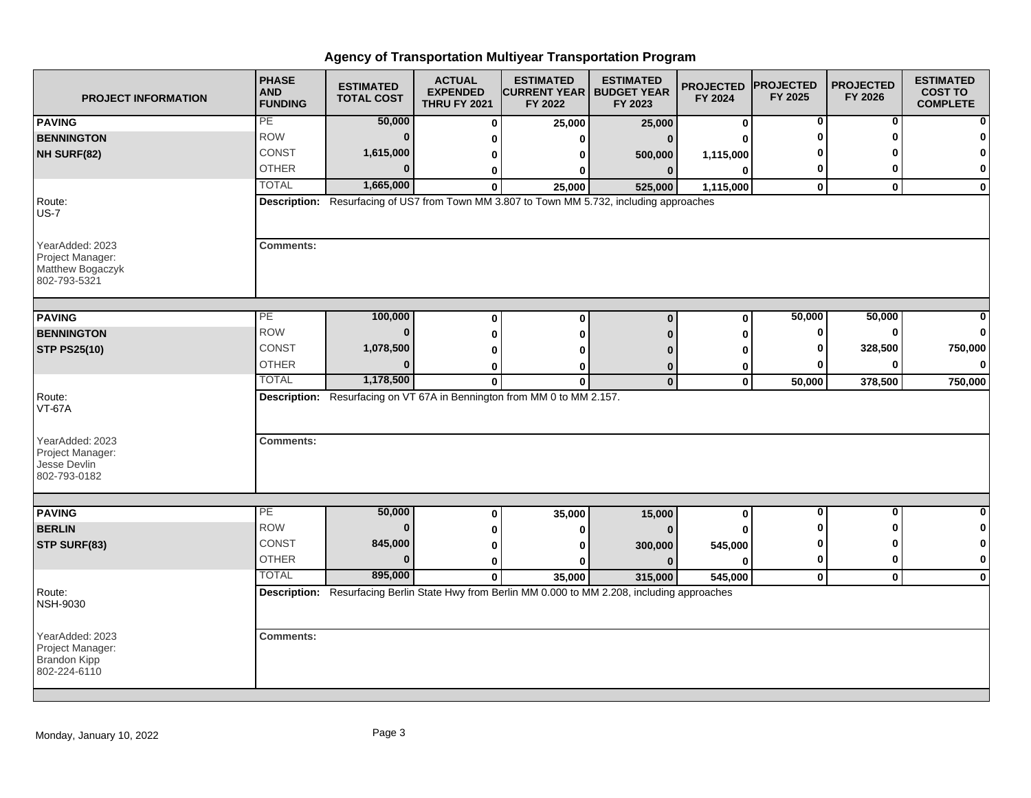# Agency of Transportation Multiyear Transportation Program

| PROJECT INFORMATION | PHASE AND FUNDING | ESTIMATED TOTAL COST | ACTUAL EXPENDED THRU FY 2021 | ESTIMATED CURRENT YEAR FY 2022 | ESTIMATED BUDGET YEAR FY 2023 | PROJECTED FY 2024 | PROJECTED FY 2025 | PROJECTED FY 2026 | ESTIMATED COST TO COMPLETE |
|---|---|---|---|---|---|---|---|---|---|
| **PAVING** | PE | 50,000 | 0 | 25,000 | 25,000 | 0 | 0 | 0 | 0 |
| **BENNINGTON** | ROW | 0 | 0 | 0 | 0 | 0 | 0 | 0 | 0 |
| **NH SURF(82)** | CONST | 1,615,000 | 0 | 0 | 500,000 | 1,115,000 | 0 | 0 | 0 |
| | OTHER | 0 | 0 | 0 | 0 | 0 | 0 | 0 | 0 |
| | TOTAL | 1,665,000 | 0 | 25,000 | 525,000 | 1,115,000 | 0 | 0 | 0 |

Route: US-7

**Description:** Resurfacing of US7 from Town MM 3.807 to Town MM 5.732, including approaches

YearAdded: 2023
Project Manager: Matthew Bogaczyk
802-793-5321

**Comments:**

| PROJECT INFORMATION | PHASE AND FUNDING | ESTIMATED TOTAL COST | ACTUAL EXPENDED THRU FY 2021 | ESTIMATED CURRENT YEAR FY 2022 | ESTIMATED BUDGET YEAR FY 2023 | PROJECTED FY 2024 | PROJECTED FY 2025 | PROJECTED FY 2026 | ESTIMATED COST TO COMPLETE |
|---|---|---|---|---|---|---|---|---|---|
| **PAVING** | PE | 100,000 | 0 | 0 | 0 | 0 | 50,000 | 50,000 | 0 |
| **BENNINGTON** | ROW | 0 | 0 | 0 | 0 | 0 | 0 | 0 | 0 |
| **STP PS25(10)** | CONST | 1,078,500 | 0 | 0 | 0 | 0 | 0 | 328,500 | 750,000 |
| | OTHER | 0 | 0 | 0 | 0 | 0 | 0 | 0 | 0 |
| | TOTAL | 1,178,500 | 0 | 0 | 0 | 0 | 50,000 | 378,500 | 750,000 |

Route: VT-67A

**Description:** Resurfacing on VT 67A in Bennington from MM 0 to MM 2.157.

YearAdded: 2023
Project Manager: Jesse Devlin
802-793-0182

**Comments:**

| PROJECT INFORMATION | PHASE AND FUNDING | ESTIMATED TOTAL COST | ACTUAL EXPENDED THRU FY 2021 | ESTIMATED CURRENT YEAR FY 2022 | ESTIMATED BUDGET YEAR FY 2023 | PROJECTED FY 2024 | PROJECTED FY 2025 | PROJECTED FY 2026 | ESTIMATED COST TO COMPLETE |
|---|---|---|---|---|---|---|---|---|---|
| **PAVING** | PE | 50,000 | 0 | 35,000 | 15,000 | 0 | 0 | 0 | 0 |
| **BERLIN** | ROW | 0 | 0 | 0 | 0 | 0 | 0 | 0 | 0 |
| **STP SURF(83)** | CONST | 845,000 | 0 | 0 | 300,000 | 545,000 | 0 | 0 | 0 |
| | OTHER | 0 | 0 | 0 | 0 | 0 | 0 | 0 | 0 |
| | TOTAL | 895,000 | 0 | 35,000 | 315,000 | 545,000 | 0 | 0 | 0 |

Route: NSH-9030

**Description:** Resurfacing Berlin State Hwy from Berlin MM 0.000 to MM 2.208, including approaches

YearAdded: 2023
Project Manager: Brandon Kipp
802-224-6110

**Comments:**

Monday, January 10, 2022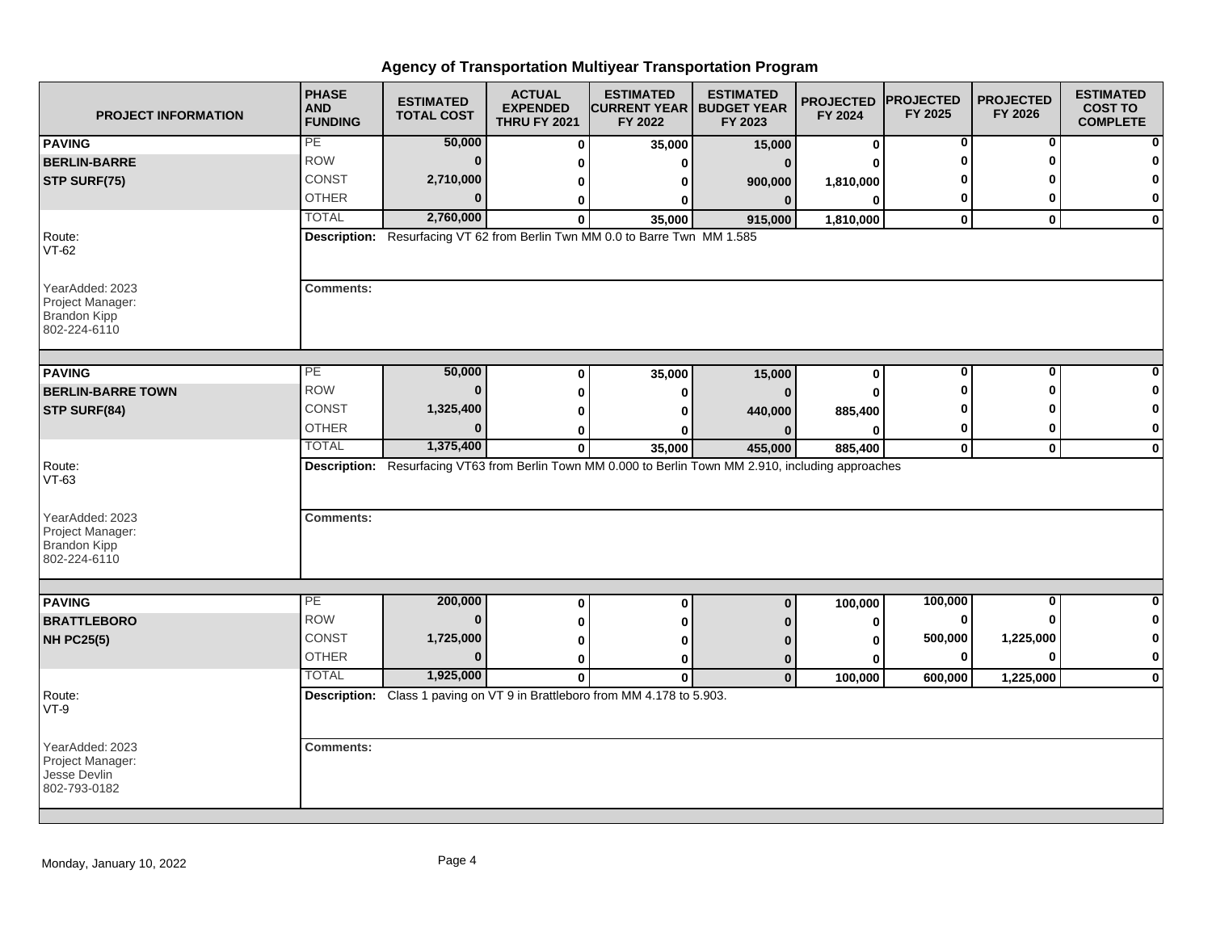# Agency of Transportation Multiyear Transportation Program

| PROJECT INFORMATION | PHASE AND FUNDING | ESTIMATED TOTAL COST | ACTUAL EXPENDED THRU FY 2021 | ESTIMATED CURRENT YEAR FY 2022 | ESTIMATED BUDGET YEAR FY 2023 | PROJECTED FY 2024 | PROJECTED FY 2025 | PROJECTED FY 2026 | ESTIMATED COST TO COMPLETE |
|---|---|---|---|---|---|---|---|---|---|
| **PAVING** | PE | **50,000** | **0** | **35,000** | **15,000** | **0** | **0** | **0** | **0** |
| **BERLIN-BARRE** | ROW | **0** | **0** | **0** | **0** | **0** | **0** | **0** | **0** |
| **STP SURF(75)** | CONST | **2,710,000** | **0** | **0** | **900,000** | **1,810,000** | **0** | **0** | **0** |
| | OTHER | **0** | **0** | **0** | **0** | **0** | **0** | **0** | **0** |
| | TOTAL | **2,760,000** | **0** | **35,000** | **915,000** | **1,810,000** | **0** | **0** | **0** |
| Route: VT-62 | **Description:** Resurfacing VT 62 from Berlin Twn MM 0.0 to Barre Twn MM 1.585 | | | | | | | | |
| YearAdded: 2023 Project Manager: Brandon Kipp 802-224-6110 | **Comments:** | | | | | | | | |
| **PAVING** | PE | **50,000** | **0** | **35,000** | **15,000** | **0** | **0** | **0** | **0** |
| **BERLIN-BARRE TOWN** | ROW | **0** | **0** | **0** | **0** | **0** | **0** | **0** | **0** |
| **STP SURF(84)** | CONST | **1,325,400** | **0** | **0** | **440,000** | **885,400** | **0** | **0** | **0** |
| | OTHER | **0** | **0** | **0** | **0** | **0** | **0** | **0** | **0** |
| | TOTAL | **1,375,400** | **0** | **35,000** | **455,000** | **885,400** | **0** | **0** | **0** |
| Route: VT-63 | **Description:** Resurfacing VT63 from Berlin Town MM 0.000 to Berlin Town MM 2.910, including approaches | | | | | | | | |
| YearAdded: 2023 Project Manager: Brandon Kipp 802-224-6110 | **Comments:** | | | | | | | | |
| **PAVING** | PE | **200,000** | **0** | **0** | **0** | **100,000** | **100,000** | **0** | **0** |
| **BRATTLEBORO** | ROW | **0** | **0** | **0** | **0** | **0** | **0** | **0** | **0** |
| **NH PC25(5)** | CONST | **1,725,000** | **0** | **0** | **0** | **0** | **500,000** | **1,225,000** | **0** |
| | OTHER | **0** | **0** | **0** | **0** | **0** | **0** | **0** | **0** |
| | TOTAL | **1,925,000** | **0** | **0** | **0** | **100,000** | **600,000** | **1,225,000** | **0** |
| Route: VT-9 | **Description:** Class 1 paving on VT 9 in Brattleboro from MM 4.178 to 5.903. | | | | | | | | |
| YearAdded: 2023 Project Manager: Jesse Devlin 802-793-0182 | **Comments:** | | | | | | | | |

Monday, January 10, 2022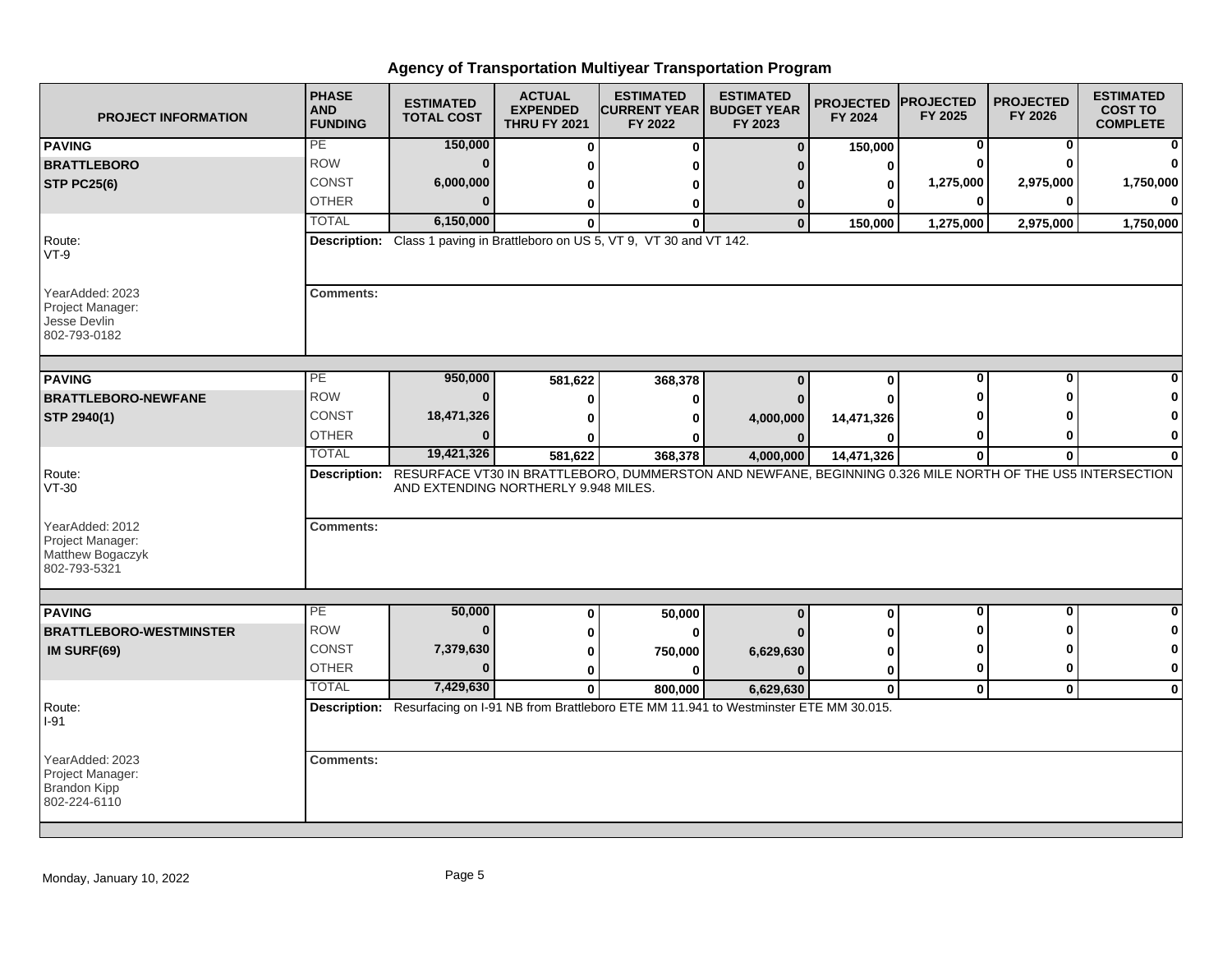## Agency of Transportation Multiyear Transportation Program

| PROJECT INFORMATION | PHASE AND FUNDING | ESTIMATED TOTAL COST | ACTUAL EXPENDED THRU FY 2021 | ESTIMATED CURRENT YEAR FY 2022 | ESTIMATED BUDGET YEAR FY 2023 | PROJECTED FY 2024 | PROJECTED FY 2025 | PROJECTED FY 2026 | ESTIMATED COST TO COMPLETE |
|---|---|---|---|---|---|---|---|---|---|
| **PAVING** | PE | 150,000 | 0 | 0 | 0 | 150,000 | 0 | 0 | 0 |
| **BRATTLEBORO** | ROW | 0 | 0 | 0 | 0 | 0 | 0 | 0 | 0 |
| **STP PC25(6)** | CONST | 6,000,000 | 0 | 0 | 0 | 0 | 1,275,000 | 2,975,000 | 1,750,000 |
| | OTHER | 0 | 0 | 0 | 0 | 0 | 0 | 0 | 0 |
| | TOTAL | 6,150,000 | 0 | 0 | 0 | 150,000 | 1,275,000 | 2,975,000 | 1,750,000 |

Route: VT-9

**Description:** Class 1 paving in Brattleboro on US 5, VT 9, VT 30 and VT 142.

YearAdded: 2023
Project Manager: Jesse Devlin
802-793-0182

**Comments:**

| PROJECT INFORMATION | PHASE AND FUNDING | ESTIMATED TOTAL COST | ACTUAL EXPENDED THRU FY 2021 | ESTIMATED CURRENT YEAR FY 2022 | ESTIMATED BUDGET YEAR FY 2023 | PROJECTED FY 2024 | PROJECTED FY 2025 | PROJECTED FY 2026 | ESTIMATED COST TO COMPLETE |
|---|---|---|---|---|---|---|---|---|---|
| **PAVING** | PE | 950,000 | 581,622 | 368,378 | 0 | 0 | 0 | 0 | 0 |
| **BRATTLEBORO-NEWFANE** | ROW | 0 | 0 | 0 | 0 | 0 | 0 | 0 | 0 |
| **STP 2940(1)** | CONST | 18,471,326 | 0 | 0 | 4,000,000 | 14,471,326 | 0 | 0 | 0 |
| | OTHER | 0 | 0 | 0 | 0 | 0 | 0 | 0 | 0 |
| | TOTAL | 19,421,326 | 581,622 | 368,378 | 4,000,000 | 14,471,326 | 0 | 0 | 0 |

Route: VT-30

**Description:** RESURFACE VT30 IN BRATTLEBORO, DUMMERSTON AND NEWFANE, BEGINNING 0.326 MILE NORTH OF THE US5 INTERSECTION AND EXTENDING NORTHERLY 9.948 MILES.

YearAdded: 2012
Project Manager: Matthew Bogaczyk
802-793-5321

**Comments:**

| PROJECT INFORMATION | PHASE AND FUNDING | ESTIMATED TOTAL COST | ACTUAL EXPENDED THRU FY 2021 | ESTIMATED CURRENT YEAR FY 2022 | ESTIMATED BUDGET YEAR FY 2023 | PROJECTED FY 2024 | PROJECTED FY 2025 | PROJECTED FY 2026 | ESTIMATED COST TO COMPLETE |
|---|---|---|---|---|---|---|---|---|---|
| **PAVING** | PE | 50,000 | 0 | 50,000 | 0 | 0 | 0 | 0 | 0 |
| **BRATTLEBORO-WESTMINSTER** | ROW | 0 | 0 | 0 | 0 | 0 | 0 | 0 | 0 |
| **IM SURF(69)** | CONST | 7,379,630 | 0 | 750,000 | 6,629,630 | 0 | 0 | 0 | 0 |
| | OTHER | 0 | 0 | 0 | 0 | 0 | 0 | 0 | 0 |
| | TOTAL | 7,429,630 | 0 | 800,000 | 6,629,630 | 0 | 0 | 0 | 0 |

Route: I-91

**Description:** Resurfacing on I-91 NB from Brattleboro ETE MM 11.941 to Westminster ETE MM 30.015.

YearAdded: 2023
Project Manager: Brandon Kipp
802-224-6110

**Comments:**

Monday, January 10, 2022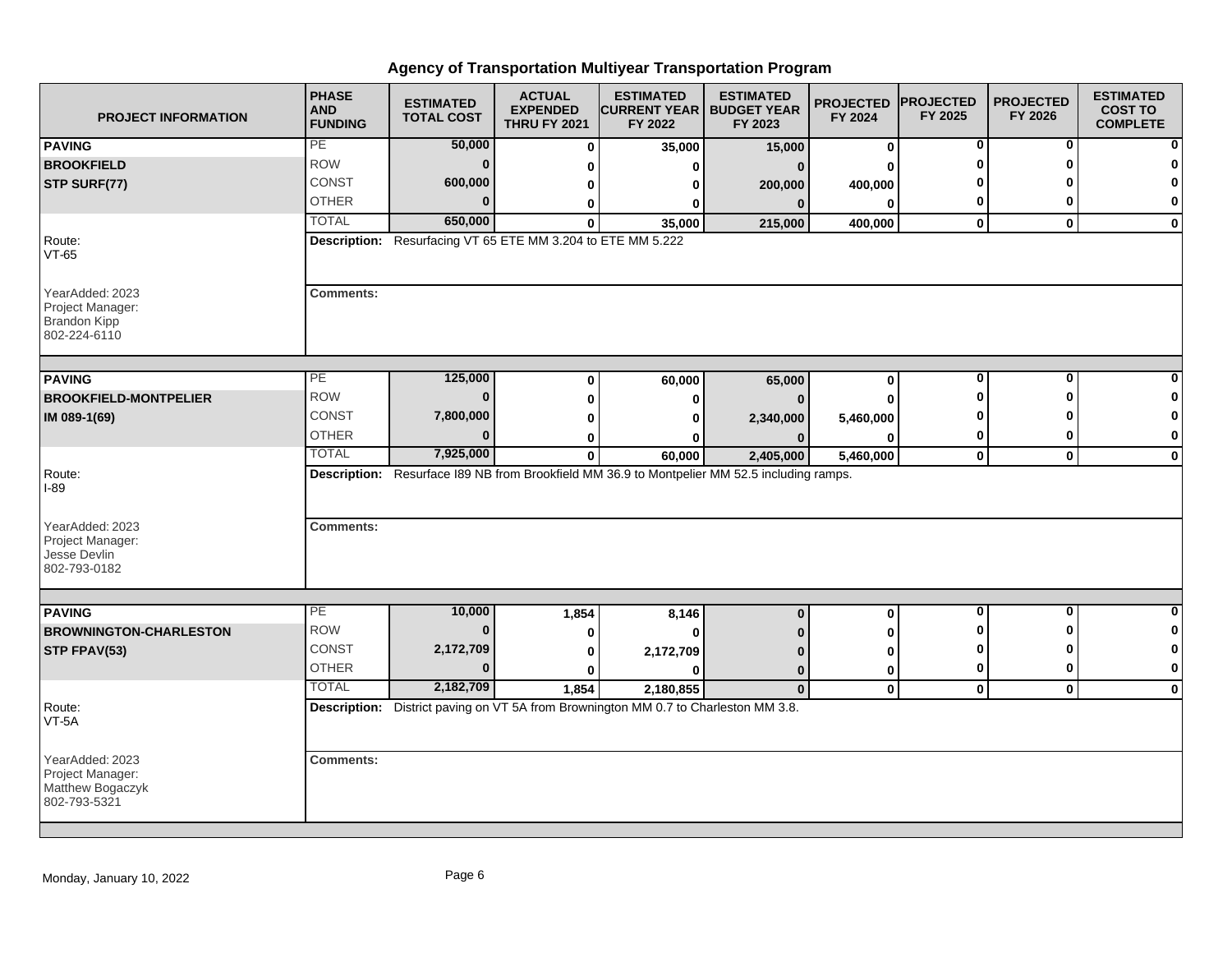# Agency of Transportation Multiyear Transportation Program

| PROJECT INFORMATION | PHASE AND FUNDING | ESTIMATED TOTAL COST | ACTUAL EXPENDED THRU FY 2021 | ESTIMATED CURRENT YEAR FY 2022 | ESTIMATED BUDGET YEAR FY 2023 | PROJECTED FY 2024 | PROJECTED FY 2025 | PROJECTED FY 2026 | ESTIMATED COST TO COMPLETE |
|---|---|---|---|---|---|---|---|---|---|
| **PAVING** | PE | **50,000** | **0** | **35,000** | **15,000** | **0** | **0** | **0** | **0** |
| **BROOKFIELD** | ROW | **0** | **0** | **0** | **0** | **0** | **0** | **0** | **0** |
| **STP SURF(77)** | CONST | **600,000** | **0** | **0** | **200,000** | **400,000** | **0** | **0** | **0** |
| | OTHER | **0** | **0** | **0** | **0** | **0** | **0** | **0** | **0** |
| | TOTAL | **650,000** | **0** | **35,000** | **215,000** | **400,000** | **0** | **0** | **0** |
| Route: VT-65 | **Description:** Resurfacing VT 65 ETE MM 3.204 to ETE MM 5.222 | | | | | | | | |
| YearAdded: 2023 Project Manager: Brandon Kipp 802-224-6110 | **Comments:** | | | | | | | | |
| **PAVING** | PE | **125,000** | **0** | **60,000** | **65,000** | **0** | **0** | **0** | **0** |
| **BROOKFIELD-MONTPELIER** | ROW | **0** | **0** | **0** | **0** | **0** | **0** | **0** | **0** |
| **IM 089-1(69)** | CONST | **7,800,000** | **0** | **0** | **2,340,000** | **5,460,000** | **0** | **0** | **0** |
| | OTHER | **0** | **0** | **0** | **0** | **0** | **0** | **0** | **0** |
| | TOTAL | **7,925,000** | **0** | **60,000** | **2,405,000** | **5,460,000** | **0** | **0** | **0** |
| Route: I-89 | **Description:** Resurface I89 NB from Brookfield MM 36.9 to Montpelier MM 52.5 including ramps. | | | | | | | | |
| YearAdded: 2023 Project Manager: Jesse Devlin 802-793-0182 | **Comments:** | | | | | | | | |
| **PAVING** | PE | **10,000** | **1,854** | **8,146** | **0** | **0** | **0** | **0** | **0** |
| **BROWNINGTON-CHARLESTON** | ROW | **0** | **0** | **0** | **0** | **0** | **0** | **0** | **0** |
| **STP FPAV(53)** | CONST | **2,172,709** | **0** | **2,172,709** | **0** | **0** | **0** | **0** | **0** |
| | OTHER | **0** | **0** | **0** | **0** | **0** | **0** | **0** | **0** |
| | TOTAL | **2,182,709** | **1,854** | **2,180,855** | **0** | **0** | **0** | **0** | **0** |
| Route: VT-5A | **Description:** District paving on VT 5A from Brownington MM 0.7 to Charleston MM 3.8. | | | | | | | | |
| YearAdded: 2023 Project Manager: Matthew Bogaczyk 802-793-5321 | **Comments:** | | | | | | | | |

Monday, January 10, 2022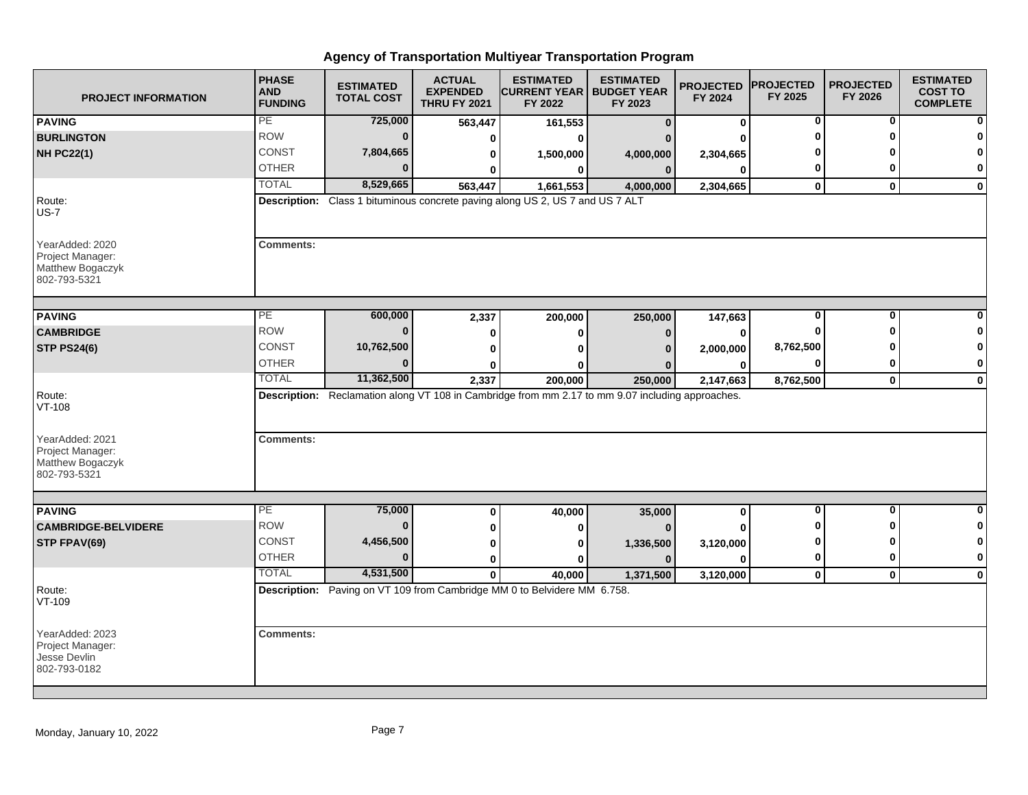# Agency of Transportation Multiyear Transportation Program

| PROJECT INFORMATION | PHASE AND FUNDING | ESTIMATED TOTAL COST | ACTUAL EXPENDED THRU FY 2021 | ESTIMATED CURRENT YEAR FY 2022 | ESTIMATED BUDGET YEAR FY 2023 | PROJECTED FY 2024 | PROJECTED FY 2025 | PROJECTED FY 2026 | ESTIMATED COST TO COMPLETE |
|---|---|---|---|---|---|---|---|---|---|
| **PAVING** | PE | **725,000** | **563,447** | **161,553** | **0** | **0** | **0** | **0** | **0** |
| **BURLINGTON** | ROW | **0** | **0** | **0** | **0** | **0** | **0** | **0** | **0** |
| **NH PC22(1)** | CONST | **7,804,665** | **0** | **1,500,000** | **4,000,000** | **2,304,665** | **0** | **0** | **0** |
| | OTHER | **0** | **0** | **0** | **0** | **0** | **0** | **0** | **0** |
| | TOTAL | **8,529,665** | **563,447** | **1,661,553** | **4,000,000** | **2,304,665** | **0** | **0** | **0** |
| Route: US-7 | **Description:** Class 1 bituminous concrete paving along US 2, US 7 and US 7 ALT | | | | | | | | |
| YearAdded: 2020<br>Project Manager:<br>Matthew Bogaczyk<br>802-793-5321 | **Comments:** | | | | | | | | |
| **PAVING** | PE | **600,000** | **2,337** | **200,000** | **250,000** | **147,663** | **0** | **0** | **0** |
| **CAMBRIDGE** | ROW | **0** | **0** | **0** | **0** | **0** | **0** | **0** | **0** |
| **STP PS24(6)** | CONST | **10,762,500** | **0** | **0** | **0** | **2,000,000** | **8,762,500** | **0** | **0** |
| | OTHER | **0** | **0** | **0** | **0** | **0** | **0** | **0** | **0** |
| | TOTAL | **11,362,500** | **2,337** | **200,000** | **250,000** | **2,147,663** | **8,762,500** | **0** | **0** |
| Route: VT-108 | **Description:** Reclamation along VT 108 in Cambridge from mm 2.17 to mm 9.07 including approaches. | | | | | | | | |
| YearAdded: 2021<br>Project Manager:<br>Matthew Bogaczyk<br>802-793-5321 | **Comments:** | | | | | | | | |
| **PAVING** | PE | **75,000** | **0** | **40,000** | **35,000** | **0** | **0** | **0** | **0** |
| **CAMBRIDGE-BELVIDERE** | ROW | **0** | **0** | **0** | **0** | **0** | **0** | **0** | **0** |
| **STP FPAV(69)** | CONST | **4,456,500** | **0** | **0** | **1,336,500** | **3,120,000** | **0** | **0** | **0** |
| | OTHER | **0** | **0** | **0** | **0** | **0** | **0** | **0** | **0** |
| | TOTAL | **4,531,500** | **0** | **40,000** | **1,371,500** | **3,120,000** | **0** | **0** | **0** |
| Route: VT-109 | **Description:** Paving on VT 109 from Cambridge MM 0 to Belvidere MM 6.758. | | | | | | | | |
| YearAdded: 2023<br>Project Manager:<br>Jesse Devlin<br>802-793-0182 | **Comments:** | | | | | | | | |

Monday, January 10, 2022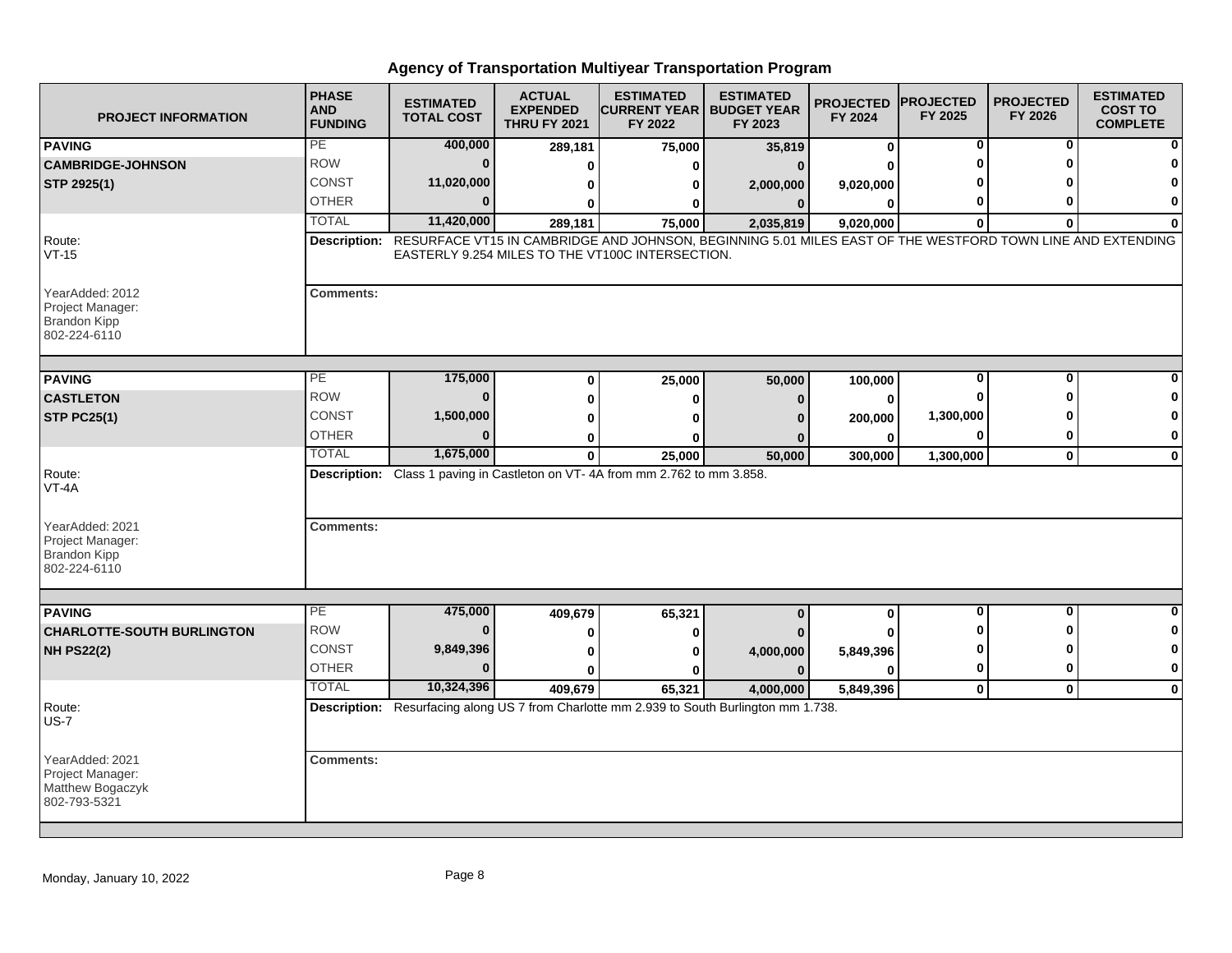## Agency of Transportation Multiyear Transportation Program

| PROJECT INFORMATION | PHASE AND FUNDING | ESTIMATED TOTAL COST | ACTUAL EXPENDED THRU FY 2021 | ESTIMATED CURRENT YEAR FY 2022 | ESTIMATED BUDGET YEAR FY 2023 | PROJECTED FY 2024 | PROJECTED FY 2025 | PROJECTED FY 2026 | ESTIMATED COST TO COMPLETE |
|---|---|---|---|---|---|---|---|---|---|
| **PAVING** | PE | 400,000 | 289,181 | 75,000 | 35,819 | 0 | 0 | 0 | 0 |
| **CAMBRIDGE-JOHNSON** | ROW | 0 | 0 | 0 | 0 | 0 | 0 | 0 | 0 |
| **STP 2925(1)** | CONST | 11,020,000 | 0 | 0 | 2,000,000 | 9,020,000 | 0 | 0 | 0 |
| | OTHER | 0 | 0 | 0 | 0 | 0 | 0 | 0 | 0 |
| | TOTAL | 11,420,000 | 289,181 | 75,000 | 2,035,819 | 9,020,000 | 0 | 0 | 0 |

Route: VT-15

**Description:** RESURFACE VT15 IN CAMBRIDGE AND JOHNSON, BEGINNING 5.01 MILES EAST OF THE WESTFORD TOWN LINE AND EXTENDING EASTERLY 9.254 MILES TO THE VT100C INTERSECTION.

YearAdded: 2012
Project Manager: Brandon Kipp
802-224-6110

**Comments:**

| PROJECT INFORMATION | PHASE AND FUNDING | ESTIMATED TOTAL COST | ACTUAL EXPENDED THRU FY 2021 | ESTIMATED CURRENT YEAR FY 2022 | ESTIMATED BUDGET YEAR FY 2023 | PROJECTED FY 2024 | PROJECTED FY 2025 | PROJECTED FY 2026 | ESTIMATED COST TO COMPLETE |
|---|---|---|---|---|---|---|---|---|---|
| **PAVING** | PE | 175,000 | 0 | 25,000 | 50,000 | 100,000 | 0 | 0 | 0 |
| **CASTLETON** | ROW | 0 | 0 | 0 | 0 | 0 | 0 | 0 | 0 |
| **STP PC25(1)** | CONST | 1,500,000 | 0 | 0 | 0 | 200,000 | 1,300,000 | 0 | 0 |
| | OTHER | 0 | 0 | 0 | 0 | 0 | 0 | 0 | 0 |
| | TOTAL | 1,675,000 | 0 | 25,000 | 50,000 | 300,000 | 1,300,000 | 0 | 0 |

Route: VT-4A

**Description:** Class 1 paving in Castleton on VT- 4A from mm 2.762 to mm 3.858.

YearAdded: 2021
Project Manager: Brandon Kipp
802-224-6110

**Comments:**

| PROJECT INFORMATION | PHASE AND FUNDING | ESTIMATED TOTAL COST | ACTUAL EXPENDED THRU FY 2021 | ESTIMATED CURRENT YEAR FY 2022 | ESTIMATED BUDGET YEAR FY 2023 | PROJECTED FY 2024 | PROJECTED FY 2025 | PROJECTED FY 2026 | ESTIMATED COST TO COMPLETE |
|---|---|---|---|---|---|---|---|---|---|
| **PAVING** | PE | 475,000 | 409,679 | 65,321 | 0 | 0 | 0 | 0 | 0 |
| **CHARLOTTE-SOUTH BURLINGTON** | ROW | 0 | 0 | 0 | 0 | 0 | 0 | 0 | 0 |
| **NH PS22(2)** | CONST | 9,849,396 | 0 | 0 | 4,000,000 | 5,849,396 | 0 | 0 | 0 |
| | OTHER | 0 | 0 | 0 | 0 | 0 | 0 | 0 | 0 |
| | TOTAL | 10,324,396 | 409,679 | 65,321 | 4,000,000 | 5,849,396 | 0 | 0 | 0 |

Route: US-7

**Description:** Resurfacing along US 7 from Charlotte mm 2.939 to South Burlington mm 1.738.

YearAdded: 2021
Project Manager: Matthew Bogaczyk
802-793-5321

**Comments:**

Monday, January 10, 2022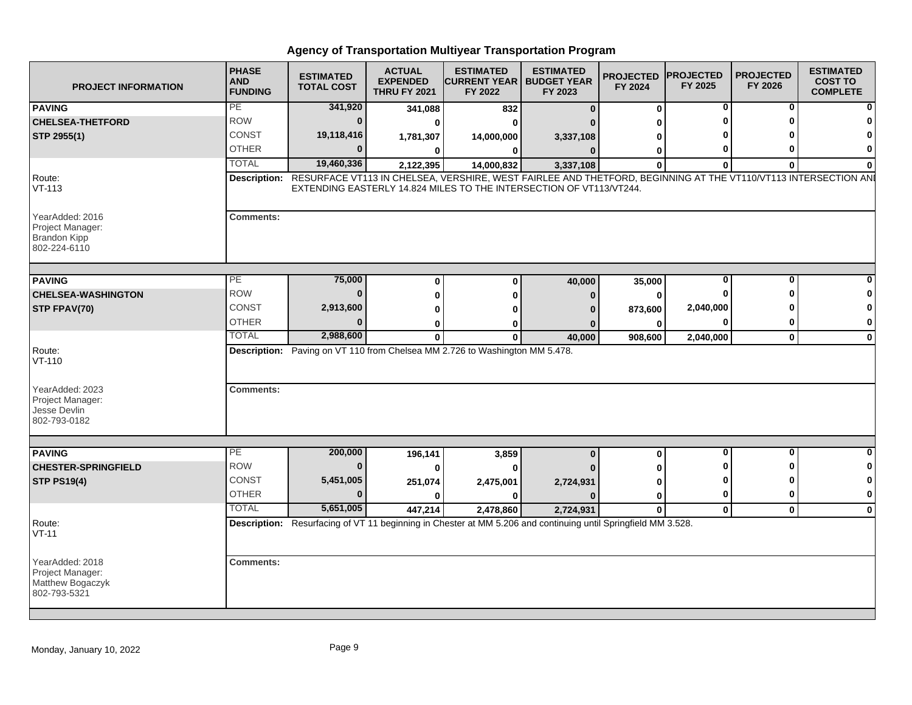# Agency of Transportation Multiyear Transportation Program

| PROJECT INFORMATION | PHASE AND FUNDING | ESTIMATED TOTAL COST | ACTUAL EXPENDED THRU FY 2021 | ESTIMATED CURRENT YEAR FY 2022 | ESTIMATED BUDGET YEAR FY 2023 | PROJECTED FY 2024 | PROJECTED FY 2025 | PROJECTED FY 2026 | ESTIMATED COST TO COMPLETE |
|---|---|---|---|---|---|---|---|---|---|
| **PAVING** | PE | 341,920 | 341,088 | 832 | 0 | 0 | 0 | 0 | 0 |
| **CHELSEA-THETFORD** | ROW | 0 | 0 | 0 | 0 | 0 | 0 | 0 | 0 |
| **STP 2955(1)** | CONST | 19,118,416 | 1,781,307 | 14,000,000 | 3,337,108 | 0 | 0 | 0 | 0 |
| | OTHER | 0 | 0 | 0 | 0 | 0 | 0 | 0 | 0 |
| | TOTAL | 19,460,336 | 2,122,395 | 14,000,832 | 3,337,108 | 0 | 0 | 0 | 0 |

Route: VT-113

**Description:** RESURFACE VT113 IN CHELSEA, VERSHIRE, WEST FAIRLEE AND THETFORD, BEGINNING AT THE VT110/VT113 INTERSECTION AND EXTENDING EASTERLY 14.824 MILES TO THE INTERSECTION OF VT113/VT244.

YearAdded: 2016
Project Manager:
Brandon Kipp
802-224-6110

**Comments:**

| PROJECT INFORMATION | PHASE AND FUNDING | ESTIMATED TOTAL COST | ACTUAL EXPENDED THRU FY 2021 | ESTIMATED CURRENT YEAR FY 2022 | ESTIMATED BUDGET YEAR FY 2023 | PROJECTED FY 2024 | PROJECTED FY 2025 | PROJECTED FY 2026 | ESTIMATED COST TO COMPLETE |
|---|---|---|---|---|---|---|---|---|---|
| **PAVING** | PE | 75,000 | 0 | 0 | 40,000 | 35,000 | 0 | 0 | 0 |
| **CHELSEA-WASHINGTON** | ROW | 0 | 0 | 0 | 0 | 0 | 0 | 0 | 0 |
| **STP FPAV(70)** | CONST | 2,913,600 | 0 | 0 | 0 | 873,600 | 2,040,000 | 0 | 0 |
| | OTHER | 0 | 0 | 0 | 0 | 0 | 0 | 0 | 0 |
| | TOTAL | 2,988,600 | 0 | 0 | 40,000 | 908,600 | 2,040,000 | 0 | 0 |

Route: VT-110

**Description:** Paving on VT 110 from Chelsea MM 2.726 to Washington MM 5.478.

YearAdded: 2023
Project Manager:
Jesse Devlin
802-793-0182

**Comments:**

| PROJECT INFORMATION | PHASE AND FUNDING | ESTIMATED TOTAL COST | ACTUAL EXPENDED THRU FY 2021 | ESTIMATED CURRENT YEAR FY 2022 | ESTIMATED BUDGET YEAR FY 2023 | PROJECTED FY 2024 | PROJECTED FY 2025 | PROJECTED FY 2026 | ESTIMATED COST TO COMPLETE |
|---|---|---|---|---|---|---|---|---|---|
| **PAVING** | PE | 200,000 | 196,141 | 3,859 | 0 | 0 | 0 | 0 | 0 |
| **CHESTER-SPRINGFIELD** | ROW | 0 | 0 | 0 | 0 | 0 | 0 | 0 | 0 |
| **STP PS19(4)** | CONST | 5,451,005 | 251,074 | 2,475,001 | 2,724,931 | 0 | 0 | 0 | 0 |
| | OTHER | 0 | 0 | 0 | 0 | 0 | 0 | 0 | 0 |
| | TOTAL | 5,651,005 | 447,214 | 2,478,860 | 2,724,931 | 0 | 0 | 0 | 0 |

Route: VT-11

**Description:** Resurfacing of VT 11 beginning in Chester at MM 5.206 and continuing until Springfield MM 3.528.

YearAdded: 2018
Project Manager:
Matthew Bogaczyk
802-793-5321

**Comments:**

Monday, January 10, 2022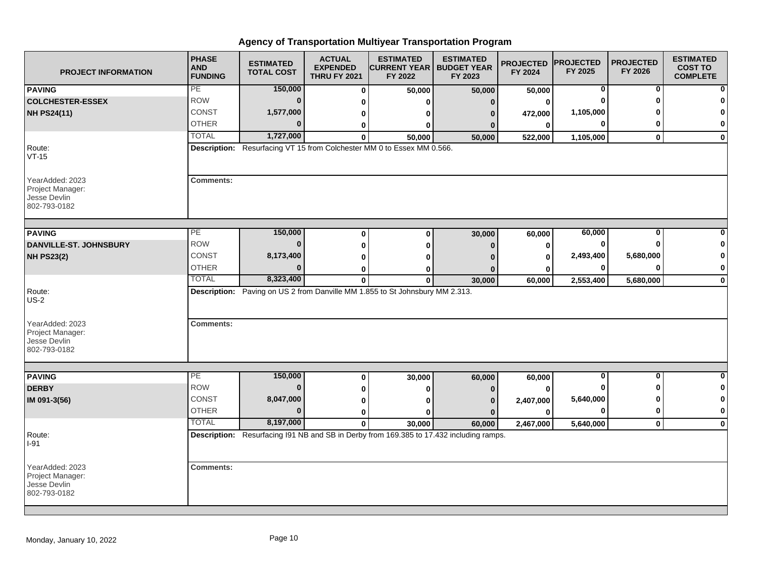# Agency of Transportation Multiyear Transportation Program

| PROJECT INFORMATION | PHASE AND FUNDING | ESTIMATED TOTAL COST | ACTUAL EXPENDED THRU FY 2021 | ESTIMATED CURRENT YEAR FY 2022 | ESTIMATED BUDGET YEAR FY 2023 | PROJECTED FY 2024 | PROJECTED FY 2025 | PROJECTED FY 2026 | ESTIMATED COST TO COMPLETE |
|---|---|---|---|---|---|---|---|---|---|
| **PAVING** | PE | 150,000 | 0 | 50,000 | 50,000 | 50,000 | 0 | 0 | 0 |
| **COLCHESTER-ESSEX** | ROW | 0 | 0 | 0 | 0 | 0 | 0 | 0 | 0 |
| **NH PS24(11)** | CONST | 1,577,000 | 0 | 0 | 0 | 472,000 | 1,105,000 | 0 | 0 |
| | OTHER | 0 | 0 | 0 | 0 | 0 | 0 | 0 | 0 |
| | TOTAL | 1,727,000 | 0 | 50,000 | 50,000 | 522,000 | 1,105,000 | 0 | 0 |
| Route: VT-15 | **Description:** Resurfacing VT 15 from Colchester MM 0 to Essex MM 0.566. | | | | | | | | |
| YearAdded: 2023 Project Manager: Jesse Devlin 802-793-0182 | **Comments:** | | | | | | | | |
| **PAVING** | PE | 150,000 | 0 | 0 | 30,000 | 60,000 | 60,000 | 0 | 0 |
| **DANVILLE-ST. JOHNSBURY** | ROW | 0 | 0 | 0 | 0 | 0 | 0 | 0 | 0 |
| **NH PS23(2)** | CONST | 8,173,400 | 0 | 0 | 0 | 0 | 2,493,400 | 5,680,000 | 0 |
| | OTHER | 0 | 0 | 0 | 0 | 0 | 0 | 0 | 0 |
| | TOTAL | 8,323,400 | 0 | 0 | 30,000 | 60,000 | 2,553,400 | 5,680,000 | 0 |
| Route: US-2 | **Description:** Paving on US 2 from Danville MM 1.855 to St Johnsbury MM 2.313. | | | | | | | | |
| YearAdded: 2023 Project Manager: Jesse Devlin 802-793-0182 | **Comments:** | | | | | | | | |
| **PAVING** | PE | 150,000 | 0 | 30,000 | 60,000 | 60,000 | 0 | 0 | 0 |
| **DERBY** | ROW | 0 | 0 | 0 | 0 | 0 | 0 | 0 | 0 |
| **IM 091-3(56)** | CONST | 8,047,000 | 0 | 0 | 0 | 2,407,000 | 5,640,000 | 0 | 0 |
| | OTHER | 0 | 0 | 0 | 0 | 0 | 0 | 0 | 0 |
| | TOTAL | 8,197,000 | 0 | 30,000 | 60,000 | 2,467,000 | 5,640,000 | 0 | 0 |
| Route: I-91 | **Description:** Resurfacing I91 NB and SB in Derby from 169.385 to 17.432 including ramps. | | | | | | | | |
| YearAdded: 2023 Project Manager: Jesse Devlin 802-793-0182 | **Comments:** | | | | | | | | |

Monday, January 10, 2022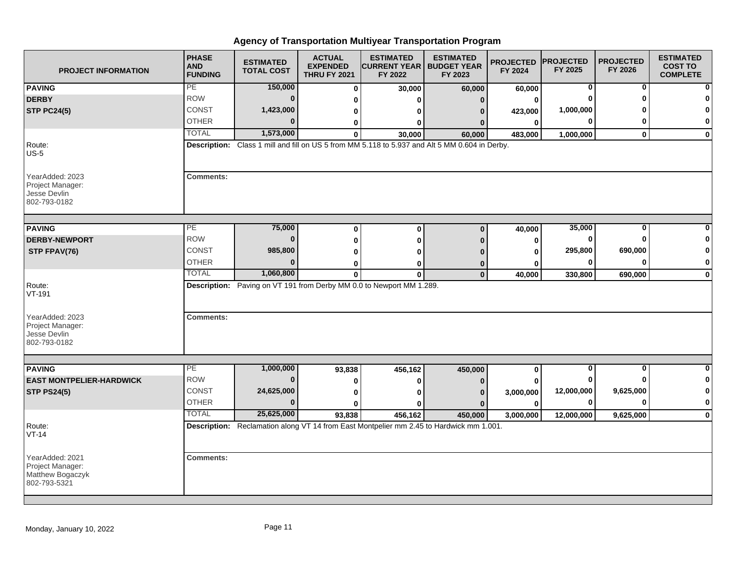# Agency of Transportation Multiyear Transportation Program

| PROJECT INFORMATION | PHASE AND FUNDING | ESTIMATED TOTAL COST | ACTUAL EXPENDED THRU FY 2021 | ESTIMATED CURRENT YEAR FY 2022 | ESTIMATED BUDGET YEAR FY 2023 | PROJECTED FY 2024 | PROJECTED FY 2025 | PROJECTED FY 2026 | ESTIMATED COST TO COMPLETE |
|---|---|---|---|---|---|---|---|---|---|
| **PAVING** | PE | 150,000 | 0 | 30,000 | 60,000 | 60,000 | 0 | 0 | 0 |
| **DERBY** | ROW | 0 | 0 | 0 | 0 | 0 | 0 | 0 | 0 |
| **STP PC24(5)** | CONST | 1,423,000 | 0 | 0 | 0 | 423,000 | 1,000,000 | 0 | 0 |
| | OTHER | 0 | 0 | 0 | 0 | 0 | 0 | 0 | 0 |
| | TOTAL | 1,573,000 | 0 | 30,000 | 60,000 | 483,000 | 1,000,000 | 0 | 0 |
| Route: US-5 | **Description:** Class 1 mill and fill on US 5 from MM 5.118 to 5.937 and Alt 5 MM 0.604 in Derby. | | | | | | | | |
| YearAdded: 2023<br>Project Manager:<br>Jesse Devlin<br>802-793-0182 | **Comments:** | | | | | | | | |
| **PAVING** | PE | 75,000 | 0 | 0 | 0 | 40,000 | 35,000 | 0 | 0 |
| **DERBY-NEWPORT** | ROW | 0 | 0 | 0 | 0 | 0 | 0 | 0 | 0 |
| **STP FPAV(76)** | CONST | 985,800 | 0 | 0 | 0 | 0 | 295,800 | 690,000 | 0 |
| | OTHER | 0 | 0 | 0 | 0 | 0 | 0 | 0 | 0 |
| | TOTAL | 1,060,800 | 0 | 0 | 0 | 40,000 | 330,800 | 690,000 | 0 |
| Route: VT-191 | **Description:** Paving on VT 191 from Derby MM 0.0 to Newport MM 1.289. | | | | | | | | |
| YearAdded: 2023<br>Project Manager:<br>Jesse Devlin<br>802-793-0182 | **Comments:** | | | | | | | | |
| **PAVING** | PE | 1,000,000 | 93,838 | 456,162 | 450,000 | 0 | 0 | 0 | 0 |
| **EAST MONTPELIER-HARDWICK** | ROW | 0 | 0 | 0 | 0 | 0 | 0 | 0 | 0 |
| **STP PS24(5)** | CONST | 24,625,000 | 0 | 0 | 0 | 3,000,000 | 12,000,000 | 9,625,000 | 0 |
| | OTHER | 0 | 0 | 0 | 0 | 0 | 0 | 0 | 0 |
| | TOTAL | 25,625,000 | 93,838 | 456,162 | 450,000 | 3,000,000 | 12,000,000 | 9,625,000 | 0 |
| Route: VT-14 | **Description:** Reclamation along VT 14 from East Montpelier mm 2.45 to Hardwick mm 1.001. | | | | | | | | |
| YearAdded: 2021<br>Project Manager:<br>Matthew Bogaczyk<br>802-793-5321 | **Comments:** | | | | | | | | |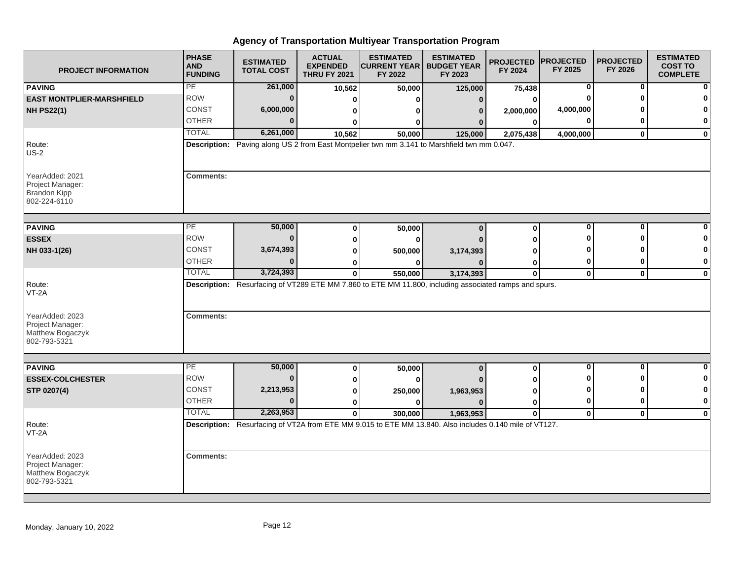# Agency of Transportation Multiyear Transportation Program

| PROJECT INFORMATION | PHASE AND FUNDING | ESTIMATED TOTAL COST | ACTUAL EXPENDED THRU FY 2021 | ESTIMATED CURRENT YEAR FY 2022 | ESTIMATED BUDGET YEAR FY 2023 | PROJECTED FY 2024 | PROJECTED FY 2025 | PROJECTED FY 2026 | ESTIMATED COST TO COMPLETE |
|---|---|---|---|---|---|---|---|---|---|
| **PAVING** | PE | 261,000 | 10,562 | 50,000 | 125,000 | 75,438 | 0 | 0 | 0 |
| **EAST MONTPLIER-MARSHFIELD** | ROW | 0 | 0 | 0 | 0 | 0 | 0 | 0 | 0 |
| **NH PS22(1)** | CONST | 6,000,000 | 0 | 0 | 0 | 2,000,000 | 4,000,000 | 0 | 0 |
| | OTHER | 0 | 0 | 0 | 0 | 0 | 0 | 0 | 0 |
| | TOTAL | 6,261,000 | 10,562 | 50,000 | 125,000 | 2,075,438 | 4,000,000 | 0 | 0 |
| Route: US-2 | **Description:** Paving along US 2 from East Montpelier twn mm 3.141 to Marshfield twn mm 0.047. | | | | | | | | |
| YearAdded: 2021<br>Project Manager:<br>Brandon Kipp<br>802-224-6110 | **Comments:** | | | | | | | | |
| **PAVING** | PE | 50,000 | 0 | 50,000 | 0 | 0 | 0 | 0 | 0 |
| **ESSEX** | ROW | 0 | 0 | 0 | 0 | 0 | 0 | 0 | 0 |
| **NH 033-1(26)** | CONST | 3,674,393 | 0 | 500,000 | 3,174,393 | 0 | 0 | 0 | 0 |
| | OTHER | 0 | 0 | 0 | 0 | 0 | 0 | 0 | 0 |
| | TOTAL | 3,724,393 | 0 | 550,000 | 3,174,393 | 0 | 0 | 0 | 0 |
| Route: VT-2A | **Description:** Resurfacing of VT289 ETE MM 7.860 to ETE MM 11.800, including associated ramps and spurs. | | | | | | | | |
| YearAdded: 2023<br>Project Manager:<br>Matthew Bogaczyk<br>802-793-5321 | **Comments:** | | | | | | | | |
| **PAVING** | PE | 50,000 | 0 | 50,000 | 0 | 0 | 0 | 0 | 0 |
| **ESSEX-COLCHESTER** | ROW | 0 | 0 | 0 | 0 | 0 | 0 | 0 | 0 |
| **STP 0207(4)** | CONST | 2,213,953 | 0 | 250,000 | 1,963,953 | 0 | 0 | 0 | 0 |
| | OTHER | 0 | 0 | 0 | 0 | 0 | 0 | 0 | 0 |
| | TOTAL | 2,263,953 | 0 | 300,000 | 1,963,953 | 0 | 0 | 0 | 0 |
| Route: VT-2A | **Description:** Resurfacing of VT2A from ETE MM 9.015 to ETE MM 13.840. Also includes 0.140 mile of VT127. | | | | | | | | |
| YearAdded: 2023<br>Project Manager:<br>Matthew Bogaczyk<br>802-793-5321 | **Comments:** | | | | | | | | |

Monday, January 10, 2022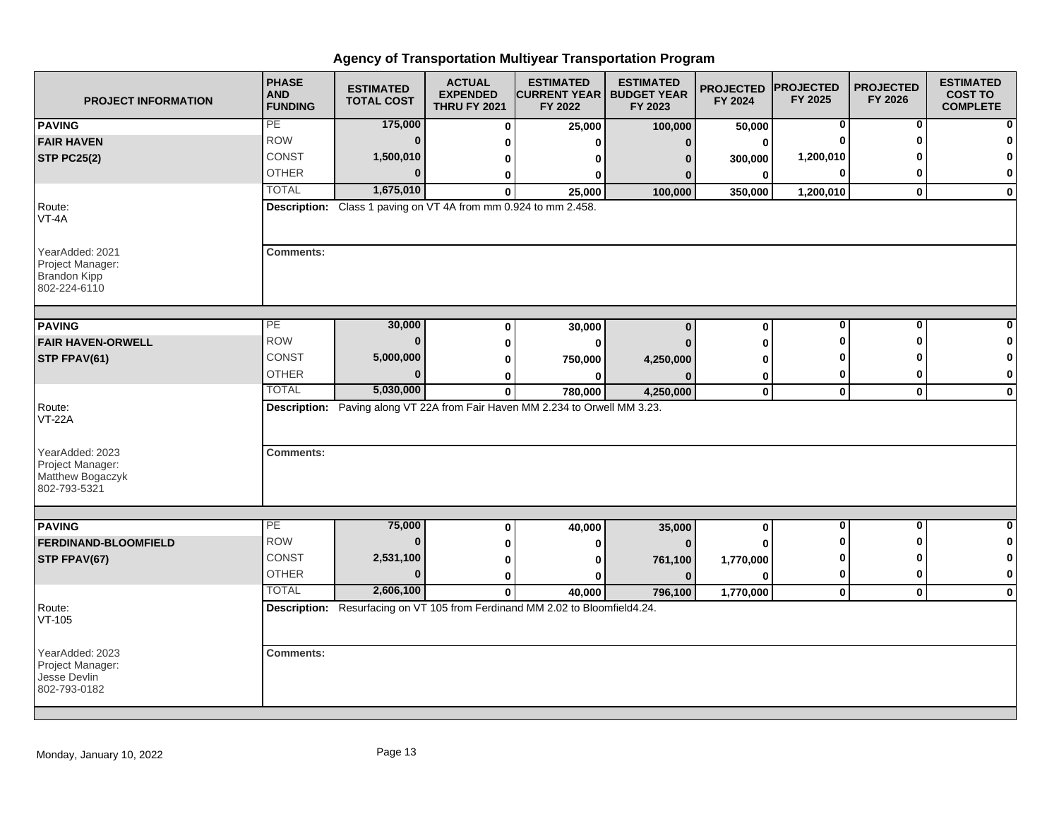# Agency of Transportation Multiyear Transportation Program

| PROJECT INFORMATION | PHASE AND FUNDING | ESTIMATED TOTAL COST | ACTUAL EXPENDED THRU FY 2021 | ESTIMATED CURRENT YEAR FY 2022 | ESTIMATED BUDGET YEAR FY 2023 | PROJECTED FY 2024 | PROJECTED FY 2025 | PROJECTED FY 2026 | ESTIMATED COST TO COMPLETE |
|---|---|---|---|---|---|---|---|---|---|
| **PAVING** | PE | 175,000 | 0 | 25,000 | 100,000 | 50,000 | 0 | 0 | 0 |
| **FAIR HAVEN** | ROW | 0 | 0 | 0 | 0 | 0 | 0 | 0 | 0 |
| **STP PC25(2)** | CONST | 1,500,010 | 0 | 0 | 0 | 300,000 | 1,200,010 | 0 | 0 |
| | OTHER | 0 | 0 | 0 | 0 | 0 | 0 | 0 | 0 |
| | TOTAL | 1,675,010 | 0 | 25,000 | 100,000 | 350,000 | 1,200,010 | 0 | 0 |
| Route: VT-4A | **Description:** Class 1 paving on VT 4A from mm 0.924 to mm 2.458. | | | | | | | | |
| YearAdded: 2021 Project Manager: Brandon Kipp 802-224-6110 | **Comments:** | | | | | | | | |
| **PAVING** | PE | 30,000 | 0 | 30,000 | 0 | 0 | 0 | 0 | 0 |
| **FAIR HAVEN-ORWELL** | ROW | 0 | 0 | 0 | 0 | 0 | 0 | 0 | 0 |
| **STP FPAV(61)** | CONST | 5,000,000 | 0 | 750,000 | 4,250,000 | 0 | 0 | 0 | 0 |
| | OTHER | 0 | 0 | 0 | 0 | 0 | 0 | 0 | 0 |
| | TOTAL | 5,030,000 | 0 | 780,000 | 4,250,000 | 0 | 0 | 0 | 0 |
| Route: VT-22A | **Description:** Paving along VT 22A from Fair Haven MM 2.234 to Orwell MM 3.23. | | | | | | | | |
| YearAdded: 2023 Project Manager: Matthew Bogaczyk 802-793-5321 | **Comments:** | | | | | | | | |
| **PAVING** | PE | 75,000 | 0 | 40,000 | 35,000 | 0 | 0 | 0 | 0 |
| **FERDINAND-BLOOMFIELD** | ROW | 0 | 0 | 0 | 0 | 0 | 0 | 0 | 0 |
| **STP FPAV(67)** | CONST | 2,531,100 | 0 | 0 | 761,100 | 1,770,000 | 0 | 0 | 0 |
| | OTHER | 0 | 0 | 0 | 0 | 0 | 0 | 0 | 0 |
| | TOTAL | 2,606,100 | 0 | 40,000 | 796,100 | 1,770,000 | 0 | 0 | 0 |
| Route: VT-105 | **Description:** Resurfacing on VT 105 from Ferdinand MM 2.02 to Bloomfield4.24. | | | | | | | | |
| YearAdded: 2023 Project Manager: Jesse Devlin 802-793-0182 | **Comments:** | | | | | | | | |

Monday, January 10, 2022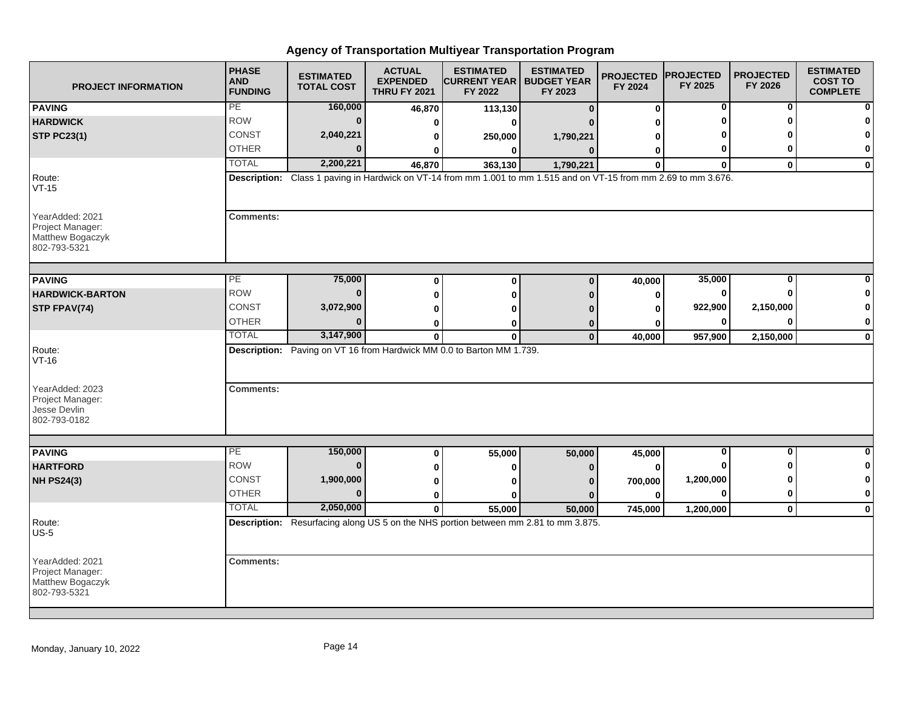# Agency of Transportation Multiyear Transportation Program

| PROJECT INFORMATION | PHASE AND FUNDING | ESTIMATED TOTAL COST | ACTUAL EXPENDED THRU FY 2021 | ESTIMATED CURRENT YEAR FY 2022 | ESTIMATED BUDGET YEAR FY 2023 | PROJECTED FY 2024 | PROJECTED FY 2025 | PROJECTED FY 2026 | ESTIMATED COST TO COMPLETE |
|---|---|---|---|---|---|---|---|---|---|
| **PAVING** | PE | 160,000 | 46,870 | 113,130 | 0 | 0 | 0 | 0 | 0 |
| **HARDWICK** | ROW | 0 | 0 | 0 | 0 | 0 | 0 | 0 | 0 |
| **STP PC23(1)** | CONST | 2,040,221 | 0 | 250,000 | 1,790,221 | 0 | 0 | 0 | 0 |
| | OTHER | 0 | 0 | 0 | 0 | 0 | 0 | 0 | 0 |
| | TOTAL | 2,200,221 | 46,870 | 363,130 | 1,790,221 | 0 | 0 | 0 | 0 |

Route: VT-15

**Description:** Class 1 paving in Hardwick on VT-14 from mm 1.001 to mm 1.515 and on VT-15 from mm 2.69 to mm 3.676.

YearAdded: 2021
Project Manager: Matthew Bogaczyk
802-793-5321

**Comments:**

| PROJECT INFORMATION | PHASE AND FUNDING | ESTIMATED TOTAL COST | ACTUAL EXPENDED THRU FY 2021 | ESTIMATED CURRENT YEAR FY 2022 | ESTIMATED BUDGET YEAR FY 2023 | PROJECTED FY 2024 | PROJECTED FY 2025 | PROJECTED FY 2026 | ESTIMATED COST TO COMPLETE |
|---|---|---|---|---|---|---|---|---|---|
| **PAVING** | PE | 75,000 | 0 | 0 | 0 | 40,000 | 35,000 | 0 | 0 |
| **HARDWICK-BARTON** | ROW | 0 | 0 | 0 | 0 | 0 | 0 | 0 | 0 |
| **STP FPAV(74)** | CONST | 3,072,900 | 0 | 0 | 0 | 0 | 922,900 | 2,150,000 | 0 |
| | OTHER | 0 | 0 | 0 | 0 | 0 | 0 | 0 | 0 |
| | TOTAL | 3,147,900 | 0 | 0 | 0 | 40,000 | 957,900 | 2,150,000 | 0 |

Route: VT-16

**Description:** Paving on VT 16 from Hardwick MM 0.0 to Barton MM 1.739.

YearAdded: 2023
Project Manager: Jesse Devlin
802-793-0182

**Comments:**

| PROJECT INFORMATION | PHASE AND FUNDING | ESTIMATED TOTAL COST | ACTUAL EXPENDED THRU FY 2021 | ESTIMATED CURRENT YEAR FY 2022 | ESTIMATED BUDGET YEAR FY 2023 | PROJECTED FY 2024 | PROJECTED FY 2025 | PROJECTED FY 2026 | ESTIMATED COST TO COMPLETE |
|---|---|---|---|---|---|---|---|---|---|
| **PAVING** | PE | 150,000 | 0 | 55,000 | 50,000 | 45,000 | 0 | 0 | 0 |
| **HARTFORD** | ROW | 0 | 0 | 0 | 0 | 0 | 0 | 0 | 0 |
| **NH PS24(3)** | CONST | 1,900,000 | 0 | 0 | 0 | 700,000 | 1,200,000 | 0 | 0 |
| | OTHER | 0 | 0 | 0 | 0 | 0 | 0 | 0 | 0 |
| | TOTAL | 2,050,000 | 0 | 55,000 | 50,000 | 745,000 | 1,200,000 | 0 | 0 |

Route: US-5

**Description:** Resurfacing along US 5 on the NHS portion between mm 2.81 to mm 3.875.

YearAdded: 2021
Project Manager: Matthew Bogaczyk
802-793-5321

**Comments:**

Monday, January 10, 2022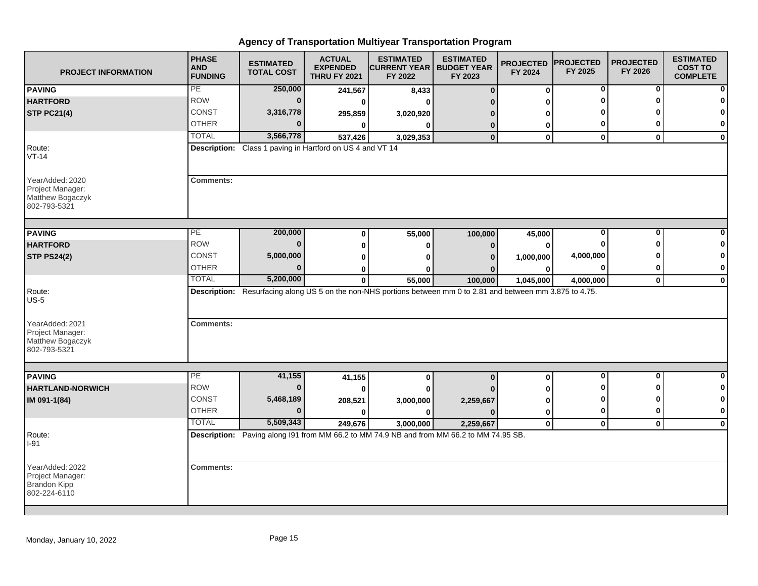# Agency of Transportation Multiyear Transportation Program

| PROJECT INFORMATION | PHASE AND FUNDING | ESTIMATED TOTAL COST | ACTUAL EXPENDED THRU FY 2021 | ESTIMATED CURRENT YEAR FY 2022 | ESTIMATED BUDGET YEAR FY 2023 | PROJECTED FY 2024 | PROJECTED FY 2025 | PROJECTED FY 2026 | ESTIMATED COST TO COMPLETE |
|---|---|---|---|---|---|---|---|---|---|
| **PAVING** | PE | **250,000** | **241,567** | **8,433** | **0** | **0** | **0** | **0** | **0** |
| **HARTFORD** | ROW | **0** | **0** | **0** | **0** | **0** | **0** | **0** | **0** |
| **STP PC21(4)** | CONST | **3,316,778** | **295,859** | **3,020,920** | **0** | **0** | **0** | **0** | **0** |
| | OTHER | **0** | **0** | **0** | **0** | **0** | **0** | **0** | **0** |
| | TOTAL | **3,566,778** | **537,426** | **3,029,353** | **0** | **0** | **0** | **0** | **0** |

Route: VT-14

**Description:** Class 1 paving in Hartford on US 4 and VT 14

YearAdded: 2020
Project Manager: Matthew Bogaczyk
802-793-5321

**Comments:**

| PROJECT INFORMATION | PHASE AND FUNDING | ESTIMATED TOTAL COST | ACTUAL EXPENDED THRU FY 2021 | ESTIMATED CURRENT YEAR FY 2022 | ESTIMATED BUDGET YEAR FY 2023 | PROJECTED FY 2024 | PROJECTED FY 2025 | PROJECTED FY 2026 | ESTIMATED COST TO COMPLETE |
|---|---|---|---|---|---|---|---|---|---|
| **PAVING** | PE | **200,000** | **0** | **55,000** | **100,000** | **45,000** | **0** | **0** | **0** |
| **HARTFORD** | ROW | **0** | **0** | **0** | **0** | **0** | **0** | **0** | **0** |
| **STP PS24(2)** | CONST | **5,000,000** | **0** | **0** | **0** | **1,000,000** | **4,000,000** | **0** | **0** |
| | OTHER | **0** | **0** | **0** | **0** | **0** | **0** | **0** | **0** |
| | TOTAL | **5,200,000** | **0** | **55,000** | **100,000** | **1,045,000** | **4,000,000** | **0** | **0** |

Route: US-5

**Description:** Resurfacing along US 5 on the non-NHS portions between mm 0 to 2.81 and between mm 3.875 to 4.75.

YearAdded: 2021
Project Manager: Matthew Bogaczyk
802-793-5321

**Comments:**

| PROJECT INFORMATION | PHASE AND FUNDING | ESTIMATED TOTAL COST | ACTUAL EXPENDED THRU FY 2021 | ESTIMATED CURRENT YEAR FY 2022 | ESTIMATED BUDGET YEAR FY 2023 | PROJECTED FY 2024 | PROJECTED FY 2025 | PROJECTED FY 2026 | ESTIMATED COST TO COMPLETE |
|---|---|---|---|---|---|---|---|---|---|
| **PAVING** | PE | **41,155** | **41,155** | **0** | **0** | **0** | **0** | **0** | **0** |
| **HARTLAND-NORWICH** | ROW | **0** | **0** | **0** | **0** | **0** | **0** | **0** | **0** |
| **IM 091-1(84)** | CONST | **5,468,189** | **208,521** | **3,000,000** | **2,259,667** | **0** | **0** | **0** | **0** |
| | OTHER | **0** | **0** | **0** | **0** | **0** | **0** | **0** | **0** |
| | TOTAL | **5,509,343** | **249,676** | **3,000,000** | **2,259,667** | **0** | **0** | **0** | **0** |

Route: I-91

**Description:** Paving along I91 from MM 66.2 to MM 74.9 NB and from MM 66.2 to MM 74.95 SB.

YearAdded: 2022
Project Manager: Brandon Kipp
802-224-6110

**Comments:**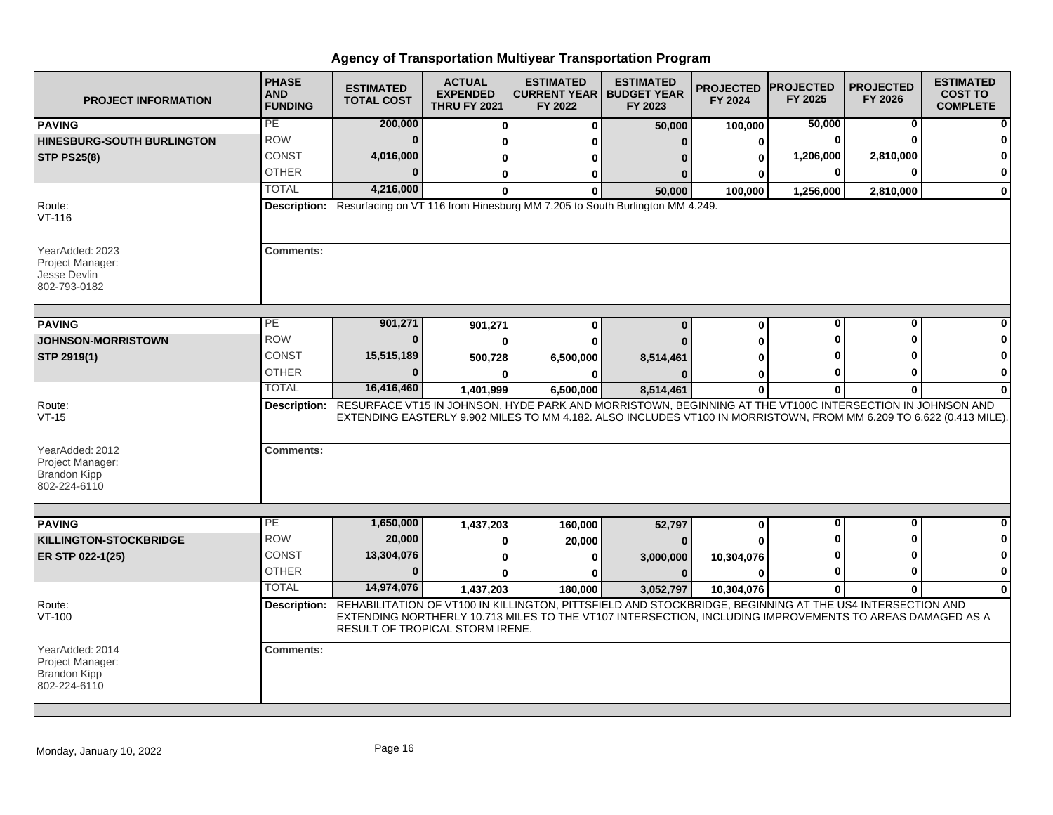## Agency of Transportation Multiyear Transportation Program

| PROJECT INFORMATION | PHASE AND FUNDING | ESTIMATED TOTAL COST | ACTUAL EXPENDED THRU FY 2021 | ESTIMATED CURRENT YEAR FY 2022 | ESTIMATED BUDGET YEAR FY 2023 | PROJECTED FY 2024 | PROJECTED FY 2025 | PROJECTED FY 2026 | ESTIMATED COST TO COMPLETE |
|---|---|---|---|---|---|---|---|---|---|
| **PAVING** | PE | 200,000 | 0 | 0 | 50,000 | 100,000 | 50,000 | 0 | 0 |
| **HINESBURG-SOUTH BURLINGTON** | ROW | 0 | 0 | 0 | 0 | 0 | 0 | 0 | 0 |
| **STP PS25(8)** | CONST | 4,016,000 | 0 | 0 | 0 | 0 | 1,206,000 | 2,810,000 | 0 |
| | OTHER | 0 | 0 | 0 | 0 | 0 | 0 | 0 | 0 |
| | TOTAL | 4,216,000 | 0 | 0 | 50,000 | 100,000 | 1,256,000 | 2,810,000 | 0 |
| Route: VT-116 | **Description:** Resurfacing on VT 116 from Hinesburg MM 7.205 to South Burlington MM 4.249. | | | | | | | | |
| YearAdded: 2023<br>Project Manager:<br>Jesse Devlin<br>802-793-0182 | **Comments:** | | | | | | | | |
| **PAVING** | PE | 901,271 | 901,271 | 0 | 0 | 0 | 0 | 0 | 0 |
| **JOHNSON-MORRISTOWN** | ROW | 0 | 0 | 0 | 0 | 0 | 0 | 0 | 0 |
| **STP 2919(1)** | CONST | 15,515,189 | 500,728 | 6,500,000 | 8,514,461 | 0 | 0 | 0 | 0 |
| | OTHER | 0 | 0 | 0 | 0 | 0 | 0 | 0 | 0 |
| | TOTAL | 16,416,460 | 1,401,999 | 6,500,000 | 8,514,461 | 0 | 0 | 0 | 0 |
| Route: VT-15 | **Description:** RESURFACE VT15 IN JOHNSON, HYDE PARK AND MORRISTOWN, BEGINNING AT THE VT100C INTERSECTION IN JOHNSON AND EXTENDING EASTERLY 9.902 MILES TO MM 4.182. ALSO INCLUDES VT100 IN MORRISTOWN, FROM MM 6.209 TO 6.622 (0.413 MILE). | | | | | | | | |
| YearAdded: 2012<br>Project Manager:<br>Brandon Kipp<br>802-224-6110 | **Comments:** | | | | | | | | |
| **PAVING** | PE | 1,650,000 | 1,437,203 | 160,000 | 52,797 | 0 | 0 | 0 | 0 |
| **KILLINGTON-STOCKBRIDGE** | ROW | 20,000 | 0 | 20,000 | 0 | 0 | 0 | 0 | 0 |
| **ER STP 022-1(25)** | CONST | 13,304,076 | 0 | 0 | 3,000,000 | 10,304,076 | 0 | 0 | 0 |
| | OTHER | 0 | 0 | 0 | 0 | 0 | 0 | 0 | 0 |
| | TOTAL | 14,974,076 | 1,437,203 | 180,000 | 3,052,797 | 10,304,076 | 0 | 0 | 0 |
| Route: VT-100 | **Description:** REHABILITATION OF VT100 IN KILLINGTON, PITTSFIELD AND STOCKBRIDGE, BEGINNING AT THE US4 INTERSECTION AND EXTENDING NORTHERLY 10.713 MILES TO THE VT107 INTERSECTION, INCLUDING IMPROVEMENTS TO AREAS DAMAGED AS A RESULT OF TROPICAL STORM IRENE. | | | | | | | | |
| YearAdded: 2014<br>Project Manager:<br>Brandon Kipp<br>802-224-6110 | **Comments:** | | | | | | | | |

Monday, January 10, 2022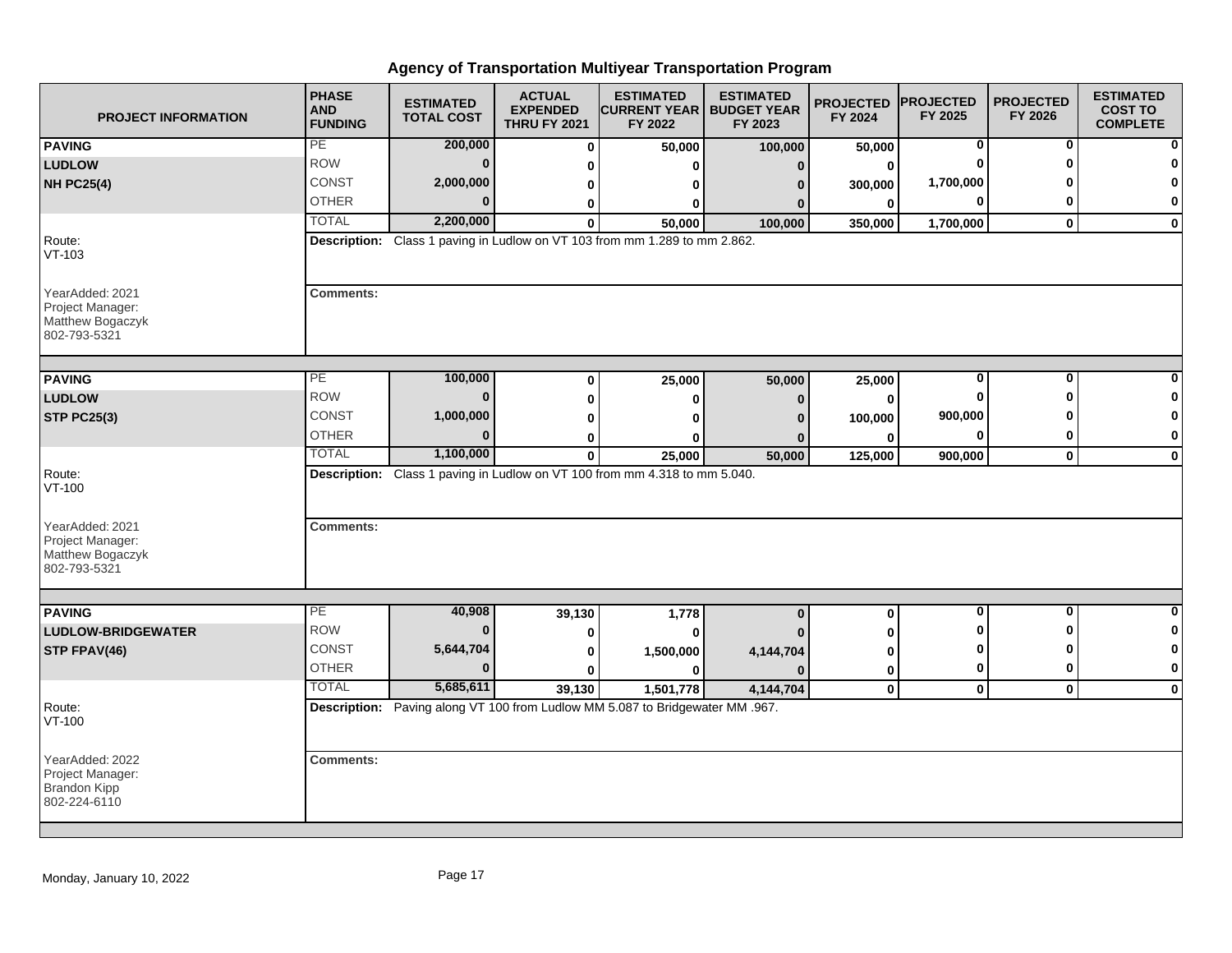# Agency of Transportation Multiyear Transportation Program

| PROJECT INFORMATION | PHASE AND FUNDING | ESTIMATED TOTAL COST | ACTUAL EXPENDED THRU FY 2021 | ESTIMATED CURRENT YEAR FY 2022 | ESTIMATED BUDGET YEAR FY 2023 | PROJECTED FY 2024 | PROJECTED FY 2025 | PROJECTED FY 2026 | ESTIMATED COST TO COMPLETE |
|---|---|---|---|---|---|---|---|---|---|
| **PAVING** | PE | 200,000 | 0 | 50,000 | 100,000 | 50,000 | 0 | 0 | 0 |
| **LUDLOW** | ROW | 0 | 0 | 0 | 0 | 0 | 0 | 0 | 0 |
| **NH PC25(4)** | CONST | 2,000,000 | 0 | 0 | 0 | 300,000 | 1,700,000 | 0 | 0 |
| | OTHER | 0 | 0 | 0 | 0 | 0 | 0 | 0 | 0 |
| | TOTAL | 2,200,000 | 0 | 50,000 | 100,000 | 350,000 | 1,700,000 | 0 | 0 |
| Route: VT-103 | **Description:** Class 1 paving in Ludlow on VT 103 from mm 1.289 to mm 2.862. | | | | | | | | |
| YearAdded: 2021 Project Manager: Matthew Bogaczyk 802-793-5321 | **Comments:** | | | | | | | | |
| **PAVING** | PE | 100,000 | 0 | 25,000 | 50,000 | 25,000 | 0 | 0 | 0 |
| **LUDLOW** | ROW | 0 | 0 | 0 | 0 | 0 | 0 | 0 | 0 |
| **STP PC25(3)** | CONST | 1,000,000 | 0 | 0 | 0 | 100,000 | 900,000 | 0 | 0 |
| | OTHER | 0 | 0 | 0 | 0 | 0 | 0 | 0 | 0 |
| | TOTAL | 1,100,000 | 0 | 25,000 | 50,000 | 125,000 | 900,000 | 0 | 0 |
| Route: VT-100 | **Description:** Class 1 paving in Ludlow on VT 100 from mm 4.318 to mm 5.040. | | | | | | | | |
| YearAdded: 2021 Project Manager: Matthew Bogaczyk 802-793-5321 | **Comments:** | | | | | | | | |
| **PAVING** | PE | 40,908 | 39,130 | 1,778 | 0 | 0 | 0 | 0 | 0 |
| **LUDLOW-BRIDGEWATER** | ROW | 0 | 0 | 0 | 0 | 0 | 0 | 0 | 0 |
| **STP FPAV(46)** | CONST | 5,644,704 | 0 | 1,500,000 | 4,144,704 | 0 | 0 | 0 | 0 |
| | OTHER | 0 | 0 | 0 | 0 | 0 | 0 | 0 | 0 |
| | TOTAL | 5,685,611 | 39,130 | 1,501,778 | 4,144,704 | 0 | 0 | 0 | 0 |
| Route: VT-100 | **Description:** Paving along VT 100 from Ludlow MM 5.087 to Bridgewater MM .967. | | | | | | | | |
| YearAdded: 2022 Project Manager: Brandon Kipp 802-224-6110 | **Comments:** | | | | | | | | |

Monday, January 10, 2022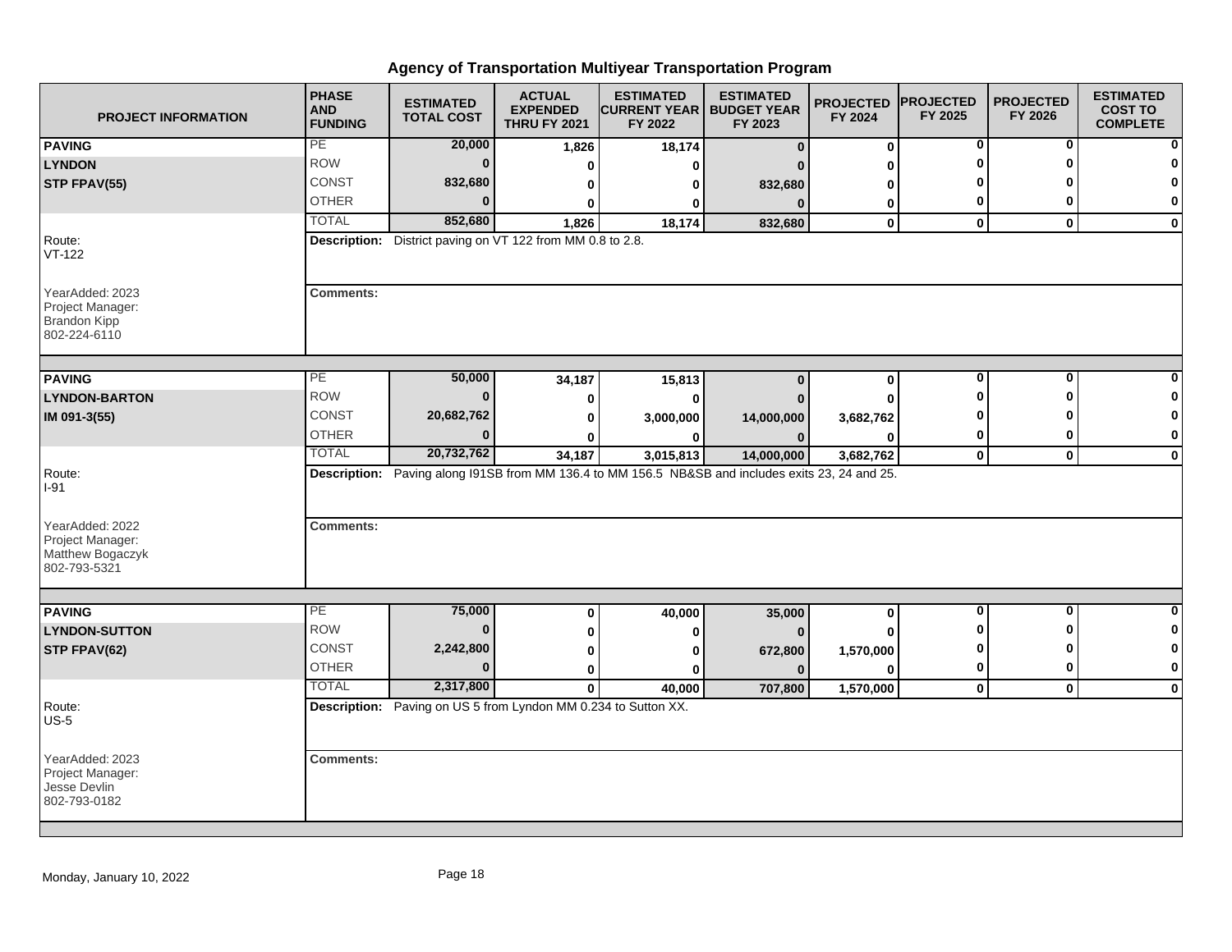# Agency of Transportation Multiyear Transportation Program

| PROJECT INFORMATION | PHASE AND FUNDING | ESTIMATED TOTAL COST | ACTUAL EXPENDED THRU FY 2021 | ESTIMATED CURRENT YEAR FY 2022 | ESTIMATED BUDGET YEAR FY 2023 | PROJECTED FY 2024 | PROJECTED FY 2025 | PROJECTED FY 2026 | ESTIMATED COST TO COMPLETE |
|---|---|---|---|---|---|---|---|---|---|
| **PAVING** | PE | 20,000 | 1,826 | 18,174 | 0 | 0 | 0 | 0 | 0 |
| **LYNDON** | ROW | 0 | 0 | 0 | 0 | 0 | 0 | 0 | 0 |
| **STP FPAV(55)** | CONST | 832,680 | 0 | 0 | 832,680 | 0 | 0 | 0 | 0 |
| | OTHER | 0 | 0 | 0 | 0 | 0 | 0 | 0 | 0 |
| | TOTAL | 852,680 | 1,826 | 18,174 | 832,680 | 0 | 0 | 0 | 0 |
| Route: VT-122 | **Description:** District paving on VT 122 from MM 0.8 to 2.8. | | | | | | | | |
| YearAdded: 2023 Project Manager: Brandon Kipp 802-224-6110 | **Comments:** | | | | | | | | |
| **PAVING** | PE | 50,000 | 34,187 | 15,813 | 0 | 0 | 0 | 0 | 0 |
| **LYNDON-BARTON** | ROW | 0 | 0 | 0 | 0 | 0 | 0 | 0 | 0 |
| **IM 091-3(55)** | CONST | 20,682,762 | 0 | 3,000,000 | 14,000,000 | 3,682,762 | 0 | 0 | 0 |
| | OTHER | 0 | 0 | 0 | 0 | 0 | 0 | 0 | 0 |
| | TOTAL | 20,732,762 | 34,187 | 3,015,813 | 14,000,000 | 3,682,762 | 0 | 0 | 0 |
| Route: I-91 | **Description:** Paving along I91SB from MM 136.4 to MM 156.5 NB&SB and includes exits 23, 24 and 25. | | | | | | | | |
| YearAdded: 2022 Project Manager: Matthew Bogaczyk 802-793-5321 | **Comments:** | | | | | | | | |
| **PAVING** | PE | 75,000 | 0 | 40,000 | 35,000 | 0 | 0 | 0 | 0 |
| **LYNDON-SUTTON** | ROW | 0 | 0 | 0 | 0 | 0 | 0 | 0 | 0 |
| **STP FPAV(62)** | CONST | 2,242,800 | 0 | 0 | 672,800 | 1,570,000 | 0 | 0 | 0 |
| | OTHER | 0 | 0 | 0 | 0 | 0 | 0 | 0 | 0 |
| | TOTAL | 2,317,800 | 0 | 40,000 | 707,800 | 1,570,000 | 0 | 0 | 0 |
| Route: US-5 | **Description:** Paving on US 5 from Lyndon MM 0.234 to Sutton XX. | | | | | | | | |
| YearAdded: 2023 Project Manager: Jesse Devlin 802-793-0182 | **Comments:** | | | | | | | | |

Monday, January 10, 2022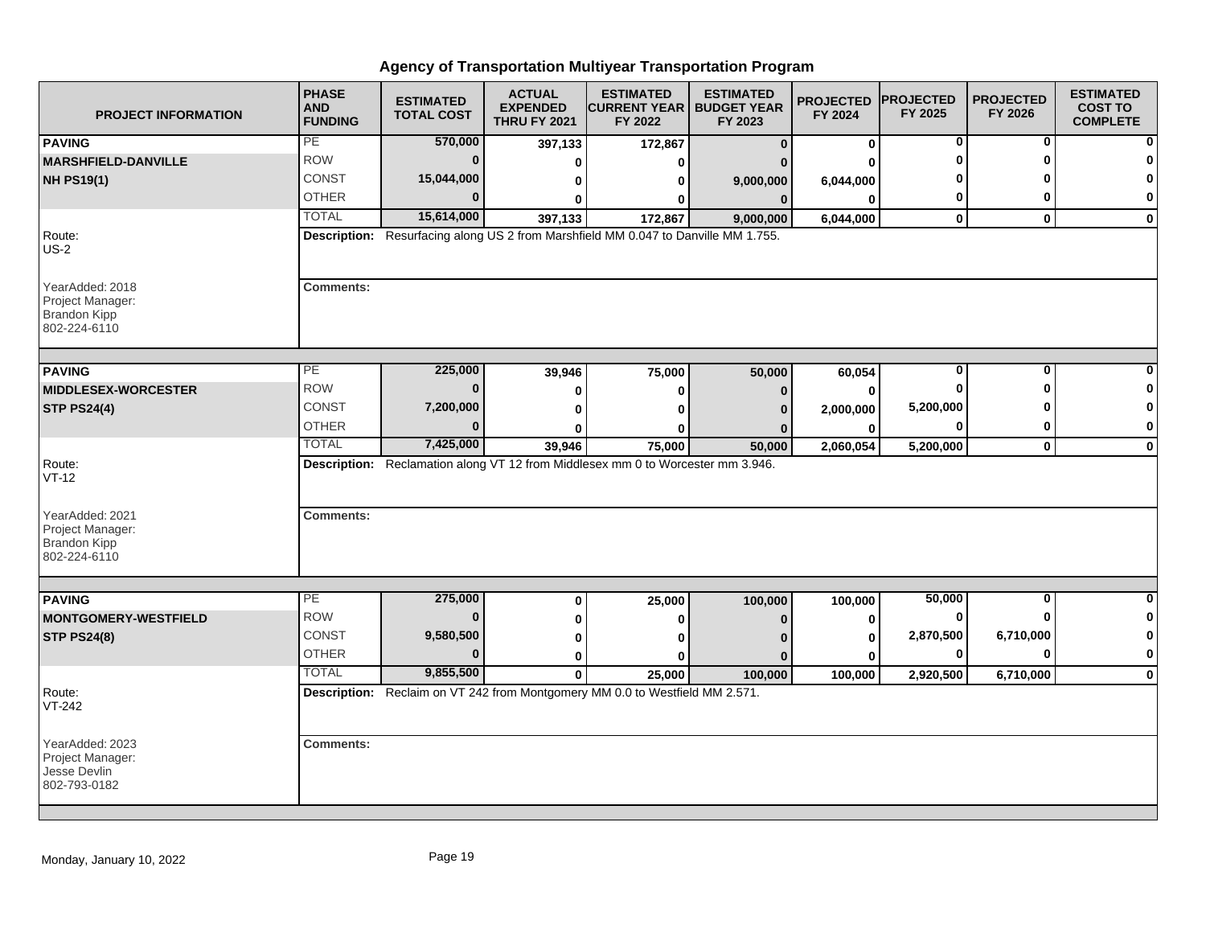# Agency of Transportation Multiyear Transportation Program

| PROJECT INFORMATION | PHASE AND FUNDING | ESTIMATED TOTAL COST | ACTUAL EXPENDED THRU FY 2021 | ESTIMATED CURRENT YEAR FY 2022 | ESTIMATED BUDGET YEAR FY 2023 | PROJECTED FY 2024 | PROJECTED FY 2025 | PROJECTED FY 2026 | ESTIMATED COST TO COMPLETE |
|---|---|---|---|---|---|---|---|---|---|
| **PAVING** | PE | 570,000 | 397,133 | 172,867 | 0 | 0 | 0 | 0 | 0 |
| **MARSHFIELD-DANVILLE** | ROW | 0 | 0 | 0 | 0 | 0 | 0 | 0 | 0 |
| **NH PS19(1)** | CONST | 15,044,000 | 0 | 0 | 9,000,000 | 6,044,000 | 0 | 0 | 0 |
| | OTHER | 0 | 0 | 0 | 0 | 0 | 0 | 0 | 0 |
| | TOTAL | 15,614,000 | 397,133 | 172,867 | 9,000,000 | 6,044,000 | 0 | 0 | 0 |

Route: US-2

**Description:** Resurfacing along US 2 from Marshfield MM 0.047 to Danville MM 1.755.

YearAdded: 2018
Project Manager: Brandon Kipp 802-224-6110

**Comments:**

| PROJECT INFORMATION | PHASE AND FUNDING | ESTIMATED TOTAL COST | ACTUAL EXPENDED THRU FY 2021 | ESTIMATED CURRENT YEAR FY 2022 | ESTIMATED BUDGET YEAR FY 2023 | PROJECTED FY 2024 | PROJECTED FY 2025 | PROJECTED FY 2026 | ESTIMATED COST TO COMPLETE |
|---|---|---|---|---|---|---|---|---|---|
| **PAVING** | PE | 225,000 | 39,946 | 75,000 | 50,000 | 60,054 | 0 | 0 | 0 |
| **MIDDLESEX-WORCESTER** | ROW | 0 | 0 | 0 | 0 | 0 | 0 | 0 | 0 |
| **STP PS24(4)** | CONST | 7,200,000 | 0 | 0 | 0 | 2,000,000 | 5,200,000 | 0 | 0 |
| | OTHER | 0 | 0 | 0 | 0 | 0 | 0 | 0 | 0 |
| | TOTAL | 7,425,000 | 39,946 | 75,000 | 50,000 | 2,060,054 | 5,200,000 | 0 | 0 |

Route: VT-12

**Description:** Reclamation along VT 12 from Middlesex mm 0 to Worcester mm 3.946.

YearAdded: 2021
Project Manager: Brandon Kipp 802-224-6110

**Comments:**

| PROJECT INFORMATION | PHASE AND FUNDING | ESTIMATED TOTAL COST | ACTUAL EXPENDED THRU FY 2021 | ESTIMATED CURRENT YEAR FY 2022 | ESTIMATED BUDGET YEAR FY 2023 | PROJECTED FY 2024 | PROJECTED FY 2025 | PROJECTED FY 2026 | ESTIMATED COST TO COMPLETE |
|---|---|---|---|---|---|---|---|---|---|
| **PAVING** | PE | 275,000 | 0 | 25,000 | 100,000 | 100,000 | 50,000 | 0 | 0 |
| **MONTGOMERY-WESTFIELD** | ROW | 0 | 0 | 0 | 0 | 0 | 0 | 0 | 0 |
| **STP PS24(8)** | CONST | 9,580,500 | 0 | 0 | 0 | 0 | 2,870,500 | 6,710,000 | 0 |
| | OTHER | 0 | 0 | 0 | 0 | 0 | 0 | 0 | 0 |
| | TOTAL | 9,855,500 | 0 | 25,000 | 100,000 | 100,000 | 2,920,500 | 6,710,000 | 0 |

Route: VT-242

**Description:** Reclaim on VT 242 from Montgomery MM 0.0 to Westfield MM 2.571.

YearAdded: 2023
Project Manager: Jesse Devlin 802-793-0182

**Comments:**

Monday, January 10, 2022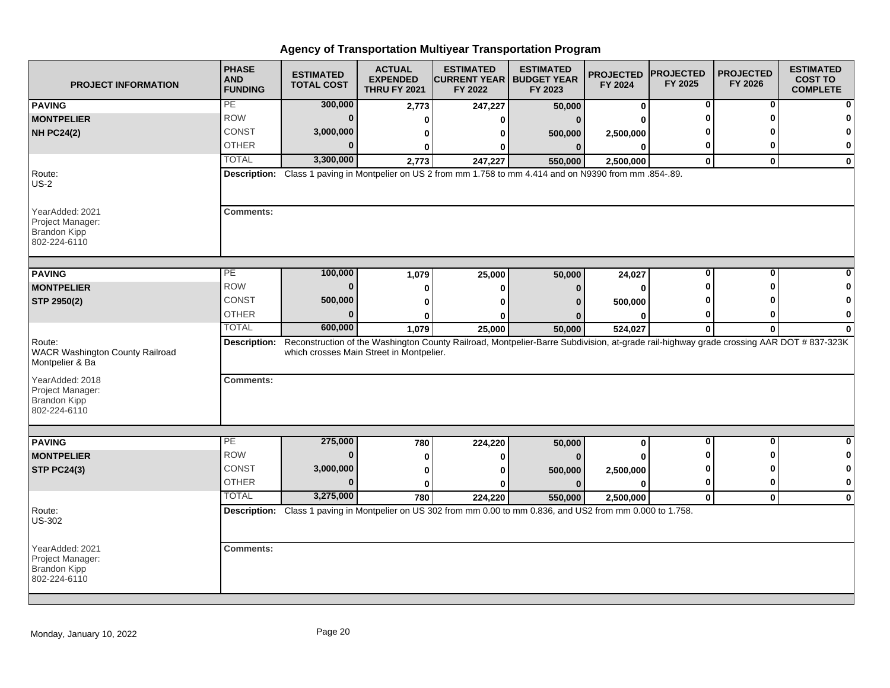# Agency of Transportation Multiyear Transportation Program

| PROJECT INFORMATION | PHASE AND FUNDING | ESTIMATED TOTAL COST | ACTUAL EXPENDED THRU FY 2021 | ESTIMATED CURRENT YEAR FY 2022 | ESTIMATED BUDGET YEAR FY 2023 | PROJECTED FY 2024 | PROJECTED FY 2025 | PROJECTED FY 2026 | ESTIMATED COST TO COMPLETE |
|---|---|---|---|---|---|---|---|---|---|
| **PAVING** | PE | 300,000 | 2,773 | 247,227 | 50,000 | 0 | 0 | 0 | 0 |
| **MONTPELIER** | ROW | 0 | 0 | 0 | 0 | 0 | 0 | 0 | 0 |
| **NH PC24(2)** | CONST | 3,000,000 | 0 | 0 | 500,000 | 2,500,000 | 0 | 0 | 0 |
| | OTHER | 0 | 0 | 0 | 0 | 0 | 0 | 0 | 0 |
| | TOTAL | 3,300,000 | 2,773 | 247,227 | 550,000 | 2,500,000 | 0 | 0 | 0 |

Route: US-2

**Description:** Class 1 paving in Montpelier on US 2 from mm 1.758 to mm 4.414 and on N9390 from mm .854-.89.

YearAdded: 2021
Project Manager: Brandon Kipp 802-224-6110

**Comments:**

| PROJECT INFORMATION | PHASE AND FUNDING | ESTIMATED TOTAL COST | ACTUAL EXPENDED THRU FY 2021 | ESTIMATED CURRENT YEAR FY 2022 | ESTIMATED BUDGET YEAR FY 2023 | PROJECTED FY 2024 | PROJECTED FY 2025 | PROJECTED FY 2026 | ESTIMATED COST TO COMPLETE |
|---|---|---|---|---|---|---|---|---|---|
| **PAVING** | PE | 100,000 | 1,079 | 25,000 | 50,000 | 24,027 | 0 | 0 | 0 |
| **MONTPELIER** | ROW | 0 | 0 | 0 | 0 | 0 | 0 | 0 | 0 |
| **STP 2950(2)** | CONST | 500,000 | 0 | 0 | 0 | 500,000 | 0 | 0 | 0 |
| | OTHER | 0 | 0 | 0 | 0 | 0 | 0 | 0 | 0 |
| | TOTAL | 600,000 | 1,079 | 25,000 | 50,000 | 524,027 | 0 | 0 | 0 |

Route: WACR Washington County Railroad Montpelier & Ba

**Description:** Reconstruction of the Washington County Railroad, Montpelier-Barre Subdivision, at-grade rail-highway grade crossing AAR DOT # 837-323K which crosses Main Street in Montpelier.

YearAdded: 2018
Project Manager: Brandon Kipp 802-224-6110

**Comments:**

| PROJECT INFORMATION | PHASE AND FUNDING | ESTIMATED TOTAL COST | ACTUAL EXPENDED THRU FY 2021 | ESTIMATED CURRENT YEAR FY 2022 | ESTIMATED BUDGET YEAR FY 2023 | PROJECTED FY 2024 | PROJECTED FY 2025 | PROJECTED FY 2026 | ESTIMATED COST TO COMPLETE |
|---|---|---|---|---|---|---|---|---|---|
| **PAVING** | PE | 275,000 | 780 | 224,220 | 50,000 | 0 | 0 | 0 | 0 |
| **MONTPELIER** | ROW | 0 | 0 | 0 | 0 | 0 | 0 | 0 | 0 |
| **STP PC24(3)** | CONST | 3,000,000 | 0 | 0 | 500,000 | 2,500,000 | 0 | 0 | 0 |
| | OTHER | 0 | 0 | 0 | 0 | 0 | 0 | 0 | 0 |
| | TOTAL | 3,275,000 | 780 | 224,220 | 550,000 | 2,500,000 | 0 | 0 | 0 |

Route: US-302

**Description:** Class 1 paving in Montpelier on US 302 from mm 0.00 to mm 0.836, and US2 from mm 0.000 to 1.758.

YearAdded: 2021
Project Manager: Brandon Kipp 802-224-6110

**Comments:**

Monday, January 10, 2022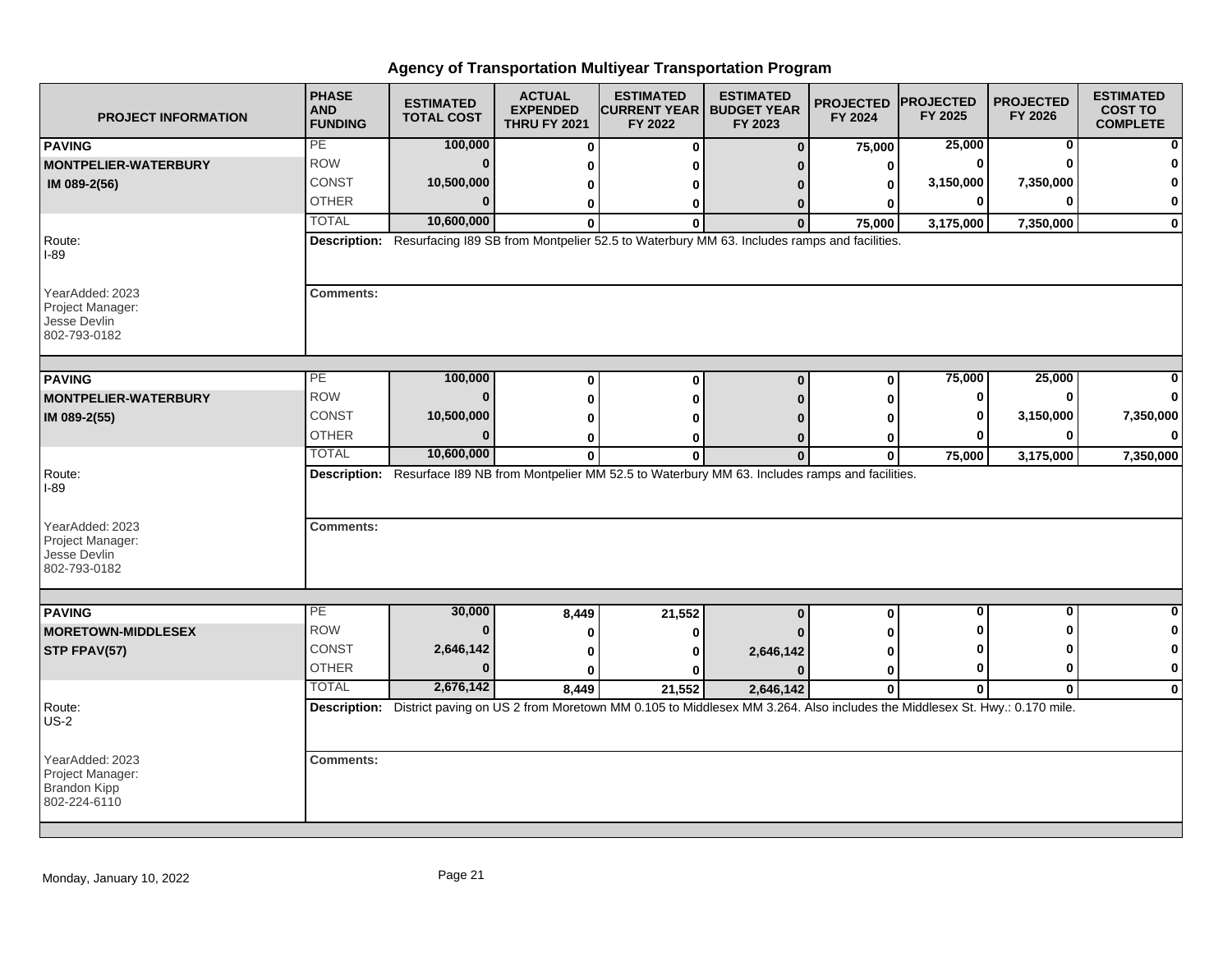# Agency of Transportation Multiyear Transportation Program

| PROJECT INFORMATION | PHASE AND FUNDING | ESTIMATED TOTAL COST | ACTUAL EXPENDED THRU FY 2021 | ESTIMATED CURRENT YEAR FY 2022 | ESTIMATED BUDGET YEAR FY 2023 | PROJECTED FY 2024 | PROJECTED FY 2025 | PROJECTED FY 2026 | ESTIMATED COST TO COMPLETE |
|---|---|---|---|---|---|---|---|---|---|
| **PAVING** | PE | 100,000 | 0 | 0 | 0 | 75,000 | 25,000 | 0 | 0 |
| **MONTPELIER-WATERBURY** | ROW | 0 | 0 | 0 | 0 | 0 | 0 | 0 | 0 |
| **IM 089-2(56)** | CONST | 10,500,000 | 0 | 0 | 0 | 0 | 3,150,000 | 7,350,000 | 0 |
| | OTHER | 0 | 0 | 0 | 0 | 0 | 0 | 0 | 0 |
| | TOTAL | 10,600,000 | 0 | 0 | 0 | 75,000 | 3,175,000 | 7,350,000 | 0 |
| Route: I-89 | **Description:** Resurfacing I89 SB from Montpelier 52.5 to Waterbury MM 63. Includes ramps and facilities. | | | | | | | | |
| YearAdded: 2023<br>Project Manager:<br>Jesse Devlin<br>802-793-0182 | **Comments:** | | | | | | | | |
| **PAVING** | PE | 100,000 | 0 | 0 | 0 | 0 | 75,000 | 25,000 | 0 |
| **MONTPELIER-WATERBURY** | ROW | 0 | 0 | 0 | 0 | 0 | 0 | 0 | 0 |
| **IM 089-2(55)** | CONST | 10,500,000 | 0 | 0 | 0 | 0 | 0 | 3,150,000 | 7,350,000 |
| | OTHER | 0 | 0 | 0 | 0 | 0 | 0 | 0 | 0 |
| | TOTAL | 10,600,000 | 0 | 0 | 0 | 0 | 75,000 | 3,175,000 | 7,350,000 |
| Route: I-89 | **Description:** Resurface I89 NB from Montpelier MM 52.5 to Waterbury MM 63. Includes ramps and facilities. | | | | | | | | |
| YearAdded: 2023<br>Project Manager:<br>Jesse Devlin<br>802-793-0182 | **Comments:** | | | | | | | | |
| **PAVING** | PE | 30,000 | 8,449 | 21,552 | 0 | 0 | 0 | 0 | 0 |
| **MORETOWN-MIDDLESEX** | ROW | 0 | 0 | 0 | 0 | 0 | 0 | 0 | 0 |
| **STP FPAV(57)** | CONST | 2,646,142 | 0 | 0 | 2,646,142 | 0 | 0 | 0 | 0 |
| | OTHER | 0 | 0 | 0 | 0 | 0 | 0 | 0 | 0 |
| | TOTAL | 2,676,142 | 8,449 | 21,552 | 2,646,142 | 0 | 0 | 0 | 0 |
| Route: US-2 | **Description:** District paving on US 2 from Moretown MM 0.105 to Middlesex MM 3.264. Also includes the Middlesex St. Hwy.: 0.170 mile. | | | | | | | | |
| YearAdded: 2023<br>Project Manager:<br>Brandon Kipp<br>802-224-6110 | **Comments:** | | | | | | | | |

Monday, January 10, 2022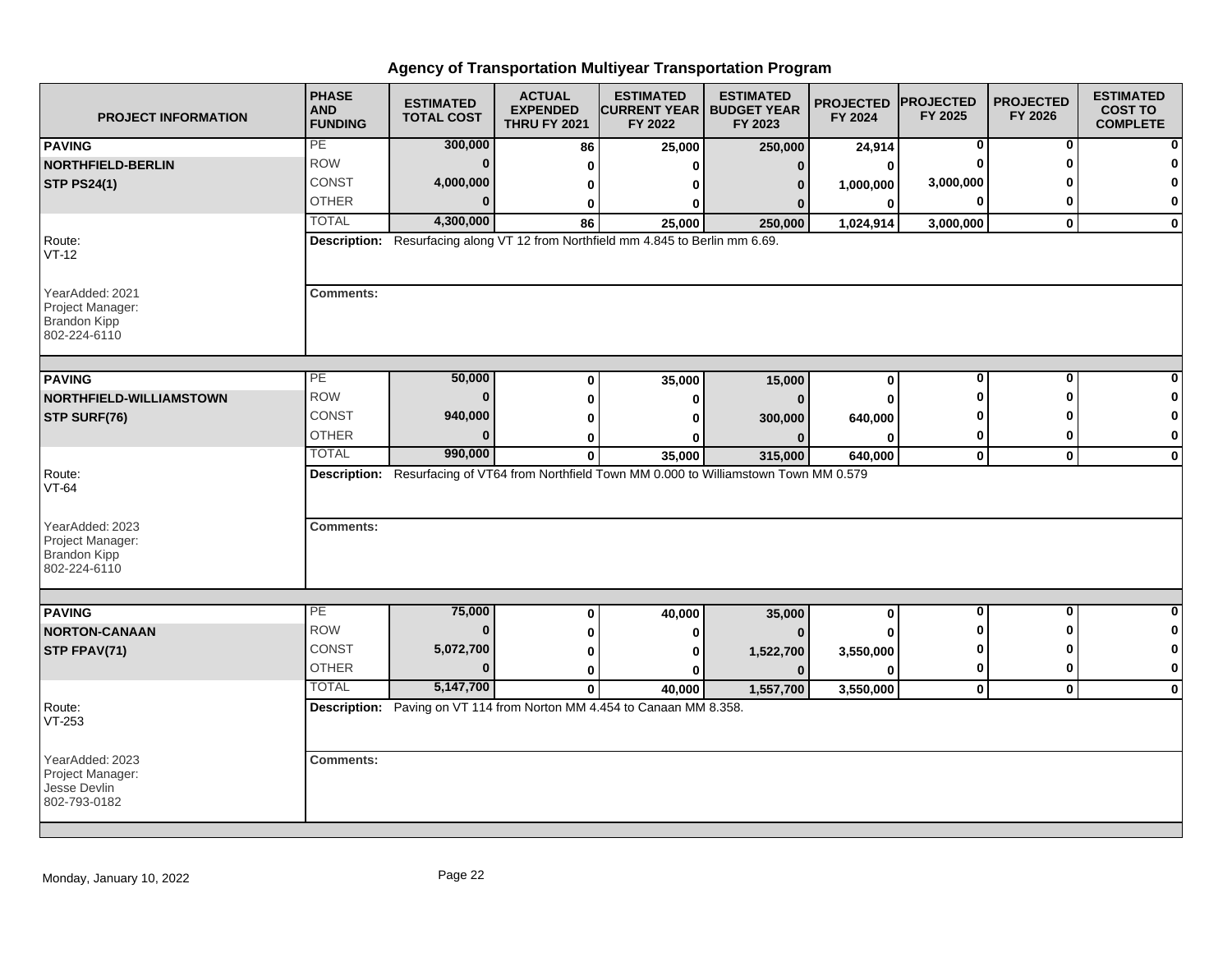# Agency of Transportation Multiyear Transportation Program

| PROJECT INFORMATION | PHASE AND FUNDING | ESTIMATED TOTAL COST | ACTUAL EXPENDED THRU FY 2021 | ESTIMATED CURRENT YEAR FY 2022 | ESTIMATED BUDGET YEAR FY 2023 | PROJECTED FY 2024 | PROJECTED FY 2025 | PROJECTED FY 2026 | ESTIMATED COST TO COMPLETE |
|---|---|---|---|---|---|---|---|---|---|
| **PAVING** | PE | **300,000** | **86** | **25,000** | **250,000** | **24,914** | **0** | **0** | **0** |
| **NORTHFIELD-BERLIN** | ROW | **0** | **0** | **0** | **0** | **0** | **0** | **0** | **0** |
| **STP PS24(1)** | CONST | **4,000,000** | **0** | **0** | **0** | **1,000,000** | **3,000,000** | **0** | **0** |
| | OTHER | **0** | **0** | **0** | **0** | **0** | **0** | **0** | **0** |
| | TOTAL | **4,300,000** | **86** | **25,000** | **250,000** | **1,024,914** | **3,000,000** | **0** | **0** |
| Route: VT-12 | **Description:** Resurfacing along VT 12 from Northfield mm 4.845 to Berlin mm 6.69. | | | | | | | | |
| YearAdded: 2021 Project Manager: Brandon Kipp 802-224-6110 | **Comments:** | | | | | | | | |
| **PAVING** | PE | **50,000** | **0** | **35,000** | **15,000** | **0** | **0** | **0** | **0** |
| **NORTHFIELD-WILLIAMSTOWN** | ROW | **0** | **0** | **0** | **0** | **0** | **0** | **0** | **0** |
| **STP SURF(76)** | CONST | **940,000** | **0** | **0** | **300,000** | **640,000** | **0** | **0** | **0** |
| | OTHER | **0** | **0** | **0** | **0** | **0** | **0** | **0** | **0** |
| | TOTAL | **990,000** | **0** | **35,000** | **315,000** | **640,000** | **0** | **0** | **0** |
| Route: VT-64 | **Description:** Resurfacing of VT64 from Northfield Town MM 0.000 to Williamstown Town MM 0.579 | | | | | | | | |
| YearAdded: 2023 Project Manager: Brandon Kipp 802-224-6110 | **Comments:** | | | | | | | | |
| **PAVING** | PE | **75,000** | **0** | **40,000** | **35,000** | **0** | **0** | **0** | **0** |
| **NORTON-CANAAN** | ROW | **0** | **0** | **0** | **0** | **0** | **0** | **0** | **0** |
| **STP FPAV(71)** | CONST | **5,072,700** | **0** | **0** | **1,522,700** | **3,550,000** | **0** | **0** | **0** |
| | OTHER | **0** | **0** | **0** | **0** | **0** | **0** | **0** | **0** |
| | TOTAL | **5,147,700** | **0** | **40,000** | **1,557,700** | **3,550,000** | **0** | **0** | **0** |
| Route: VT-253 | **Description:** Paving on VT 114 from Norton MM 4.454 to Canaan MM 8.358. | | | | | | | | |
| YearAdded: 2023 Project Manager: Jesse Devlin 802-793-0182 | **Comments:** | | | | | | | | |

Monday, January 10, 2022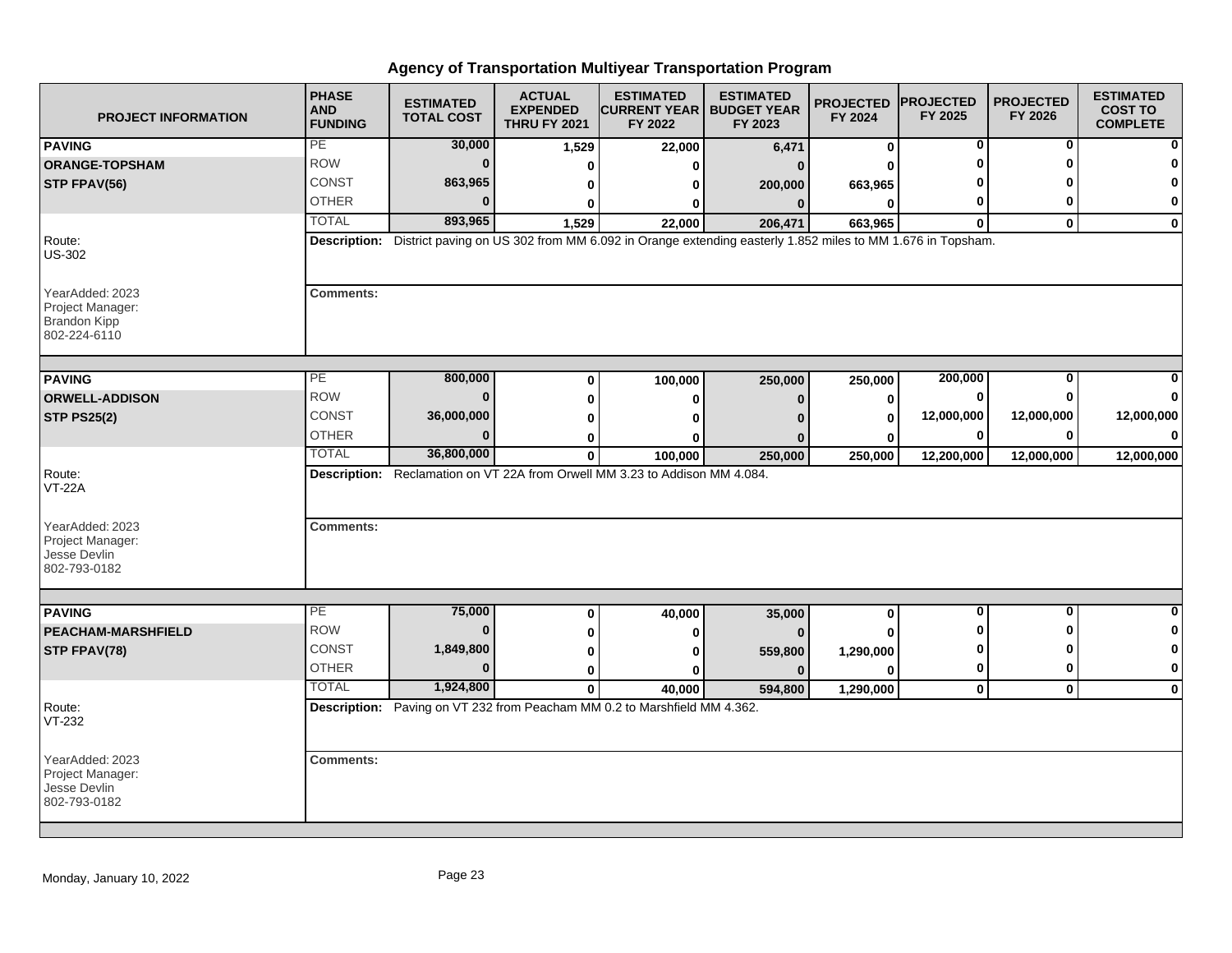# Agency of Transportation Multiyear Transportation Program

| PROJECT INFORMATION | PHASE AND FUNDING | ESTIMATED TOTAL COST | ACTUAL EXPENDED THRU FY 2021 | ESTIMATED CURRENT YEAR FY 2022 | ESTIMATED BUDGET YEAR FY 2023 | PROJECTED FY 2024 | PROJECTED FY 2025 | PROJECTED FY 2026 | ESTIMATED COST TO COMPLETE |
|---|---|---|---|---|---|---|---|---|---|
| **PAVING** | PE | **30,000** | **1,529** | **22,000** | **6,471** | **0** | **0** | **0** | **0** |
| **ORANGE-TOPSHAM** | ROW | **0** | **0** | **0** | **0** | **0** | **0** | **0** | **0** |
| **STP FPAV(56)** | CONST | **863,965** | **0** | **0** | **200,000** | **663,965** | **0** | **0** | **0** |
| | OTHER | **0** | **0** | **0** | **0** | **0** | **0** | **0** | **0** |
| | TOTAL | **893,965** | **1,529** | **22,000** | **206,471** | **663,965** | **0** | **0** | **0** |
| Route: US-302 | **Description:** District paving on US 302 from MM 6.092 in Orange extending easterly 1.852 miles to MM 1.676 in Topsham. | | | | | | | | |
| YearAdded: 2023<br>Project Manager:<br>Brandon Kipp<br>802-224-6110 | **Comments:** | | | | | | | | |
| **PAVING** | PE | **800,000** | **0** | **100,000** | **250,000** | **250,000** | **200,000** | **0** | **0** |
| **ORWELL-ADDISON** | ROW | **0** | **0** | **0** | **0** | **0** | **0** | **0** | **0** |
| **STP PS25(2)** | CONST | **36,000,000** | **0** | **0** | **0** | **0** | **12,000,000** | **12,000,000** | **12,000,000** |
| | OTHER | **0** | **0** | **0** | **0** | **0** | **0** | **0** | **0** |
| | TOTAL | **36,800,000** | **0** | **100,000** | **250,000** | **250,000** | **12,200,000** | **12,000,000** | **12,000,000** |
| Route: VT-22A | **Description:** Reclamation on VT 22A from Orwell MM 3.23 to Addison MM 4.084. | | | | | | | | |
| YearAdded: 2023<br>Project Manager:<br>Jesse Devlin<br>802-793-0182 | **Comments:** | | | | | | | | |
| **PAVING** | PE | **75,000** | **0** | **40,000** | **35,000** | **0** | **0** | **0** | **0** |
| **PEACHAM-MARSHFIELD** | ROW | **0** | **0** | **0** | **0** | **0** | **0** | **0** | **0** |
| **STP FPAV(78)** | CONST | **1,849,800** | **0** | **0** | **559,800** | **1,290,000** | **0** | **0** | **0** |
| | OTHER | **0** | **0** | **0** | **0** | **0** | **0** | **0** | **0** |
| | TOTAL | **1,924,800** | **0** | **40,000** | **594,800** | **1,290,000** | **0** | **0** | **0** |
| Route: VT-232 | **Description:** Paving on VT 232 from Peacham MM 0.2 to Marshfield MM 4.362. | | | | | | | | |
| YearAdded: 2023<br>Project Manager:<br>Jesse Devlin<br>802-793-0182 | **Comments:** | | | | | | | | |

Monday, January 10, 2022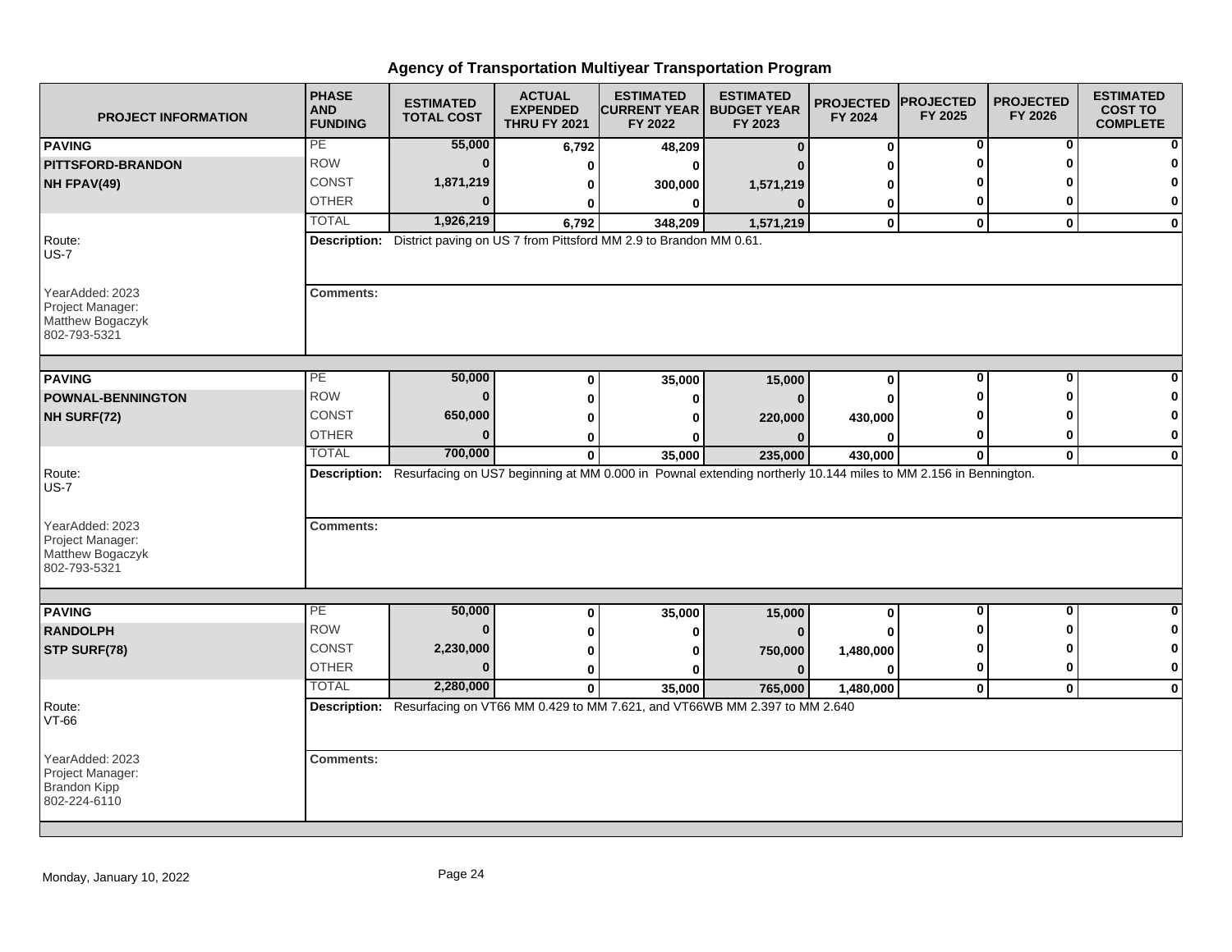# Agency of Transportation Multiyear Transportation Program

| PROJECT INFORMATION | PHASE AND FUNDING | ESTIMATED TOTAL COST | ACTUAL EXPENDED THRU FY 2021 | ESTIMATED CURRENT YEAR FY 2022 | ESTIMATED BUDGET YEAR FY 2023 | PROJECTED FY 2024 | PROJECTED FY 2025 | PROJECTED FY 2026 | ESTIMATED COST TO COMPLETE |
|---|---|---|---|---|---|---|---|---|---|
| **PAVING** | PE | **55,000** | **6,792** | **48,209** | **0** | **0** | **0** | **0** | **0** |
| **PITTSFORD-BRANDON** | ROW | **0** | **0** | **0** | **0** | **0** | **0** | **0** | **0** |
| **NH FPAV(49)** | CONST | **1,871,219** | **0** | **300,000** | **1,571,219** | **0** | **0** | **0** | **0** |
| | OTHER | **0** | **0** | **0** | **0** | **0** | **0** | **0** | **0** |
| | TOTAL | **1,926,219** | **6,792** | **348,209** | **1,571,219** | **0** | **0** | **0** | **0** |
| Route: US-7 | **Description:** District paving on US 7 from Pittsford MM 2.9 to Brandon MM 0.61. | | | | | | | | |
| YearAdded: 2023 Project Manager: Matthew Bogaczyk 802-793-5321 | **Comments:** | | | | | | | | |
| **PAVING** | PE | **50,000** | **0** | **35,000** | **15,000** | **0** | **0** | **0** | **0** |
| **POWNAL-BENNINGTON** | ROW | **0** | **0** | **0** | **0** | **0** | **0** | **0** | **0** |
| **NH SURF(72)** | CONST | **650,000** | **0** | **0** | **220,000** | **430,000** | **0** | **0** | **0** |
| | OTHER | **0** | **0** | **0** | **0** | **0** | **0** | **0** | **0** |
| | TOTAL | **700,000** | **0** | **35,000** | **235,000** | **430,000** | **0** | **0** | **0** |
| Route: US-7 | **Description:** Resurfacing on US7 beginning at MM 0.000 in Pownal extending northerly 10.144 miles to MM 2.156 in Bennington. | | | | | | | | |
| YearAdded: 2023 Project Manager: Matthew Bogaczyk 802-793-5321 | **Comments:** | | | | | | | | |
| **PAVING** | PE | **50,000** | **0** | **35,000** | **15,000** | **0** | **0** | **0** | **0** |
| **RANDOLPH** | ROW | **0** | **0** | **0** | **0** | **0** | **0** | **0** | **0** |
| **STP SURF(78)** | CONST | **2,230,000** | **0** | **0** | **750,000** | **1,480,000** | **0** | **0** | **0** |
| | OTHER | **0** | **0** | **0** | **0** | **0** | **0** | **0** | **0** |
| | TOTAL | **2,280,000** | **0** | **35,000** | **765,000** | **1,480,000** | **0** | **0** | **0** |
| Route: VT-66 | **Description:** Resurfacing on VT66 MM 0.429 to MM 7.621, and VT66WB MM 2.397 to MM 2.640 | | | | | | | | |
| YearAdded: 2023 Project Manager: Brandon Kipp 802-224-6110 | **Comments:** | | | | | | | | |

Monday, January 10, 2022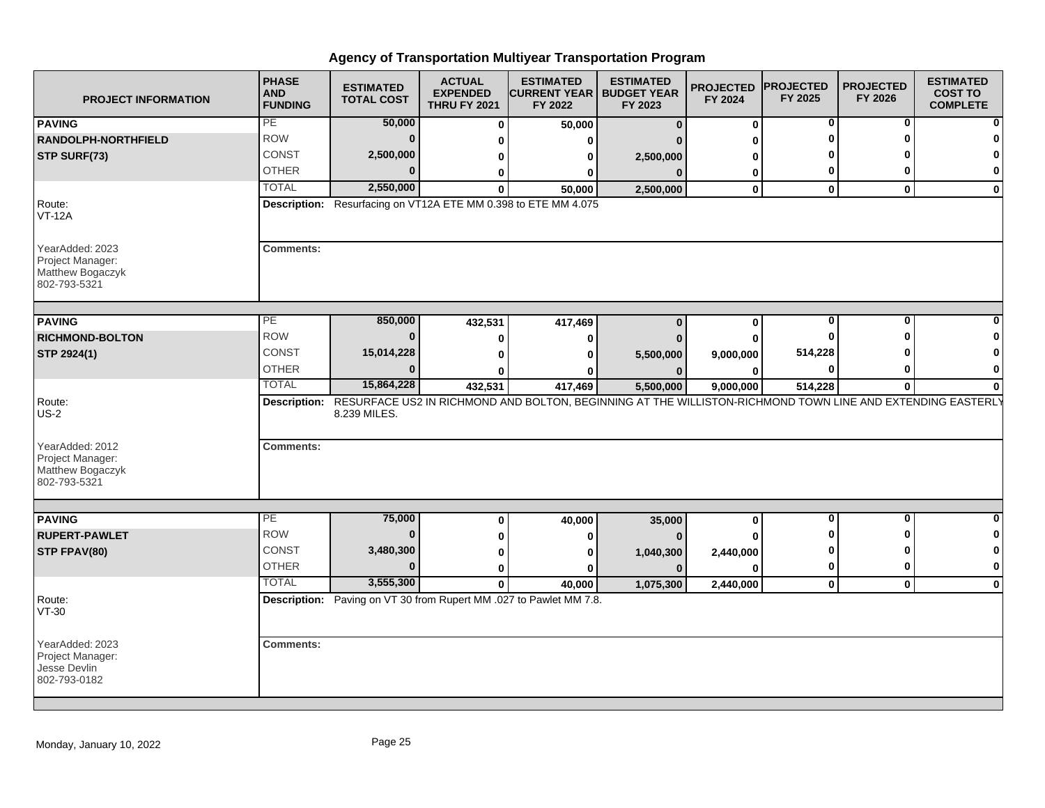# Agency of Transportation Multiyear Transportation Program

| PROJECT INFORMATION | PHASE AND FUNDING | ESTIMATED TOTAL COST | ACTUAL EXPENDED THRU FY 2021 | ESTIMATED CURRENT YEAR FY 2022 | ESTIMATED BUDGET YEAR FY 2023 | PROJECTED FY 2024 | PROJECTED FY 2025 | PROJECTED FY 2026 | ESTIMATED COST TO COMPLETE |
|---|---|---|---|---|---|---|---|---|---|
| **PAVING** | PE | 50,000 | 0 | 50,000 | 0 | 0 | 0 | 0 | 0 |
| **RANDOLPH-NORTHFIELD** | ROW | 0 | 0 | 0 | 0 | 0 | 0 | 0 | 0 |
| **STP SURF(73)** | CONST | 2,500,000 | 0 | 0 | 2,500,000 | 0 | 0 | 0 | 0 |
| | OTHER | 0 | 0 | 0 | 0 | 0 | 0 | 0 | 0 |
| | TOTAL | 2,550,000 | 0 | 50,000 | 2,500,000 | 0 | 0 | 0 | 0 |
| Route: VT-12A | **Description:** Resurfacing on VT12A ETE MM 0.398 to ETE MM 4.075 | | | | | | | | |
| YearAdded: 2023 Project Manager: Matthew Bogaczyk 802-793-5321 | **Comments:** | | | | | | | | |
| **PAVING** | PE | 850,000 | 432,531 | 417,469 | 0 | 0 | 0 | 0 | 0 |
| **RICHMOND-BOLTON** | ROW | 0 | 0 | 0 | 0 | 0 | 0 | 0 | 0 |
| **STP 2924(1)** | CONST | 15,014,228 | 0 | 0 | 5,500,000 | 9,000,000 | 514,228 | 0 | 0 |
| | OTHER | 0 | 0 | 0 | 0 | 0 | 0 | 0 | 0 |
| | TOTAL | 15,864,228 | 432,531 | 417,469 | 5,500,000 | 9,000,000 | 514,228 | 0 | 0 |
| Route: US-2 | **Description:** RESURFACE US2 IN RICHMOND AND BOLTON, BEGINNING AT THE WILLISTON-RICHMOND TOWN LINE AND EXTENDING EASTERLY 8.239 MILES. | | | | | | | | |
| YearAdded: 2012 Project Manager: Matthew Bogaczyk 802-793-5321 | **Comments:** | | | | | | | | |
| **PAVING** | PE | 75,000 | 0 | 40,000 | 35,000 | 0 | 0 | 0 | 0 |
| **RUPERT-PAWLET** | ROW | 0 | 0 | 0 | 0 | 0 | 0 | 0 | 0 |
| **STP FPAV(80)** | CONST | 3,480,300 | 0 | 0 | 1,040,300 | 2,440,000 | 0 | 0 | 0 |
| | OTHER | 0 | 0 | 0 | 0 | 0 | 0 | 0 | 0 |
| | TOTAL | 3,555,300 | 0 | 40,000 | 1,075,300 | 2,440,000 | 0 | 0 | 0 |
| Route: VT-30 | **Description:** Paving on VT 30 from Rupert MM .027 to Pawlet MM 7.8. | | | | | | | | |
| YearAdded: 2023 Project Manager: Jesse Devlin 802-793-0182 | **Comments:** | | | | | | | | |

Monday, January 10, 2022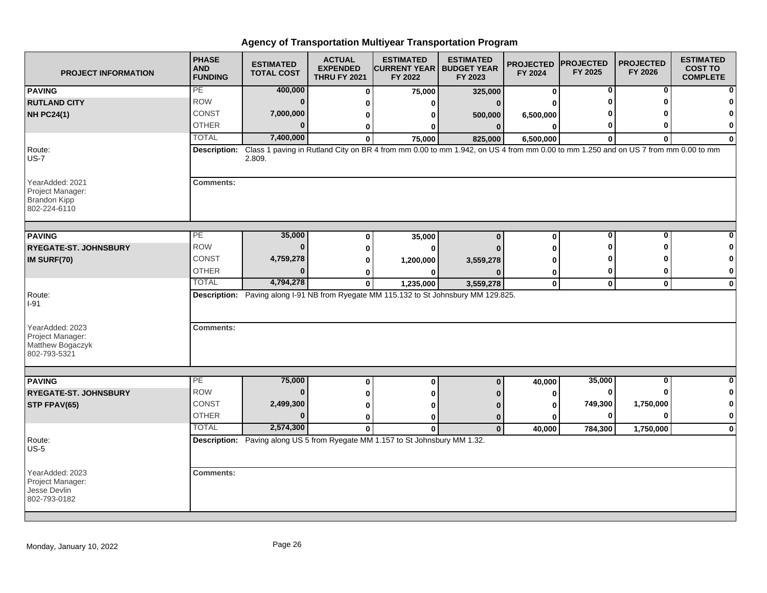# Agency of Transportation Multiyear Transportation Program

| PROJECT INFORMATION | PHASE AND FUNDING | ESTIMATED TOTAL COST | ACTUAL EXPENDED THRU FY 2021 | ESTIMATED CURRENT YEAR FY 2022 | ESTIMATED BUDGET YEAR FY 2023 | PROJECTED FY 2024 | PROJECTED FY 2025 | PROJECTED FY 2026 | ESTIMATED COST TO COMPLETE |
|---|---|---|---|---|---|---|---|---|---|
| **PAVING** | PE | **400,000** | **0** | **75,000** | **325,000** | **0** | **0** | **0** | **0** |
| **RUTLAND CITY** | ROW | **0** | **0** | **0** | **0** | **0** | **0** | **0** | **0** |
| **NH PC24(1)** | CONST | **7,000,000** | **0** | **0** | **500,000** | **6,500,000** | **0** | **0** | **0** |
| | OTHER | **0** | **0** | **0** | **0** | **0** | **0** | **0** | **0** |
| | TOTAL | **7,400,000** | **0** | **75,000** | **825,000** | **6,500,000** | **0** | **0** | **0** |

Route: US-7

**Description:** Class 1 paving in Rutland City on BR 4 from mm 0.00 to mm 1.942, on US 4 from mm 0.00 to mm 1.250 and on US 7 from mm 0.00 to mm 2.809.

YearAdded: 2021
Project Manager: Brandon Kipp
802-224-6110

**Comments:**

| PROJECT INFORMATION | PHASE AND FUNDING | ESTIMATED TOTAL COST | ACTUAL EXPENDED THRU FY 2021 | ESTIMATED CURRENT YEAR FY 2022 | ESTIMATED BUDGET YEAR FY 2023 | PROJECTED FY 2024 | PROJECTED FY 2025 | PROJECTED FY 2026 | ESTIMATED COST TO COMPLETE |
|---|---|---|---|---|---|---|---|---|---|
| **PAVING** | PE | **35,000** | **0** | **35,000** | **0** | **0** | **0** | **0** | **0** |
| **RYEGATE-ST. JOHNSBURY** | ROW | **0** | **0** | **0** | **0** | **0** | **0** | **0** | **0** |
| **IM SURF(70)** | CONST | **4,759,278** | **0** | **1,200,000** | **3,559,278** | **0** | **0** | **0** | **0** |
| | OTHER | **0** | **0** | **0** | **0** | **0** | **0** | **0** | **0** |
| | TOTAL | **4,794,278** | **0** | **1,235,000** | **3,559,278** | **0** | **0** | **0** | **0** |

Route: I-91

**Description:** Paving along I-91 NB from Ryegate MM 115.132 to St Johnsbury MM 129.825.

YearAdded: 2023
Project Manager: Matthew Bogaczyk
802-793-5321

**Comments:**

| PROJECT INFORMATION | PHASE AND FUNDING | ESTIMATED TOTAL COST | ACTUAL EXPENDED THRU FY 2021 | ESTIMATED CURRENT YEAR FY 2022 | ESTIMATED BUDGET YEAR FY 2023 | PROJECTED FY 2024 | PROJECTED FY 2025 | PROJECTED FY 2026 | ESTIMATED COST TO COMPLETE |
|---|---|---|---|---|---|---|---|---|---|
| **PAVING** | PE | **75,000** | **0** | **0** | **0** | **40,000** | **35,000** | **0** | **0** |
| **RYEGATE-ST. JOHNSBURY** | ROW | **0** | **0** | **0** | **0** | **0** | **0** | **0** | **0** |
| **STP FPAV(65)** | CONST | **2,499,300** | **0** | **0** | **0** | **0** | **749,300** | **1,750,000** | **0** |
| | OTHER | **0** | **0** | **0** | **0** | **0** | **0** | **0** | **0** |
| | TOTAL | **2,574,300** | **0** | **0** | **0** | **40,000** | **784,300** | **1,750,000** | **0** |

Route: US-5

**Description:** Paving along US 5 from Ryegate MM 1.157 to St Johnsbury MM 1.32.

YearAdded: 2023
Project Manager: Jesse Devlin
802-793-0182

**Comments:**

Monday, January 10, 2022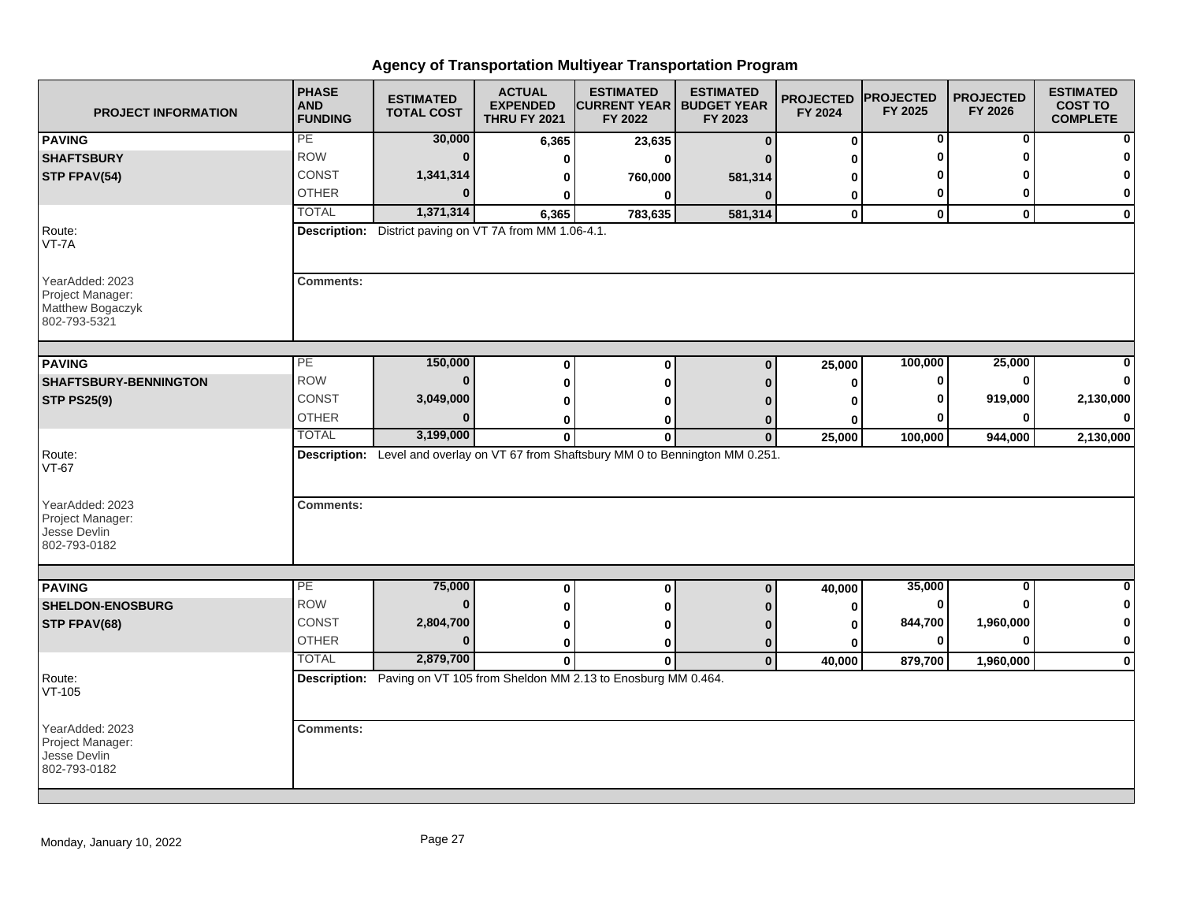# Agency of Transportation Multiyear Transportation Program

| PROJECT INFORMATION | PHASE AND FUNDING | ESTIMATED TOTAL COST | ACTUAL EXPENDED THRU FY 2021 | ESTIMATED CURRENT YEAR FY 2022 | ESTIMATED BUDGET YEAR FY 2023 | PROJECTED FY 2024 | PROJECTED FY 2025 | PROJECTED FY 2026 | ESTIMATED COST TO COMPLETE |
|---|---|---|---|---|---|---|---|---|---|
| **PAVING** | PE | **30,000** | **6,365** | **23,635** | **0** | **0** | **0** | **0** | **0** |
| **SHAFTSBURY** | ROW | **0** | **0** | **0** | **0** | **0** | **0** | **0** | **0** |
| **STP FPAV(54)** | CONST | **1,341,314** | **0** | **760,000** | **581,314** | **0** | **0** | **0** | **0** |
| | OTHER | **0** | **0** | **0** | **0** | **0** | **0** | **0** | **0** |
| | TOTAL | **1,371,314** | **6,365** | **783,635** | **581,314** | **0** | **0** | **0** | **0** |
| Route: VT-7A | **Description:** District paving on VT 7A from MM 1.06-4.1. | | | | | | | | |
| YearAdded: 2023 Project Manager: Matthew Bogaczyk 802-793-5321 | **Comments:** | | | | | | | | |
| **PAVING** | PE | **150,000** | **0** | **0** | **0** | **25,000** | **100,000** | **25,000** | **0** |
| **SHAFTSBURY-BENNINGTON** | ROW | **0** | **0** | **0** | **0** | **0** | **0** | **0** | **0** |
| **STP PS25(9)** | CONST | **3,049,000** | **0** | **0** | **0** | **0** | **0** | **919,000** | **2,130,000** |
| | OTHER | **0** | **0** | **0** | **0** | **0** | **0** | **0** | **0** |
| | TOTAL | **3,199,000** | **0** | **0** | **0** | **25,000** | **100,000** | **944,000** | **2,130,000** |
| Route: VT-67 | **Description:** Level and overlay on VT 67 from Shaftsbury MM 0 to Bennington MM 0.251. | | | | | | | | |
| YearAdded: 2023 Project Manager: Jesse Devlin 802-793-0182 | **Comments:** | | | | | | | | |
| **PAVING** | PE | **75,000** | **0** | **0** | **0** | **40,000** | **35,000** | **0** | **0** |
| **SHELDON-ENOSBURG** | ROW | **0** | **0** | **0** | **0** | **0** | **0** | **0** | **0** |
| **STP FPAV(68)** | CONST | **2,804,700** | **0** | **0** | **0** | **0** | **844,700** | **1,960,000** | **0** |
| | OTHER | **0** | **0** | **0** | **0** | **0** | **0** | **0** | **0** |
| | TOTAL | **2,879,700** | **0** | **0** | **0** | **40,000** | **879,700** | **1,960,000** | **0** |
| Route: VT-105 | **Description:** Paving on VT 105 from Sheldon MM 2.13 to Enosburg MM 0.464. | | | | | | | | |
| YearAdded: 2023 Project Manager: Jesse Devlin 802-793-0182 | **Comments:** | | | | | | | | |

Monday, January 10, 2022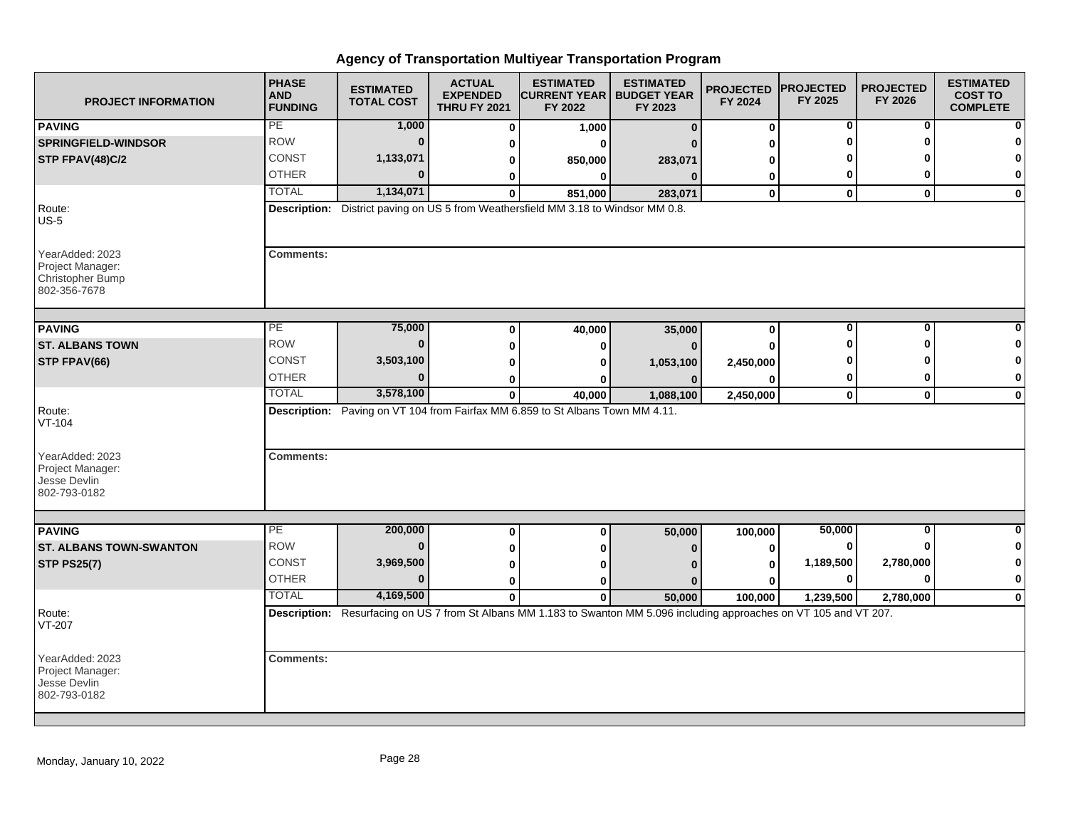# Agency of Transportation Multiyear Transportation Program

| PROJECT INFORMATION | PHASE AND FUNDING | ESTIMATED TOTAL COST | ACTUAL EXPENDED THRU FY 2021 | ESTIMATED CURRENT YEAR FY 2022 | ESTIMATED BUDGET YEAR FY 2023 | PROJECTED FY 2024 | PROJECTED FY 2025 | PROJECTED FY 2026 | ESTIMATED COST TO COMPLETE |
|---|---|---|---|---|---|---|---|---|---|
| **PAVING** | PE | 1,000 | 0 | 1,000 | 0 | 0 | 0 | 0 | 0 |
| **SPRINGFIELD-WINDSOR** | ROW | 0 | 0 | 0 | 0 | 0 | 0 | 0 | 0 |
| **STP FPAV(48)C/2** | CONST | 1,133,071 | 0 | 850,000 | 283,071 | 0 | 0 | 0 | 0 |
| | OTHER | 0 | 0 | 0 | 0 | 0 | 0 | 0 | 0 |
| | TOTAL | 1,134,071 | 0 | 851,000 | 283,071 | 0 | 0 | 0 | 0 |

Route: US-5

**Description:** District paving on US 5 from Weathersfield MM 3.18 to Windsor MM 0.8.

YearAdded: 2023
Project Manager: Christopher Bump 802-356-7678

**Comments:**

| PROJECT INFORMATION | PHASE AND FUNDING | ESTIMATED TOTAL COST | ACTUAL EXPENDED THRU FY 2021 | ESTIMATED CURRENT YEAR FY 2022 | ESTIMATED BUDGET YEAR FY 2023 | PROJECTED FY 2024 | PROJECTED FY 2025 | PROJECTED FY 2026 | ESTIMATED COST TO COMPLETE |
|---|---|---|---|---|---|---|---|---|---|
| **PAVING** | PE | 75,000 | 0 | 40,000 | 35,000 | 0 | 0 | 0 | 0 |
| **ST. ALBANS TOWN** | ROW | 0 | 0 | 0 | 0 | 0 | 0 | 0 | 0 |
| **STP FPAV(66)** | CONST | 3,503,100 | 0 | 0 | 1,053,100 | 2,450,000 | 0 | 0 | 0 |
| | OTHER | 0 | 0 | 0 | 0 | 0 | 0 | 0 | 0 |
| | TOTAL | 3,578,100 | 0 | 40,000 | 1,088,100 | 2,450,000 | 0 | 0 | 0 |

Route: VT-104

**Description:** Paving on VT 104 from Fairfax MM 6.859 to St Albans Town MM 4.11.

YearAdded: 2023
Project Manager: Jesse Devlin 802-793-0182

**Comments:**

| PROJECT INFORMATION | PHASE AND FUNDING | ESTIMATED TOTAL COST | ACTUAL EXPENDED THRU FY 2021 | ESTIMATED CURRENT YEAR FY 2022 | ESTIMATED BUDGET YEAR FY 2023 | PROJECTED FY 2024 | PROJECTED FY 2025 | PROJECTED FY 2026 | ESTIMATED COST TO COMPLETE |
|---|---|---|---|---|---|---|---|---|---|
| **PAVING** | PE | 200,000 | 0 | 0 | 50,000 | 100,000 | 50,000 | 0 | 0 |
| **ST. ALBANS TOWN-SWANTON** | ROW | 0 | 0 | 0 | 0 | 0 | 0 | 0 | 0 |
| **STP PS25(7)** | CONST | 3,969,500 | 0 | 0 | 0 | 0 | 1,189,500 | 2,780,000 | 0 |
| | OTHER | 0 | 0 | 0 | 0 | 0 | 0 | 0 | 0 |
| | TOTAL | 4,169,500 | 0 | 0 | 50,000 | 100,000 | 1,239,500 | 2,780,000 | 0 |

Route: VT-207

**Description:** Resurfacing on US 7 from St Albans MM 1.183 to Swanton MM 5.096 including approaches on VT 105 and VT 207.

YearAdded: 2023
Project Manager: Jesse Devlin 802-793-0182

**Comments:**

Monday, January 10, 2022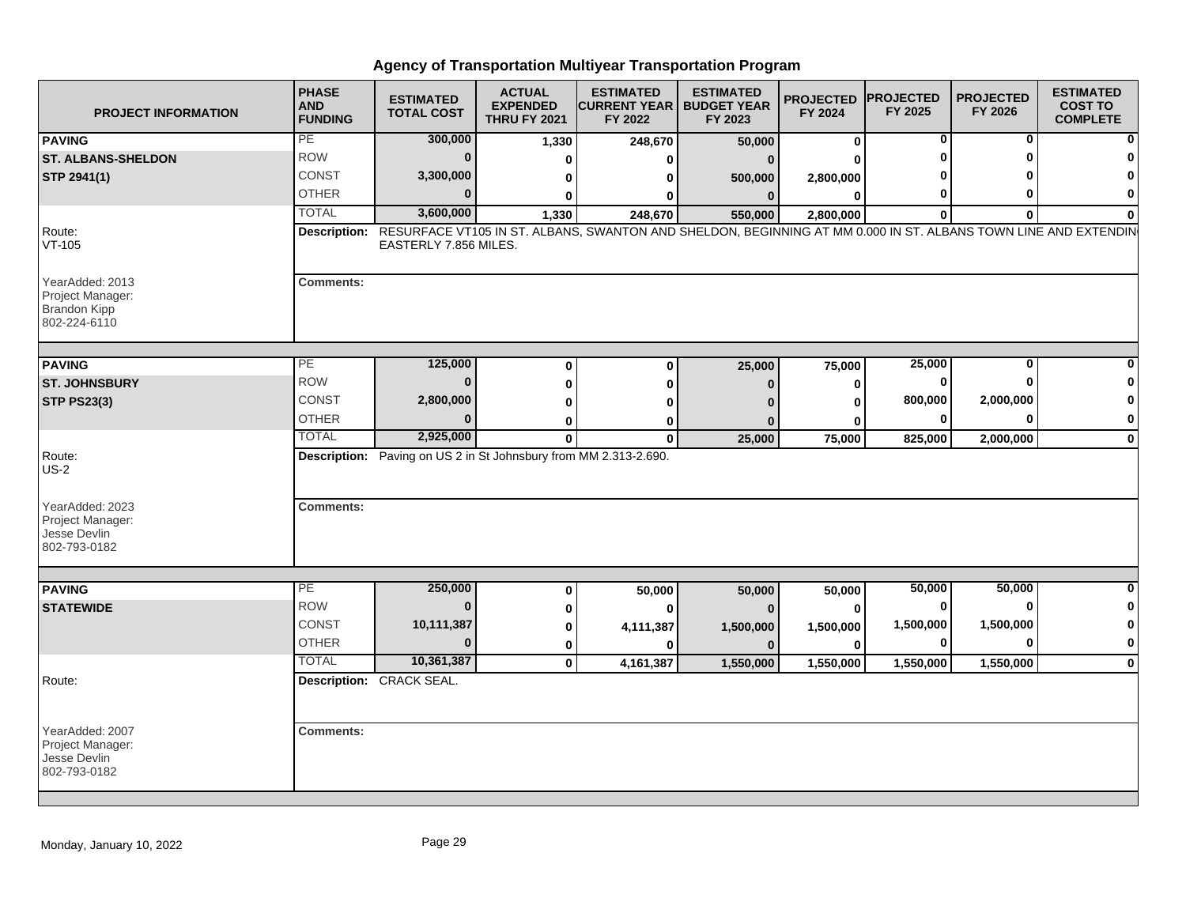# Agency of Transportation Multiyear Transportation Program

| PROJECT INFORMATION | PHASE AND FUNDING | ESTIMATED TOTAL COST | ACTUAL EXPENDED THRU FY 2021 | ESTIMATED CURRENT YEAR FY 2022 | ESTIMATED BUDGET YEAR FY 2023 | PROJECTED FY 2024 | PROJECTED FY 2025 | PROJECTED FY 2026 | ESTIMATED COST TO COMPLETE |
|---|---|---|---|---|---|---|---|---|---|
| **PAVING** | PE | 300,000 | 1,330 | 248,670 | 50,000 | 0 | 0 | 0 | 0 |
| **ST. ALBANS-SHELDON** | ROW | 0 | 0 | 0 | 0 | 0 | 0 | 0 | 0 |
| **STP 2941(1)** | CONST | 3,300,000 | 0 | 0 | 500,000 | 2,800,000 | 0 | 0 | 0 |
| | OTHER | 0 | 0 | 0 | 0 | 0 | 0 | 0 | 0 |
| | TOTAL | 3,600,000 | 1,330 | 248,670 | 550,000 | 2,800,000 | 0 | 0 | 0 |

Route: VT-105

**Description:** RESURFACE VT105 IN ST. ALBANS, SWANTON AND SHELDON, BEGINNING AT MM 0.000 IN ST. ALBANS TOWN LINE AND EXTENDIN EASTERLY 7.856 MILES.

YearAdded: 2013
Project Manager: Brandon Kipp
802-224-6110

**Comments:**

| PROJECT INFORMATION | PHASE AND FUNDING | ESTIMATED TOTAL COST | ACTUAL EXPENDED THRU FY 2021 | ESTIMATED CURRENT YEAR FY 2022 | ESTIMATED BUDGET YEAR FY 2023 | PROJECTED FY 2024 | PROJECTED FY 2025 | PROJECTED FY 2026 | ESTIMATED COST TO COMPLETE |
|---|---|---|---|---|---|---|---|---|---|
| **PAVING** | PE | 125,000 | 0 | 0 | 25,000 | 75,000 | 25,000 | 0 | 0 |
| **ST. JOHNSBURY** | ROW | 0 | 0 | 0 | 0 | 0 | 0 | 0 | 0 |
| **STP PS23(3)** | CONST | 2,800,000 | 0 | 0 | 0 | 0 | 800,000 | 2,000,000 | 0 |
| | OTHER | 0 | 0 | 0 | 0 | 0 | 0 | 0 | 0 |
| | TOTAL | 2,925,000 | 0 | 0 | 25,000 | 75,000 | 825,000 | 2,000,000 | 0 |

Route: US-2

**Description:** Paving on US 2 in St Johnsbury from MM 2.313-2.690.

YearAdded: 2023
Project Manager: Jesse Devlin
802-793-0182

**Comments:**

| PROJECT INFORMATION | PHASE AND FUNDING | ESTIMATED TOTAL COST | ACTUAL EXPENDED THRU FY 2021 | ESTIMATED CURRENT YEAR FY 2022 | ESTIMATED BUDGET YEAR FY 2023 | PROJECTED FY 2024 | PROJECTED FY 2025 | PROJECTED FY 2026 | ESTIMATED COST TO COMPLETE |
|---|---|---|---|---|---|---|---|---|---|
| **PAVING** | PE | 250,000 | 0 | 50,000 | 50,000 | 50,000 | 50,000 | 50,000 | 0 |
| **STATEWIDE** | ROW | 0 | 0 | 0 | 0 | 0 | 0 | 0 | 0 |
| | CONST | 10,111,387 | 0 | 4,111,387 | 1,500,000 | 1,500,000 | 1,500,000 | 1,500,000 | 0 |
| | OTHER | 0 | 0 | 0 | 0 | 0 | 0 | 0 | 0 |
| | TOTAL | 10,361,387 | 0 | 4,161,387 | 1,550,000 | 1,550,000 | 1,550,000 | 1,550,000 | 0 |

Route:

**Description:** CRACK SEAL.

YearAdded: 2007
Project Manager: Jesse Devlin
802-793-0182

**Comments:**

Monday, January 10, 2022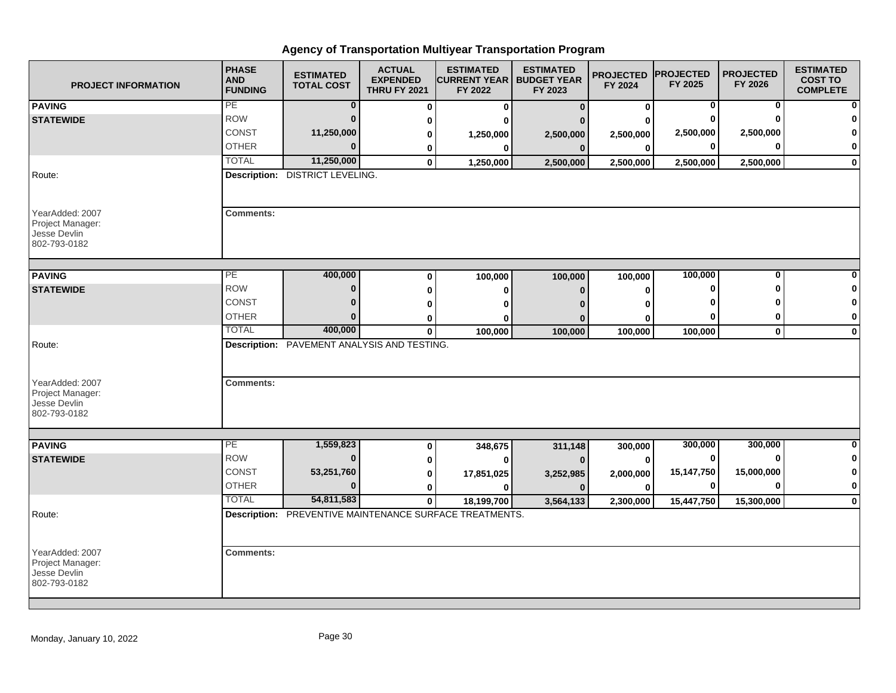# Agency of Transportation Multiyear Transportation Program

| PROJECT INFORMATION | PHASE AND FUNDING | ESTIMATED TOTAL COST | ACTUAL EXPENDED THRU FY 2021 | ESTIMATED CURRENT YEAR FY 2022 | ESTIMATED BUDGET YEAR FY 2023 | PROJECTED FY 2024 | PROJECTED FY 2025 | PROJECTED FY 2026 | ESTIMATED COST TO COMPLETE |
|---|---|---|---|---|---|---|---|---|---|
| **PAVING** | PE | 0 | 0 | 0 | 0 | 0 | 0 | 0 | 0 |
| **STATEWIDE** | ROW | 0 | 0 | 0 | 0 | 0 | 0 | 0 | 0 |
| | CONST | 11,250,000 | 0 | 1,250,000 | 2,500,000 | 2,500,000 | 2,500,000 | 2,500,000 | 0 |
| | OTHER | 0 | 0 | 0 | 0 | 0 | 0 | 0 | 0 |
| | TOTAL | 11,250,000 | 0 | 1,250,000 | 2,500,000 | 2,500,000 | 2,500,000 | 2,500,000 | 0 |
| Route: | **Description:** DISTRICT LEVELING. | | | | | | | | |
| YearAdded: 2007<br>Project Manager:<br>Jesse Devlin<br>802-793-0182 | **Comments:** | | | | | | | | |
| **PAVING** | PE | 400,000 | 0 | 100,000 | 100,000 | 100,000 | 100,000 | 0 | 0 |
| **STATEWIDE** | ROW | 0 | 0 | 0 | 0 | 0 | 0 | 0 | 0 |
| | CONST | 0 | 0 | 0 | 0 | 0 | 0 | 0 | 0 |
| | OTHER | 0 | 0 | 0 | 0 | 0 | 0 | 0 | 0 |
| | TOTAL | 400,000 | 0 | 100,000 | 100,000 | 100,000 | 100,000 | 0 | 0 |
| Route: | **Description:** PAVEMENT ANALYSIS AND TESTING. | | | | | | | | |
| YearAdded: 2007<br>Project Manager:<br>Jesse Devlin<br>802-793-0182 | **Comments:** | | | | | | | | |
| **PAVING** | PE | 1,559,823 | 0 | 348,675 | 311,148 | 300,000 | 300,000 | 300,000 | 0 |
| **STATEWIDE** | ROW | 0 | 0 | 0 | 0 | 0 | 0 | 0 | 0 |
| | CONST | 53,251,760 | 0 | 17,851,025 | 3,252,985 | 2,000,000 | 15,147,750 | 15,000,000 | 0 |
| | OTHER | 0 | 0 | 0 | 0 | 0 | 0 | 0 | 0 |
| | TOTAL | 54,811,583 | 0 | 18,199,700 | 3,564,133 | 2,300,000 | 15,447,750 | 15,300,000 | 0 |
| Route: | **Description:** PREVENTIVE MAINTENANCE SURFACE TREATMENTS. | | | | | | | | |
| YearAdded: 2007<br>Project Manager:<br>Jesse Devlin<br>802-793-0182 | **Comments:** | | | | | | | | |

Monday, January 10, 2022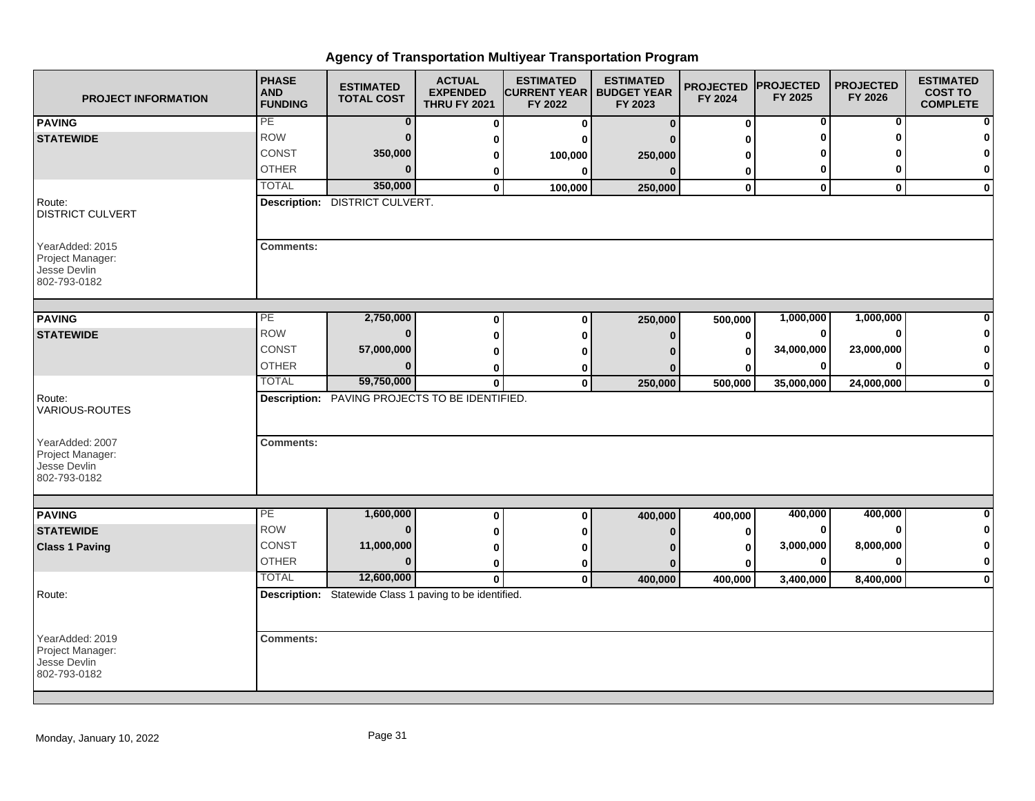# Agency of Transportation Multiyear Transportation Program

| PROJECT INFORMATION | PHASE AND FUNDING | ESTIMATED TOTAL COST | ACTUAL EXPENDED THRU FY 2021 | ESTIMATED CURRENT YEAR FY 2022 | ESTIMATED BUDGET YEAR FY 2023 | PROJECTED FY 2024 | PROJECTED FY 2025 | PROJECTED FY 2026 | ESTIMATED COST TO COMPLETE |
|---|---|---|---|---|---|---|---|---|---|
| **PAVING** | PE | 0 | 0 | 0 | 0 | 0 | 0 | 0 | 0 |
| **STATEWIDE** | ROW | 0 | 0 | 0 | 0 | 0 | 0 | 0 | 0 |
| | CONST | 350,000 | 0 | 100,000 | 250,000 | 0 | 0 | 0 | 0 |
| | OTHER | 0 | 0 | 0 | 0 | 0 | 0 | 0 | 0 |
| | TOTAL | 350,000 | 0 | 100,000 | 250,000 | 0 | 0 | 0 | 0 |
| Route: DISTRICT CULVERT | **Description:** DISTRICT CULVERT. | | | | | | | | |
| YearAdded: 2015<br>Project Manager:<br>Jesse Devlin<br>802-793-0182 | **Comments:** | | | | | | | | |
| **PAVING** | PE | 2,750,000 | 0 | 0 | 250,000 | 500,000 | 1,000,000 | 1,000,000 | 0 |
| **STATEWIDE** | ROW | 0 | 0 | 0 | 0 | 0 | 0 | 0 | 0 |
| | CONST | 57,000,000 | 0 | 0 | 0 | 0 | 34,000,000 | 23,000,000 | 0 |
| | OTHER | 0 | 0 | 0 | 0 | 0 | 0 | 0 | 0 |
| | TOTAL | 59,750,000 | 0 | 0 | 250,000 | 500,000 | 35,000,000 | 24,000,000 | 0 |
| Route: VARIOUS-ROUTES | **Description:** PAVING PROJECTS TO BE IDENTIFIED. | | | | | | | | |
| YearAdded: 2007<br>Project Manager:<br>Jesse Devlin<br>802-793-0182 | **Comments:** | | | | | | | | |
| **PAVING** | PE | 1,600,000 | 0 | 0 | 400,000 | 400,000 | 400,000 | 400,000 | 0 |
| **STATEWIDE** | ROW | 0 | 0 | 0 | 0 | 0 | 0 | 0 | 0 |
| **Class 1 Paving** | CONST | 11,000,000 | 0 | 0 | 0 | 0 | 3,000,000 | 8,000,000 | 0 |
| | OTHER | 0 | 0 | 0 | 0 | 0 | 0 | 0 | 0 |
| | TOTAL | 12,600,000 | 0 | 0 | 400,000 | 400,000 | 3,400,000 | 8,400,000 | 0 |
| Route: | **Description:** Statewide Class 1 paving to be identified. | | | | | | | | |
| YearAdded: 2019<br>Project Manager:<br>Jesse Devlin<br>802-793-0182 | **Comments:** | | | | | | | | |

Monday, January 10, 2022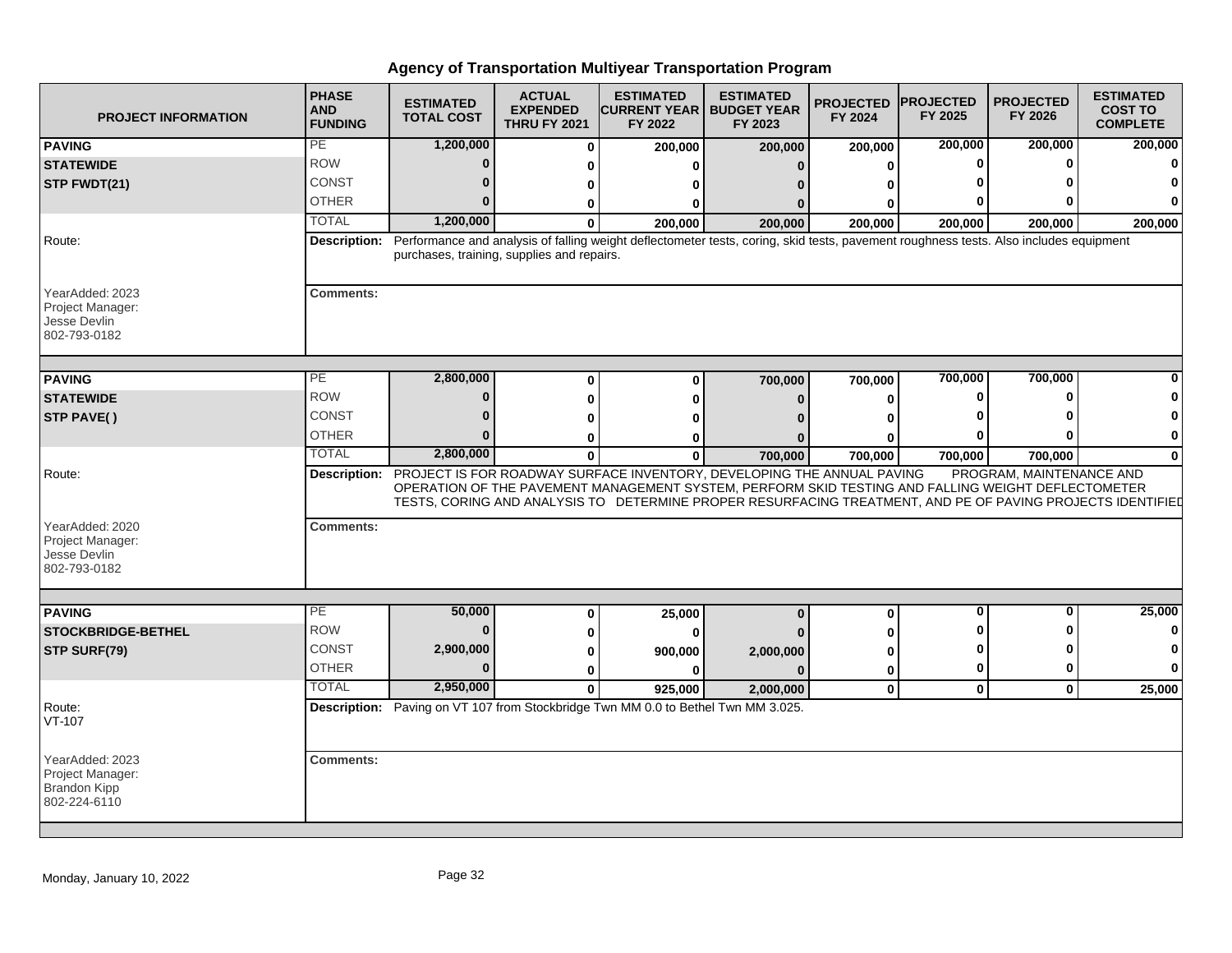## Agency of Transportation Multiyear Transportation Program

| PROJECT INFORMATION | PHASE AND FUNDING | ESTIMATED TOTAL COST | ACTUAL EXPENDED THRU FY 2021 | ESTIMATED CURRENT YEAR FY 2022 | ESTIMATED BUDGET YEAR FY 2023 | PROJECTED FY 2024 | PROJECTED FY 2025 | PROJECTED FY 2026 | ESTIMATED COST TO COMPLETE |
|---|---|---|---|---|---|---|---|---|---|
| **PAVING** | PE | 1,200,000 | 0 | 200,000 | 200,000 | 200,000 | 200,000 | 200,000 | 200,000 |
| **STATEWIDE** | ROW | 0 | 0 | 0 | 0 | 0 | 0 | 0 | 0 |
| **STP FWDT(21)** | CONST | 0 | 0 | 0 | 0 | 0 | 0 | 0 | 0 |
| | OTHER | 0 | 0 | 0 | 0 | 0 | 0 | 0 | 0 |
| | TOTAL | 1,200,000 | 0 | 200,000 | 200,000 | 200,000 | 200,000 | 200,000 | 200,000 |
| Route: | **Description:** | Performance and analysis of falling weight deflectometer tests, coring, skid tests, pavement roughness tests. Also includes equipment purchases, training, supplies and repairs. | | | | | | | |
| YearAdded: 2023<br>Project Manager:<br>Jesse Devlin<br>802-793-0182 | **Comments:** | | | | | | | | |
| **PAVING** | PE | 2,800,000 | 0 | 0 | 700,000 | 700,000 | 700,000 | 700,000 | 0 |
| **STATEWIDE** | ROW | 0 | 0 | 0 | 0 | 0 | 0 | 0 | 0 |
| **STP PAVE( )** | CONST | 0 | 0 | 0 | 0 | 0 | 0 | 0 | 0 |
| | OTHER | 0 | 0 | 0 | 0 | 0 | 0 | 0 | 0 |
| | TOTAL | 2,800,000 | 0 | 0 | 700,000 | 700,000 | 700,000 | 700,000 | 0 |
| Route: | **Description:** | PROJECT IS FOR ROADWAY SURFACE INVENTORY, DEVELOPING THE ANNUAL PAVING PROGRAM, MAINTENANCE AND OPERATION OF THE PAVEMENT MANAGEMENT SYSTEM, PERFORM SKID TESTING AND FALLING WEIGHT DEFLECTOMETER TESTS, CORING AND ANALYSIS TO DETERMINE PROPER RESURFACING TREATMENT, AND PE OF PAVING PROJECTS IDENTIFIED | | | | | | | |
| YearAdded: 2020<br>Project Manager:<br>Jesse Devlin<br>802-793-0182 | **Comments:** | | | | | | | | |
| **PAVING** | PE | 50,000 | 0 | 25,000 | 0 | 0 | 0 | 0 | 25,000 |
| **STOCKBRIDGE-BETHEL** | ROW | 0 | 0 | 0 | 0 | 0 | 0 | 0 | 0 |
| **STP SURF(79)** | CONST | 2,900,000 | 0 | 900,000 | 2,000,000 | 0 | 0 | 0 | 0 |
| | OTHER | 0 | 0 | 0 | 0 | 0 | 0 | 0 | 0 |
| | TOTAL | 2,950,000 | 0 | 925,000 | 2,000,000 | 0 | 0 | 0 | 25,000 |
| Route:<br>VT-107 | **Description:** | Paving on VT 107 from Stockbridge Twn MM 0.0 to Bethel Twn MM 3.025. | | | | | | | |
| YearAdded: 2023<br>Project Manager:<br>Brandon Kipp<br>802-224-6110 | **Comments:** | | | | | | | | |

Monday, January 10, 2022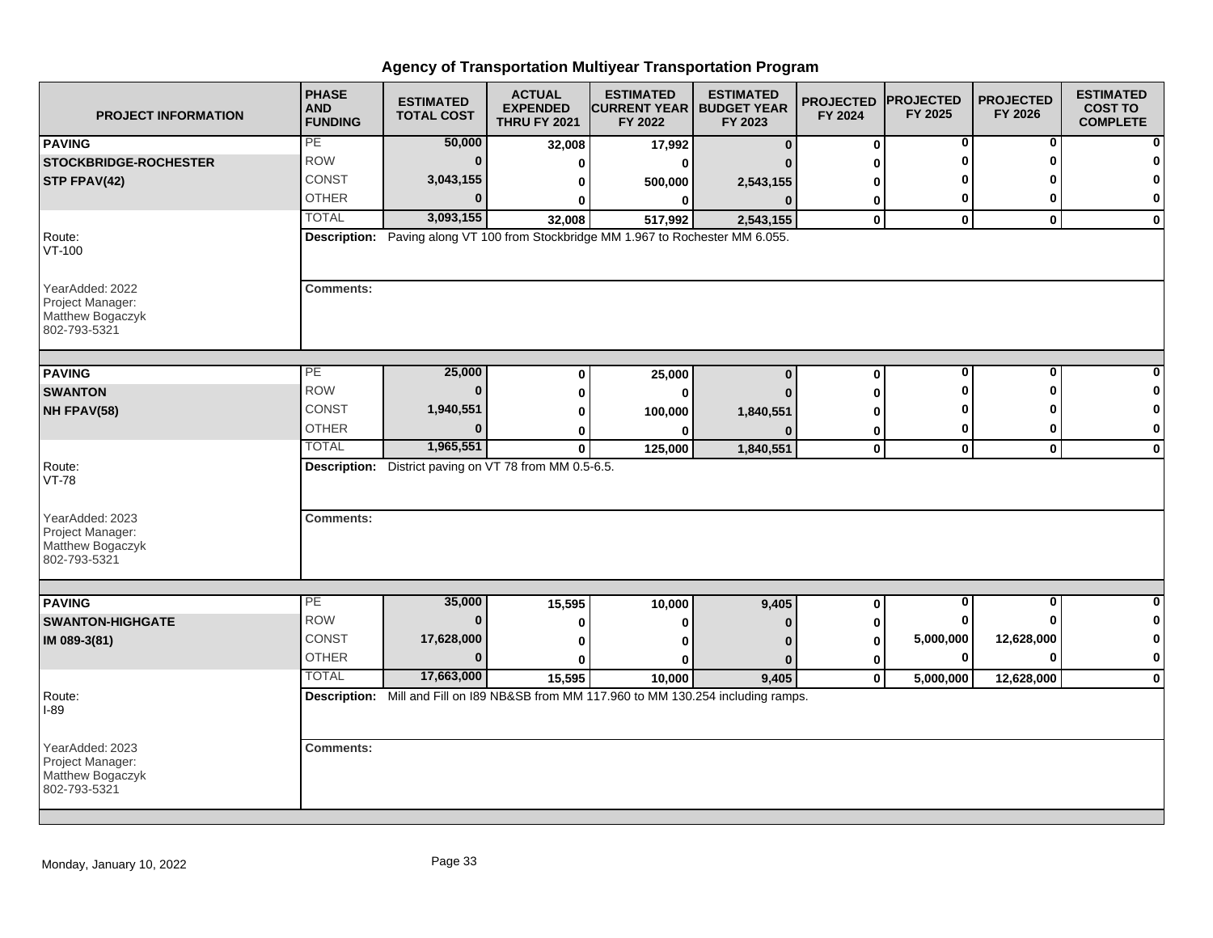# Agency of Transportation Multiyear Transportation Program

| PROJECT INFORMATION | PHASE AND FUNDING | ESTIMATED TOTAL COST | ACTUAL EXPENDED THRU FY 2021 | ESTIMATED CURRENT YEAR FY 2022 | ESTIMATED BUDGET YEAR FY 2023 | PROJECTED FY 2024 | PROJECTED FY 2025 | PROJECTED FY 2026 | ESTIMATED COST TO COMPLETE |
|---|---|---|---|---|---|---|---|---|---|
| **PAVING** | PE | **50,000** | **32,008** | **17,992** | **0** | **0** | **0** | **0** | **0** |
| **STOCKBRIDGE-ROCHESTER** | ROW | **0** | **0** | **0** | **0** | **0** | **0** | **0** | **0** |
| **STP FPAV(42)** | CONST | **3,043,155** | **0** | **500,000** | **2,543,155** | **0** | **0** | **0** | **0** |
| | OTHER | **0** | **0** | **0** | **0** | **0** | **0** | **0** | **0** |
| | TOTAL | **3,093,155** | **32,008** | **517,992** | **2,543,155** | **0** | **0** | **0** | **0** |
| Route: VT-100 | **Description:** Paving along VT 100 from Stockbridge MM 1.967 to Rochester MM 6.055. | | | | | | | | |
| YearAdded: 2022<br>Project Manager:<br>Matthew Bogaczyk<br>802-793-5321 | **Comments:** | | | | | | | | |
| **PAVING** | PE | **25,000** | **0** | **25,000** | **0** | **0** | **0** | **0** | **0** |
| **SWANTON** | ROW | **0** | **0** | **0** | **0** | **0** | **0** | **0** | **0** |
| **NH FPAV(58)** | CONST | **1,940,551** | **0** | **100,000** | **1,840,551** | **0** | **0** | **0** | **0** |
| | OTHER | **0** | **0** | **0** | **0** | **0** | **0** | **0** | **0** |
| | TOTAL | **1,965,551** | **0** | **125,000** | **1,840,551** | **0** | **0** | **0** | **0** |
| Route: VT-78 | **Description:** District paving on VT 78 from MM 0.5-6.5. | | | | | | | | |
| YearAdded: 2023<br>Project Manager:<br>Matthew Bogaczyk<br>802-793-5321 | **Comments:** | | | | | | | | |
| **PAVING** | PE | **35,000** | **15,595** | **10,000** | **9,405** | **0** | **0** | **0** | **0** |
| **SWANTON-HIGHGATE** | ROW | **0** | **0** | **0** | **0** | **0** | **0** | **0** | **0** |
| **IM 089-3(81)** | CONST | **17,628,000** | **0** | **0** | **0** | **0** | **5,000,000** | **12,628,000** | **0** |
| | OTHER | **0** | **0** | **0** | **0** | **0** | **0** | **0** | **0** |
| | TOTAL | **17,663,000** | **15,595** | **10,000** | **9,405** | **0** | **5,000,000** | **12,628,000** | **0** |
| Route: I-89 | **Description:** Mill and Fill on I89 NB&SB from MM 117.960 to MM 130.254 including ramps. | | | | | | | | |
| YearAdded: 2023<br>Project Manager:<br>Matthew Bogaczyk<br>802-793-5321 | **Comments:** | | | | | | | | |

Monday, January 10, 2022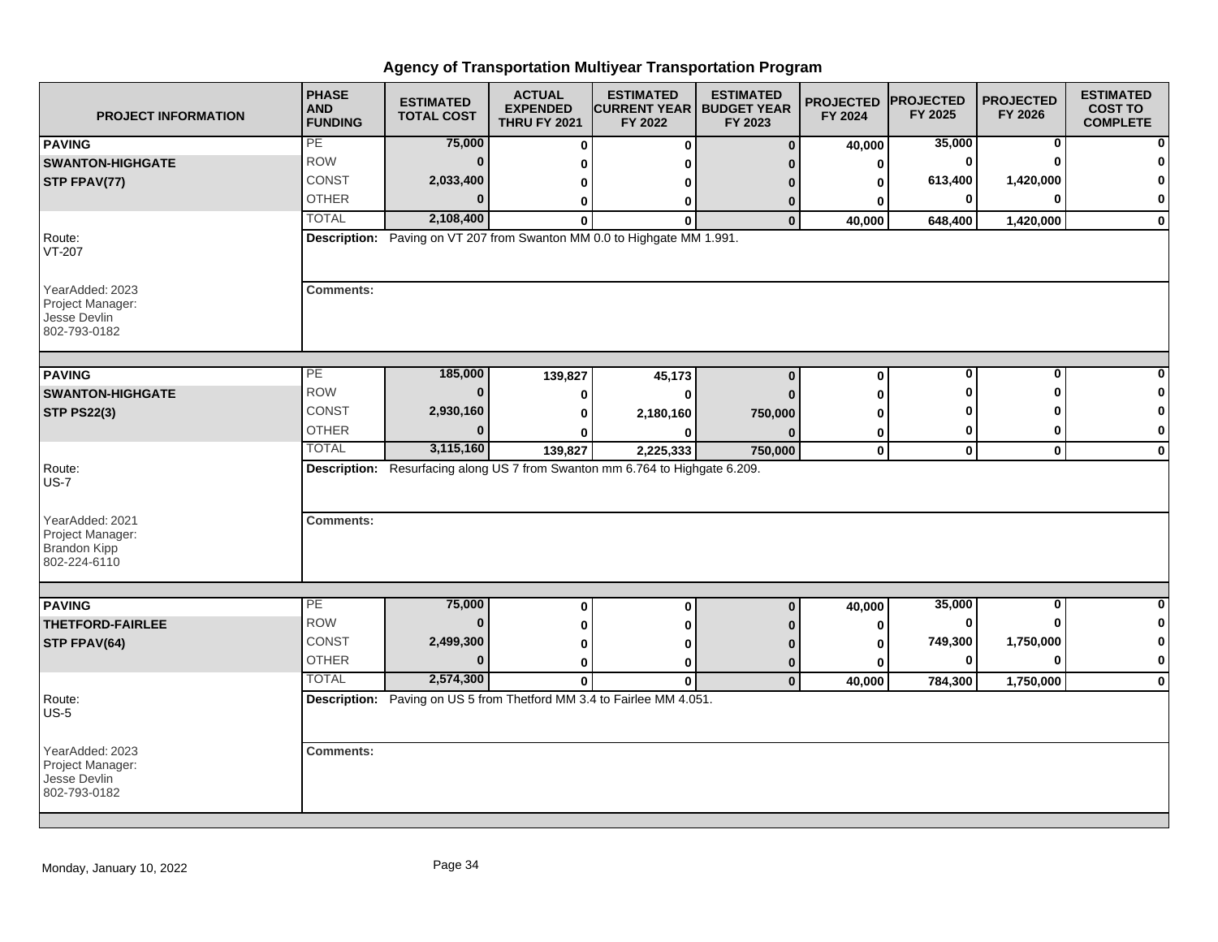# Agency of Transportation Multiyear Transportation Program

| PROJECT INFORMATION | PHASE AND FUNDING | ESTIMATED TOTAL COST | ACTUAL EXPENDED THRU FY 2021 | ESTIMATED CURRENT YEAR FY 2022 | ESTIMATED BUDGET YEAR FY 2023 | PROJECTED FY 2024 | PROJECTED FY 2025 | PROJECTED FY 2026 | ESTIMATED COST TO COMPLETE |
|---|---|---|---|---|---|---|---|---|---|
| **PAVING** | PE | 75,000 | 0 | 0 | 0 | 40,000 | 35,000 | 0 | 0 |
| **SWANTON-HIGHGATE** | ROW | 0 | 0 | 0 | 0 | 0 | 0 | 0 | 0 |
| **STP FPAV(77)** | CONST | 2,033,400 | 0 | 0 | 0 | 0 | 613,400 | 1,420,000 | 0 |
| | OTHER | 0 | 0 | 0 | 0 | 0 | 0 | 0 | 0 |
| | TOTAL | 2,108,400 | 0 | 0 | 0 | 40,000 | 648,400 | 1,420,000 | 0 |

Route: VT-207

**Description:** Paving on VT 207 from Swanton MM 0.0 to Highgate MM 1.991.

YearAdded: 2023
Project Manager: Jesse Devlin
802-793-0182

**Comments:**

| PROJECT INFORMATION | PHASE AND FUNDING | ESTIMATED TOTAL COST | ACTUAL EXPENDED THRU FY 2021 | ESTIMATED CURRENT YEAR FY 2022 | ESTIMATED BUDGET YEAR FY 2023 | PROJECTED FY 2024 | PROJECTED FY 2025 | PROJECTED FY 2026 | ESTIMATED COST TO COMPLETE |
|---|---|---|---|---|---|---|---|---|---|
| **PAVING** | PE | 185,000 | 139,827 | 45,173 | 0 | 0 | 0 | 0 | 0 |
| **SWANTON-HIGHGATE** | ROW | 0 | 0 | 0 | 0 | 0 | 0 | 0 | 0 |
| **STP PS22(3)** | CONST | 2,930,160 | 0 | 2,180,160 | 750,000 | 0 | 0 | 0 | 0 |
| | OTHER | 0 | 0 | 0 | 0 | 0 | 0 | 0 | 0 |
| | TOTAL | 3,115,160 | 139,827 | 2,225,333 | 750,000 | 0 | 0 | 0 | 0 |

Route: US-7

**Description:** Resurfacing along US 7 from Swanton mm 6.764 to Highgate 6.209.

YearAdded: 2021
Project Manager: Brandon Kipp
802-224-6110

**Comments:**

| PROJECT INFORMATION | PHASE AND FUNDING | ESTIMATED TOTAL COST | ACTUAL EXPENDED THRU FY 2021 | ESTIMATED CURRENT YEAR FY 2022 | ESTIMATED BUDGET YEAR FY 2023 | PROJECTED FY 2024 | PROJECTED FY 2025 | PROJECTED FY 2026 | ESTIMATED COST TO COMPLETE |
|---|---|---|---|---|---|---|---|---|---|
| **PAVING** | PE | 75,000 | 0 | 0 | 0 | 40,000 | 35,000 | 0 | 0 |
| **THETFORD-FAIRLEE** | ROW | 0 | 0 | 0 | 0 | 0 | 0 | 0 | 0 |
| **STP FPAV(64)** | CONST | 2,499,300 | 0 | 0 | 0 | 0 | 749,300 | 1,750,000 | 0 |
| | OTHER | 0 | 0 | 0 | 0 | 0 | 0 | 0 | 0 |
| | TOTAL | 2,574,300 | 0 | 0 | 0 | 40,000 | 784,300 | 1,750,000 | 0 |

Route: US-5

**Description:** Paving on US 5 from Thetford MM 3.4 to Fairlee MM 4.051.

YearAdded: 2023
Project Manager: Jesse Devlin
802-793-0182

**Comments:**

Monday, January 10, 2022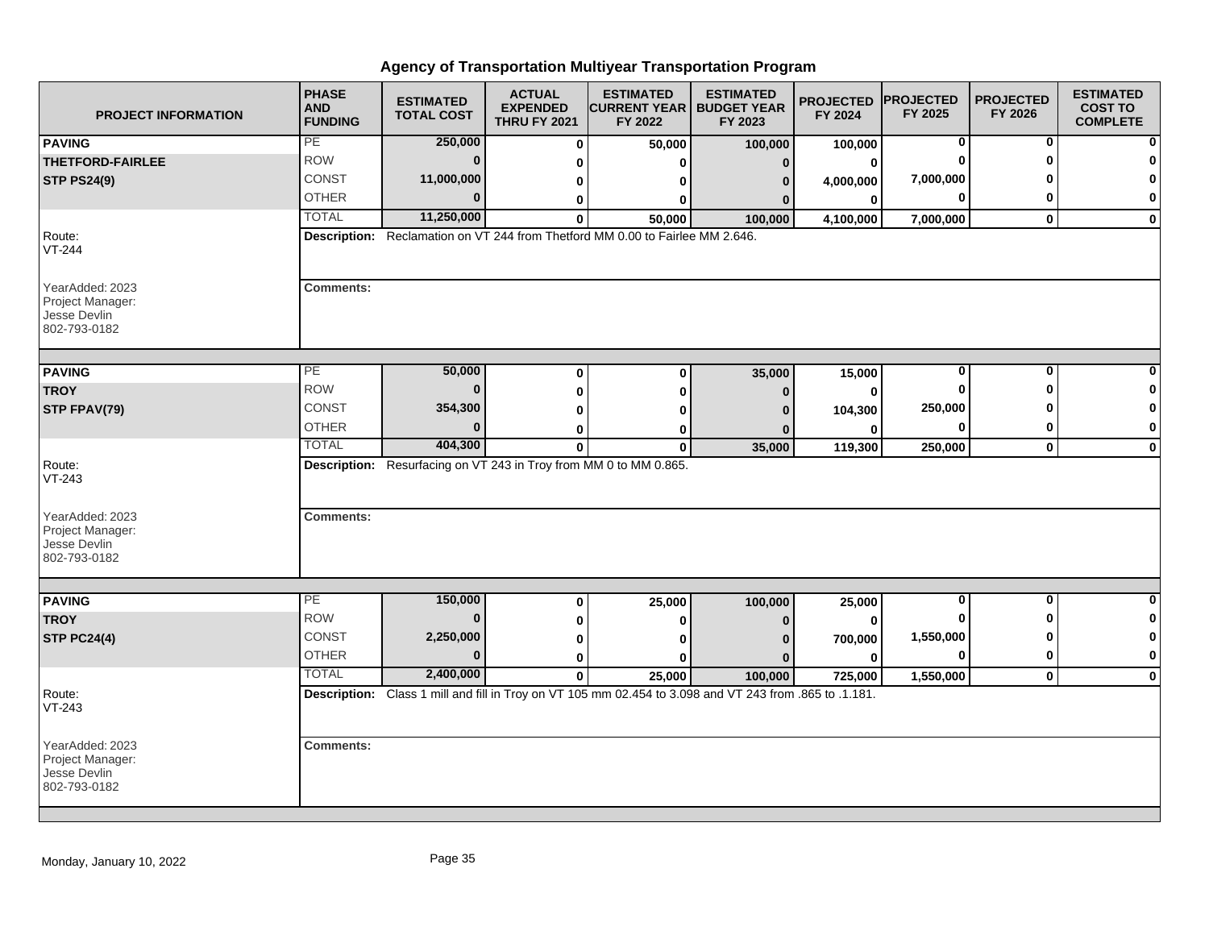# Agency of Transportation Multiyear Transportation Program

| PROJECT INFORMATION | PHASE AND FUNDING | ESTIMATED TOTAL COST | ACTUAL EXPENDED THRU FY 2021 | ESTIMATED CURRENT YEAR FY 2022 | ESTIMATED BUDGET YEAR FY 2023 | PROJECTED FY 2024 | PROJECTED FY 2025 | PROJECTED FY 2026 | ESTIMATED COST TO COMPLETE |
|---|---|---|---|---|---|---|---|---|---|
| **PAVING** | PE | 250,000 | 0 | 50,000 | 100,000 | 100,000 | 0 | 0 | 0 |
| **THETFORD-FAIRLEE** | ROW | 0 | 0 | 0 | 0 | 0 | 0 | 0 | 0 |
| **STP PS24(9)** | CONST | 11,000,000 | 0 | 0 | 0 | 4,000,000 | 7,000,000 | 0 | 0 |
| | OTHER | 0 | 0 | 0 | 0 | 0 | 0 | 0 | 0 |
| | TOTAL | 11,250,000 | 0 | 50,000 | 100,000 | 4,100,000 | 7,000,000 | 0 | 0 |
| Route: VT-244 | **Description:** Reclamation on VT 244 from Thetford MM 0.00 to Fairlee MM 2.646. | | | | | | | | |
| YearAdded: 2023 Project Manager: Jesse Devlin 802-793-0182 | **Comments:** | | | | | | | | |
| **PAVING** | PE | 50,000 | 0 | 0 | 35,000 | 15,000 | 0 | 0 | 0 |
| **TROY** | ROW | 0 | 0 | 0 | 0 | 0 | 0 | 0 | 0 |
| **STP FPAV(79)** | CONST | 354,300 | 0 | 0 | 0 | 104,300 | 250,000 | 0 | 0 |
| | OTHER | 0 | 0 | 0 | 0 | 0 | 0 | 0 | 0 |
| | TOTAL | 404,300 | 0 | 0 | 35,000 | 119,300 | 250,000 | 0 | 0 |
| Route: VT-243 | **Description:** Resurfacing on VT 243 in Troy from MM 0 to MM 0.865. | | | | | | | | |
| YearAdded: 2023 Project Manager: Jesse Devlin 802-793-0182 | **Comments:** | | | | | | | | |
| **PAVING** | PE | 150,000 | 0 | 25,000 | 100,000 | 25,000 | 0 | 0 | 0 |
| **TROY** | ROW | 0 | 0 | 0 | 0 | 0 | 0 | 0 | 0 |
| **STP PC24(4)** | CONST | 2,250,000 | 0 | 0 | 0 | 700,000 | 1,550,000 | 0 | 0 |
| | OTHER | 0 | 0 | 0 | 0 | 0 | 0 | 0 | 0 |
| | TOTAL | 2,400,000 | 0 | 25,000 | 100,000 | 725,000 | 1,550,000 | 0 | 0 |
| Route: VT-243 | **Description:** Class 1 mill and fill in Troy on VT 105 mm 02.454 to 3.098 and VT 243 from .865 to .1.181. | | | | | | | | |
| YearAdded: 2023 Project Manager: Jesse Devlin 802-793-0182 | **Comments:** | | | | | | | | |

Monday, January 10, 2022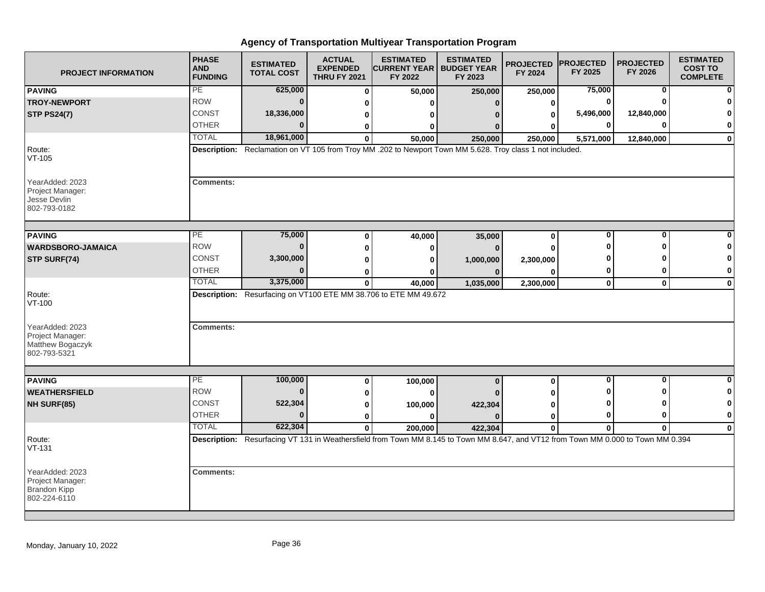# Agency of Transportation Multiyear Transportation Program

| PROJECT INFORMATION | PHASE AND FUNDING | ESTIMATED TOTAL COST | ACTUAL EXPENDED THRU FY 2021 | ESTIMATED CURRENT YEAR FY 2022 | ESTIMATED BUDGET YEAR FY 2023 | PROJECTED FY 2024 | PROJECTED FY 2025 | PROJECTED FY 2026 | ESTIMATED COST TO COMPLETE |
|---|---|---|---|---|---|---|---|---|---|
| **PAVING** | PE | 625,000 | 0 | 50,000 | 250,000 | 250,000 | 75,000 | 0 | 0 |
| **TROY-NEWPORT** | ROW | 0 | 0 | 0 | 0 | 0 | 0 | 0 | 0 |
| **STP PS24(7)** | CONST | 18,336,000 | 0 | 0 | 0 | 0 | 5,496,000 | 12,840,000 | 0 |
| | OTHER | 0 | 0 | 0 | 0 | 0 | 0 | 0 | 0 |
| | TOTAL | 18,961,000 | 0 | 50,000 | 250,000 | 250,000 | 5,571,000 | 12,840,000 | 0 |

Route: VT-105

**Description:** Reclamation on VT 105 from Troy MM .202 to Newport Town MM 5.628. Troy class 1 not included.

YearAdded: 2023
Project Manager: Jesse Devlin
802-793-0182

**Comments:**

| PROJECT INFORMATION | PHASE AND FUNDING | ESTIMATED TOTAL COST | ACTUAL EXPENDED THRU FY 2021 | ESTIMATED CURRENT YEAR FY 2022 | ESTIMATED BUDGET YEAR FY 2023 | PROJECTED FY 2024 | PROJECTED FY 2025 | PROJECTED FY 2026 | ESTIMATED COST TO COMPLETE |
|---|---|---|---|---|---|---|---|---|---|
| **PAVING** | PE | 75,000 | 0 | 40,000 | 35,000 | 0 | 0 | 0 | 0 |
| **WARDSBORO-JAMAICA** | ROW | 0 | 0 | 0 | 0 | 0 | 0 | 0 | 0 |
| **STP SURF(74)** | CONST | 3,300,000 | 0 | 0 | 1,000,000 | 2,300,000 | 0 | 0 | 0 |
| | OTHER | 0 | 0 | 0 | 0 | 0 | 0 | 0 | 0 |
| | TOTAL | 3,375,000 | 0 | 40,000 | 1,035,000 | 2,300,000 | 0 | 0 | 0 |

Route: VT-100

**Description:** Resurfacing on VT100 ETE MM 38.706 to ETE MM 49.672

YearAdded: 2023
Project Manager: Matthew Bogaczyk
802-793-5321

**Comments:**

| PROJECT INFORMATION | PHASE AND FUNDING | ESTIMATED TOTAL COST | ACTUAL EXPENDED THRU FY 2021 | ESTIMATED CURRENT YEAR FY 2022 | ESTIMATED BUDGET YEAR FY 2023 | PROJECTED FY 2024 | PROJECTED FY 2025 | PROJECTED FY 2026 | ESTIMATED COST TO COMPLETE |
|---|---|---|---|---|---|---|---|---|---|
| **PAVING** | PE | 100,000 | 0 | 100,000 | 0 | 0 | 0 | 0 | 0 |
| **WEATHERSFIELD** | ROW | 0 | 0 | 0 | 0 | 0 | 0 | 0 | 0 |
| **NH SURF(85)** | CONST | 522,304 | 0 | 100,000 | 422,304 | 0 | 0 | 0 | 0 |
| | OTHER | 0 | 0 | 0 | 0 | 0 | 0 | 0 | 0 |
| | TOTAL | 622,304 | 0 | 200,000 | 422,304 | 0 | 0 | 0 | 0 |

Route: VT-131

**Description:** Resurfacing VT 131 in Weathersfield from Town MM 8.145 to Town MM 8.647, and VT12 from Town MM 0.000 to Town MM 0.394

YearAdded: 2023
Project Manager: Brandon Kipp
802-224-6110

**Comments:**

Monday, January 10, 2022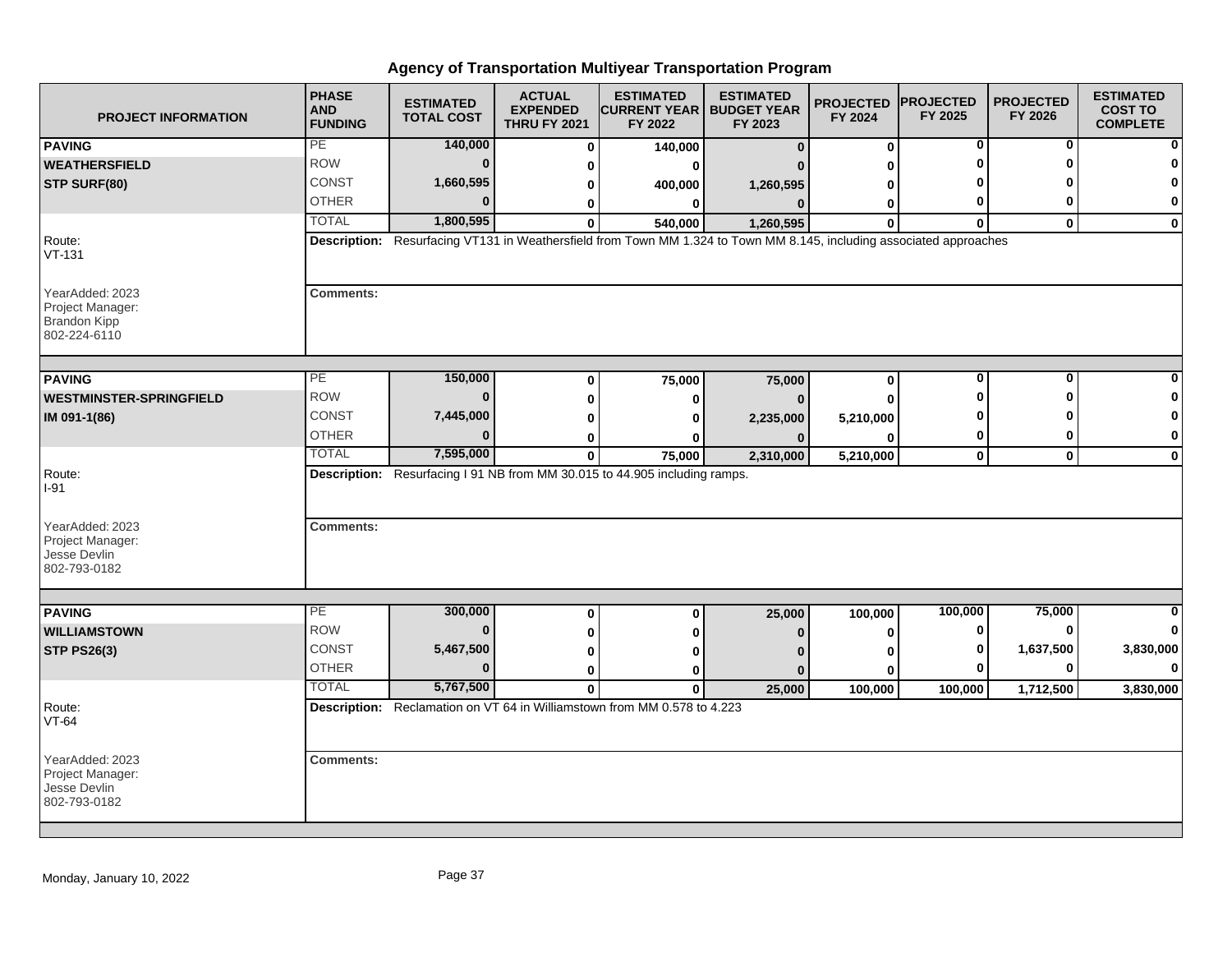# Agency of Transportation Multiyear Transportation Program

| PROJECT INFORMATION | PHASE AND FUNDING | ESTIMATED TOTAL COST | ACTUAL EXPENDED THRU FY 2021 | ESTIMATED CURRENT YEAR FY 2022 | ESTIMATED BUDGET YEAR FY 2023 | PROJECTED FY 2024 | PROJECTED FY 2025 | PROJECTED FY 2026 | ESTIMATED COST TO COMPLETE |
|---|---|---|---|---|---|---|---|---|---|
| **PAVING** | PE | 140,000 | 0 | 140,000 | 0 | 0 | 0 | 0 | 0 |
| **WEATHERSFIELD** | ROW | 0 | 0 | 0 | 0 | 0 | 0 | 0 | 0 |
| **STP SURF(80)** | CONST | 1,660,595 | 0 | 400,000 | 1,260,595 | 0 | 0 | 0 | 0 |
| | OTHER | 0 | 0 | 0 | 0 | 0 | 0 | 0 | 0 |
| | TOTAL | 1,800,595 | 0 | 540,000 | 1,260,595 | 0 | 0 | 0 | 0 |
| Route: VT-131 | **Description:** Resurfacing VT131 in Weathersfield from Town MM 1.324 to Town MM 8.145, including associated approaches | | | | | | | | |
| YearAdded: 2023<br>Project Manager:<br>Brandon Kipp<br>802-224-6110 | **Comments:** | | | | | | | | |
| **PAVING** | PE | 150,000 | 0 | 75,000 | 75,000 | 0 | 0 | 0 | 0 |
| **WESTMINSTER-SPRINGFIELD** | ROW | 0 | 0 | 0 | 0 | 0 | 0 | 0 | 0 |
| **IM 091-1(86)** | CONST | 7,445,000 | 0 | 0 | 2,235,000 | 5,210,000 | 0 | 0 | 0 |
| | OTHER | 0 | 0 | 0 | 0 | 0 | 0 | 0 | 0 |
| | TOTAL | 7,595,000 | 0 | 75,000 | 2,310,000 | 5,210,000 | 0 | 0 | 0 |
| Route: I-91 | **Description:** Resurfacing I 91 NB from MM 30.015 to 44.905 including ramps. | | | | | | | | |
| YearAdded: 2023<br>Project Manager:<br>Jesse Devlin<br>802-793-0182 | **Comments:** | | | | | | | | |
| **PAVING** | PE | 300,000 | 0 | 0 | 25,000 | 100,000 | 100,000 | 75,000 | 0 |
| **WILLIAMSTOWN** | ROW | 0 | 0 | 0 | 0 | 0 | 0 | 0 | 0 |
| **STP PS26(3)** | CONST | 5,467,500 | 0 | 0 | 0 | 0 | 0 | 1,637,500 | 3,830,000 |
| | OTHER | 0 | 0 | 0 | 0 | 0 | 0 | 0 | 0 |
| | TOTAL | 5,767,500 | 0 | 0 | 25,000 | 100,000 | 100,000 | 1,712,500 | 3,830,000 |
| Route: VT-64 | **Description:** Reclamation on VT 64 in Williamstown from MM 0.578 to 4.223 | | | | | | | | |
| YearAdded: 2023<br>Project Manager:<br>Jesse Devlin<br>802-793-0182 | **Comments:** | | | | | | | | |

Monday, January 10, 2022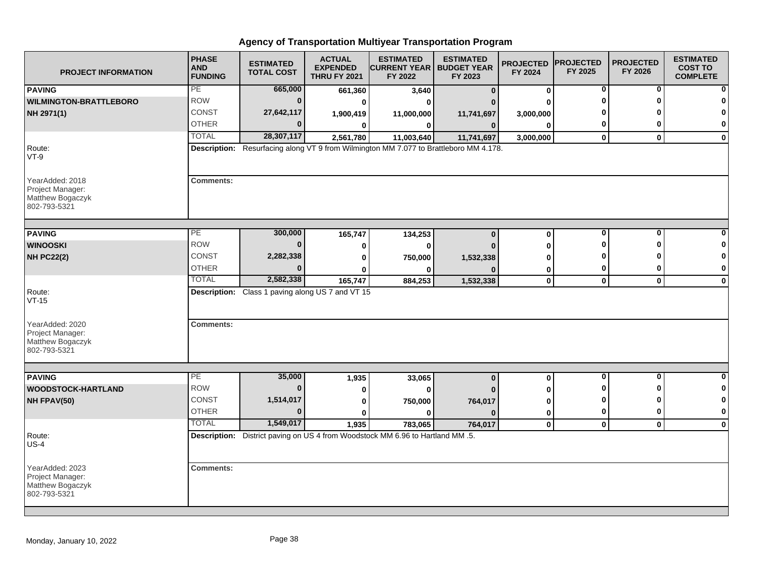# Agency of Transportation Multiyear Transportation Program

| PROJECT INFORMATION | PHASE AND FUNDING | ESTIMATED TOTAL COST | ACTUAL EXPENDED THRU FY 2021 | ESTIMATED CURRENT YEAR FY 2022 | ESTIMATED BUDGET YEAR FY 2023 | PROJECTED FY 2024 | PROJECTED FY 2025 | PROJECTED FY 2026 | ESTIMATED COST TO COMPLETE |
|---|---|---|---|---|---|---|---|---|---|
| **PAVING** | PE | 665,000 | 661,360 | 3,640 | 0 | 0 | 0 | 0 | 0 |
| **WILMINGTON-BRATTLEBORO** | ROW | 0 | 0 | 0 | 0 | 0 | 0 | 0 | 0 |
| **NH 2971(1)** | CONST | 27,642,117 | 1,900,419 | 11,000,000 | 11,741,697 | 3,000,000 | 0 | 0 | 0 |
| | OTHER | 0 | 0 | 0 | 0 | 0 | 0 | 0 | 0 |
| | TOTAL | 28,307,117 | 2,561,780 | 11,003,640 | 11,741,697 | 3,000,000 | 0 | 0 | 0 |

Route: VT-9

**Description:** Resurfacing along VT 9 from Wilmington MM 7.077 to Brattleboro MM 4.178.

YearAdded: 2018
Project Manager: Matthew Bogaczyk 802-793-5321

**Comments:**

| PROJECT INFORMATION | PHASE AND FUNDING | ESTIMATED TOTAL COST | ACTUAL EXPENDED THRU FY 2021 | ESTIMATED CURRENT YEAR FY 2022 | ESTIMATED BUDGET YEAR FY 2023 | PROJECTED FY 2024 | PROJECTED FY 2025 | PROJECTED FY 2026 | ESTIMATED COST TO COMPLETE |
|---|---|---|---|---|---|---|---|---|---|
| **PAVING** | PE | 300,000 | 165,747 | 134,253 | 0 | 0 | 0 | 0 | 0 |
| **WINOOSKI** | ROW | 0 | 0 | 0 | 0 | 0 | 0 | 0 | 0 |
| **NH PC22(2)** | CONST | 2,282,338 | 0 | 750,000 | 1,532,338 | 0 | 0 | 0 | 0 |
| | OTHER | 0 | 0 | 0 | 0 | 0 | 0 | 0 | 0 |
| | TOTAL | 2,582,338 | 165,747 | 884,253 | 1,532,338 | 0 | 0 | 0 | 0 |

Route: VT-15

**Description:** Class 1 paving along US 7 and VT 15

YearAdded: 2020
Project Manager: Matthew Bogaczyk 802-793-5321

**Comments:**

| PROJECT INFORMATION | PHASE AND FUNDING | ESTIMATED TOTAL COST | ACTUAL EXPENDED THRU FY 2021 | ESTIMATED CURRENT YEAR FY 2022 | ESTIMATED BUDGET YEAR FY 2023 | PROJECTED FY 2024 | PROJECTED FY 2025 | PROJECTED FY 2026 | ESTIMATED COST TO COMPLETE |
|---|---|---|---|---|---|---|---|---|---|
| **PAVING** | PE | 35,000 | 1,935 | 33,065 | 0 | 0 | 0 | 0 | 0 |
| **WOODSTOCK-HARTLAND** | ROW | 0 | 0 | 0 | 0 | 0 | 0 | 0 | 0 |
| **NH FPAV(50)** | CONST | 1,514,017 | 0 | 750,000 | 764,017 | 0 | 0 | 0 | 0 |
| | OTHER | 0 | 0 | 0 | 0 | 0 | 0 | 0 | 0 |
| | TOTAL | 1,549,017 | 1,935 | 783,065 | 764,017 | 0 | 0 | 0 | 0 |

Route: US-4

**Description:** District paving on US 4 from Woodstock MM 6.96 to Hartland MM .5.

YearAdded: 2023
Project Manager: Matthew Bogaczyk 802-793-5321

**Comments:**

Monday, January 10, 2022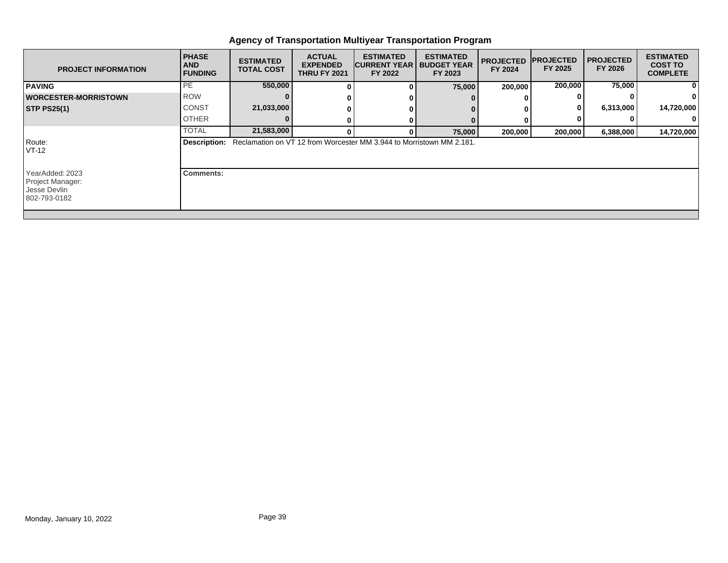# Agency of Transportation Multiyear Transportation Program

| PROJECT INFORMATION | PHASE AND FUNDING | ESTIMATED TOTAL COST | ACTUAL EXPENDED THRU FY 2021 | ESTIMATED CURRENT YEAR FY 2022 | ESTIMATED BUDGET YEAR FY 2023 | PROJECTED FY 2024 | PROJECTED FY 2025 | PROJECTED FY 2026 | ESTIMATED COST TO COMPLETE |
|---|---|---|---|---|---|---|---|---|---|
| **PAVING** | PE | 550,000 | 0 | 0 | 75,000 | 200,000 | 200,000 | 75,000 | 0 |
| **WORCESTER-MORRISTOWN** | ROW | 0 | 0 | 0 | 0 | 0 | 0 | 0 | 0 |
| **STP PS25(1)** | CONST | 21,033,000 | 0 | 0 | 0 | 0 | 0 | 6,313,000 | 14,720,000 |
| | OTHER | 0 | 0 | 0 | 0 | 0 | 0 | 0 | 0 |
| | TOTAL | 21,583,000 | 0 | 0 | 75,000 | 200,000 | 200,000 | 6,388,000 | 14,720,000 |
| Route: VT-12 | **Description:** Reclamation on VT 12 from Worcester MM 3.944 to Morristown MM 2.181. | | | | | | | | |
| YearAdded: 2023<br>Project Manager:<br>Jesse Devlin<br>802-793-0182 | **Comments:** | | | | | | | | |

Monday, January 10, 2022